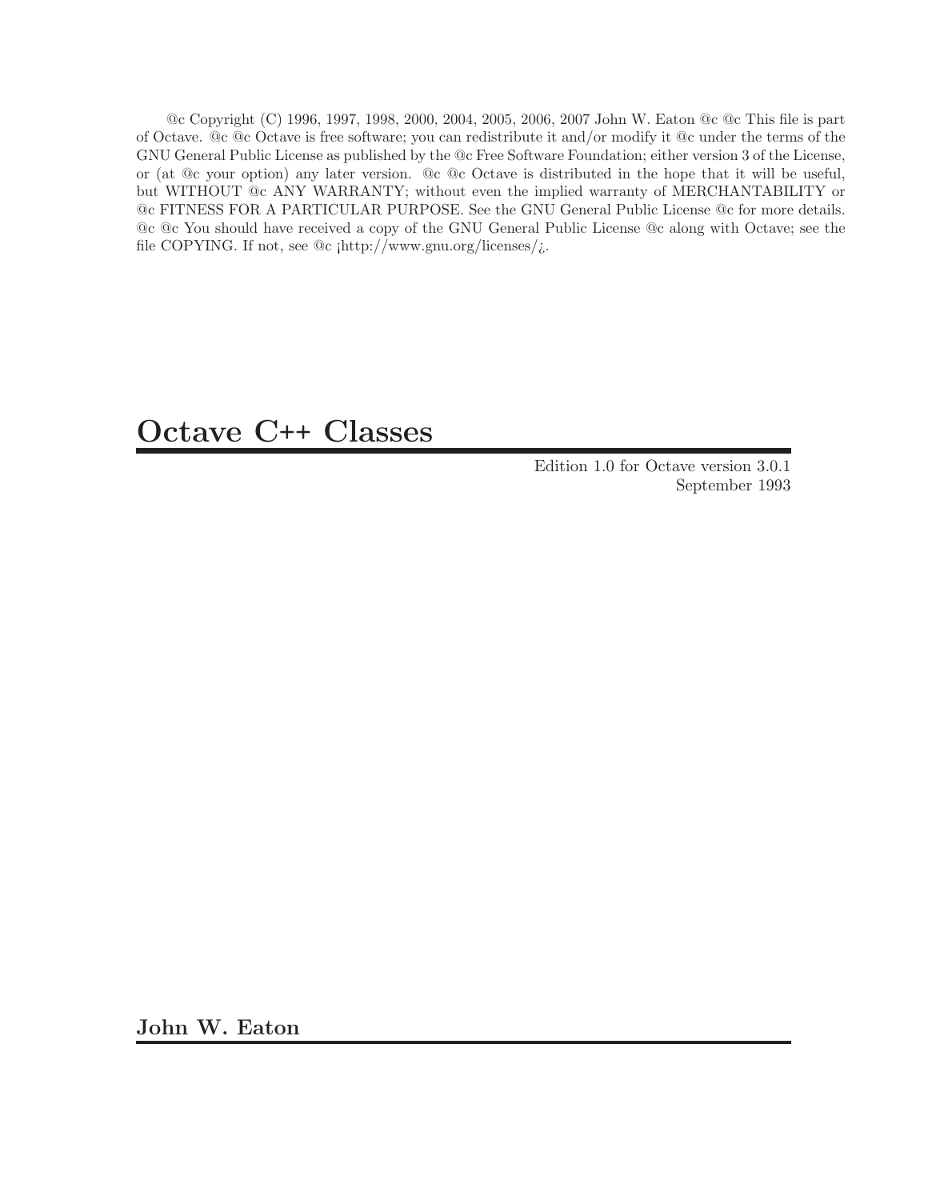@c Copyright (C) 1996, 1997, 1998, 2000, 2004, 2005, 2006, 2007 John W. Eaton @c @c This file is part of Octave. @c @c Octave is free software; you can redistribute it and/or modify it @c under the terms of the GNU General Public License as published by the @c Free Software Foundation; either version 3 of the License, or (at @c your option) any later version. @c @c Octave is distributed in the hope that it will be useful, but WITHOUT @c ANY WARRANTY; without even the implied warranty of MERCHANTABILITY or @c FITNESS FOR A PARTICULAR PURPOSE. See the GNU General Public License @c for more details. @c @c You should have received a copy of the GNU General Public License @c along with Octave; see the file COPYING. If not, see @c ¡http://www.gnu.org/licenses/¿.

# Octave C++ Classes

Edition 1.0 for Octave version 3.0.1
September 1993

**John W. Eaton**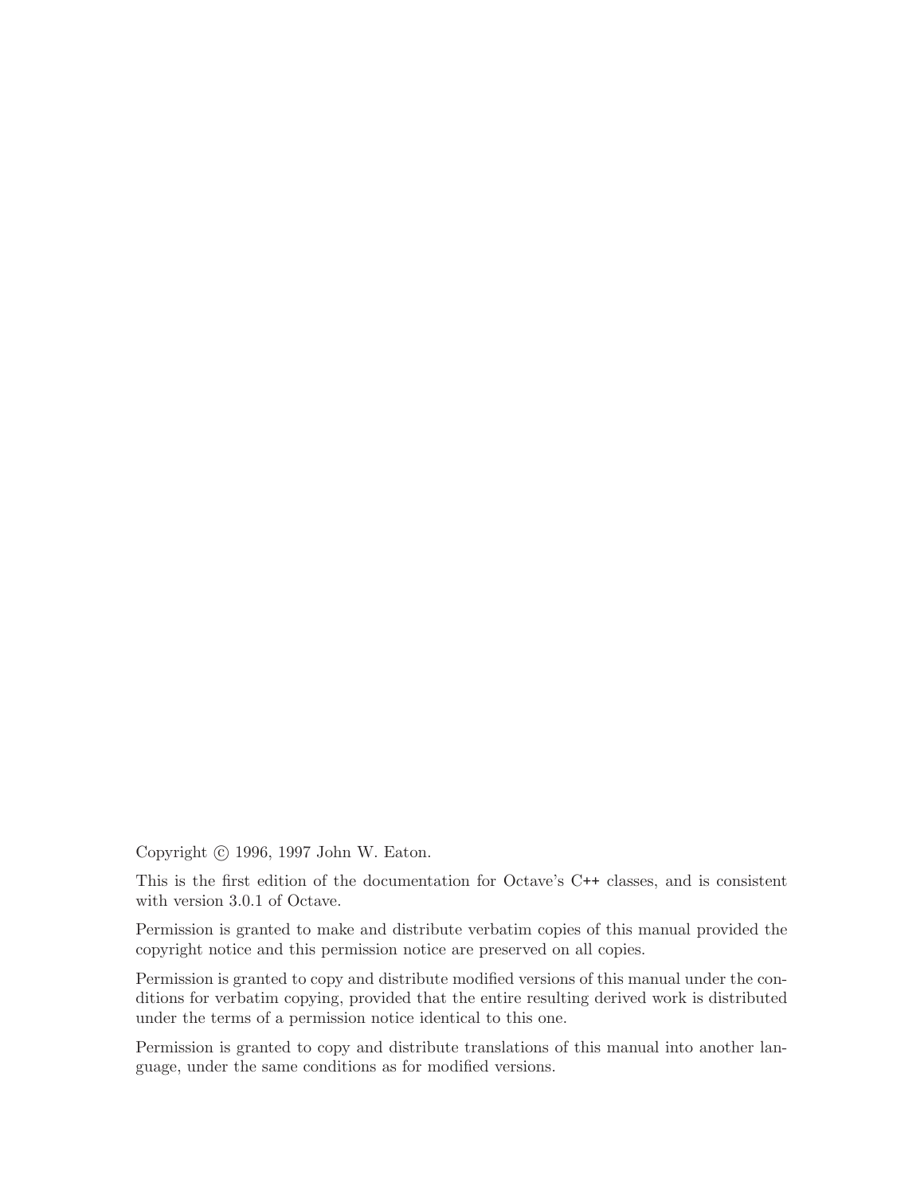Copyright © 1996, 1997 John W. Eaton.

This is the first edition of the documentation for Octave's C++ classes, and is consistent with version 3.0.1 of Octave.

Permission is granted to make and distribute verbatim copies of this manual provided the copyright notice and this permission notice are preserved on all copies.

Permission is granted to copy and distribute modified versions of this manual under the conditions for verbatim copying, provided that the entire resulting derived work is distributed under the terms of a permission notice identical to this one.

Permission is granted to copy and distribute translations of this manual into another language, under the same conditions as for modified versions.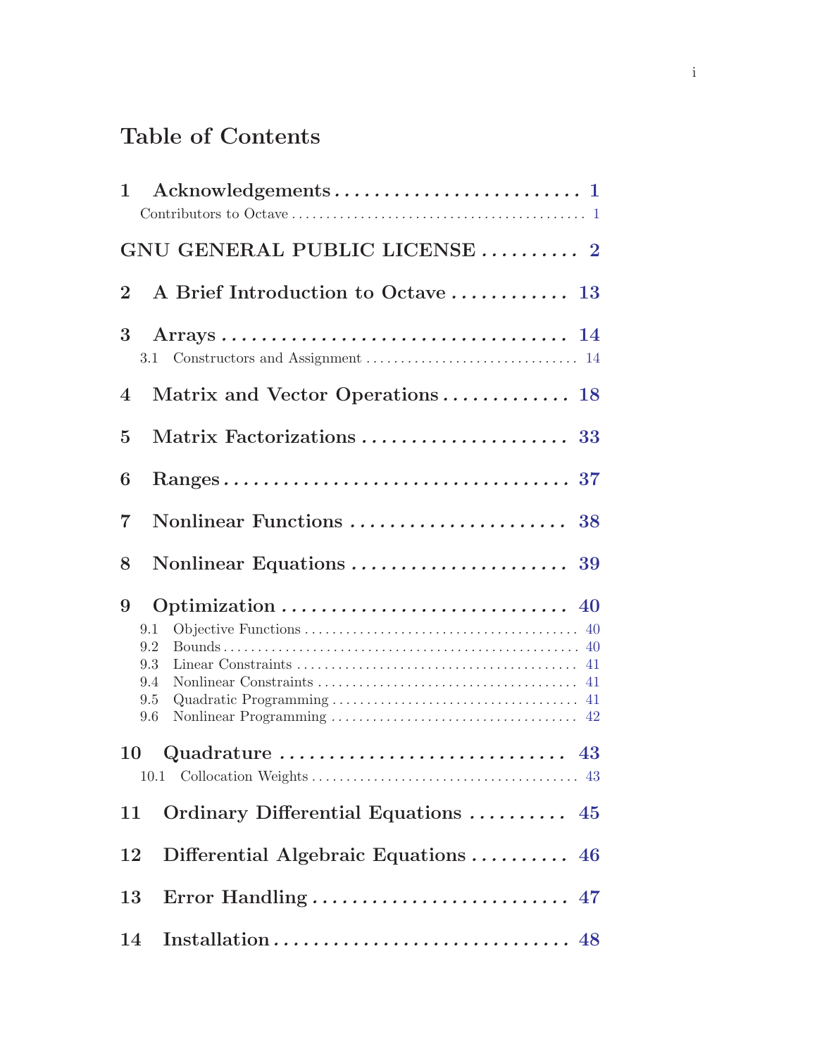# Table of Contents

- **1 Acknowledgements** ........ **1**
  - Contributors to Octave ........ 1
- **GNU GENERAL PUBLIC LICENSE** ........ **2**
- **2 A Brief Introduction to Octave** ........ **13**
- **3 Arrays** ........ **14**
  - 3.1 Constructors and Assignment ........ 14
- **4 Matrix and Vector Operations** ........ **18**
- **5 Matrix Factorizations** ........ **33**
- **6 Ranges** ........ **37**
- **7 Nonlinear Functions** ........ **38**
- **8 Nonlinear Equations** ........ **39**
- **9 Optimization** ........ **40**
  - 9.1 Objective Functions ........ 40
  - 9.2 Bounds ........ 40
  - 9.3 Linear Constraints ........ 41
  - 9.4 Nonlinear Constraints ........ 41
  - 9.5 Quadratic Programming ........ 41
  - 9.6 Nonlinear Programming ........ 42
- **10 Quadrature** ........ **43**
  - 10.1 Collocation Weights ........ 43
- **11 Ordinary Differential Equations** ........ **45**
- **12 Differential Algebraic Equations** ........ **46**
- **13 Error Handling** ........ **47**
- **14 Installation** ........ **48**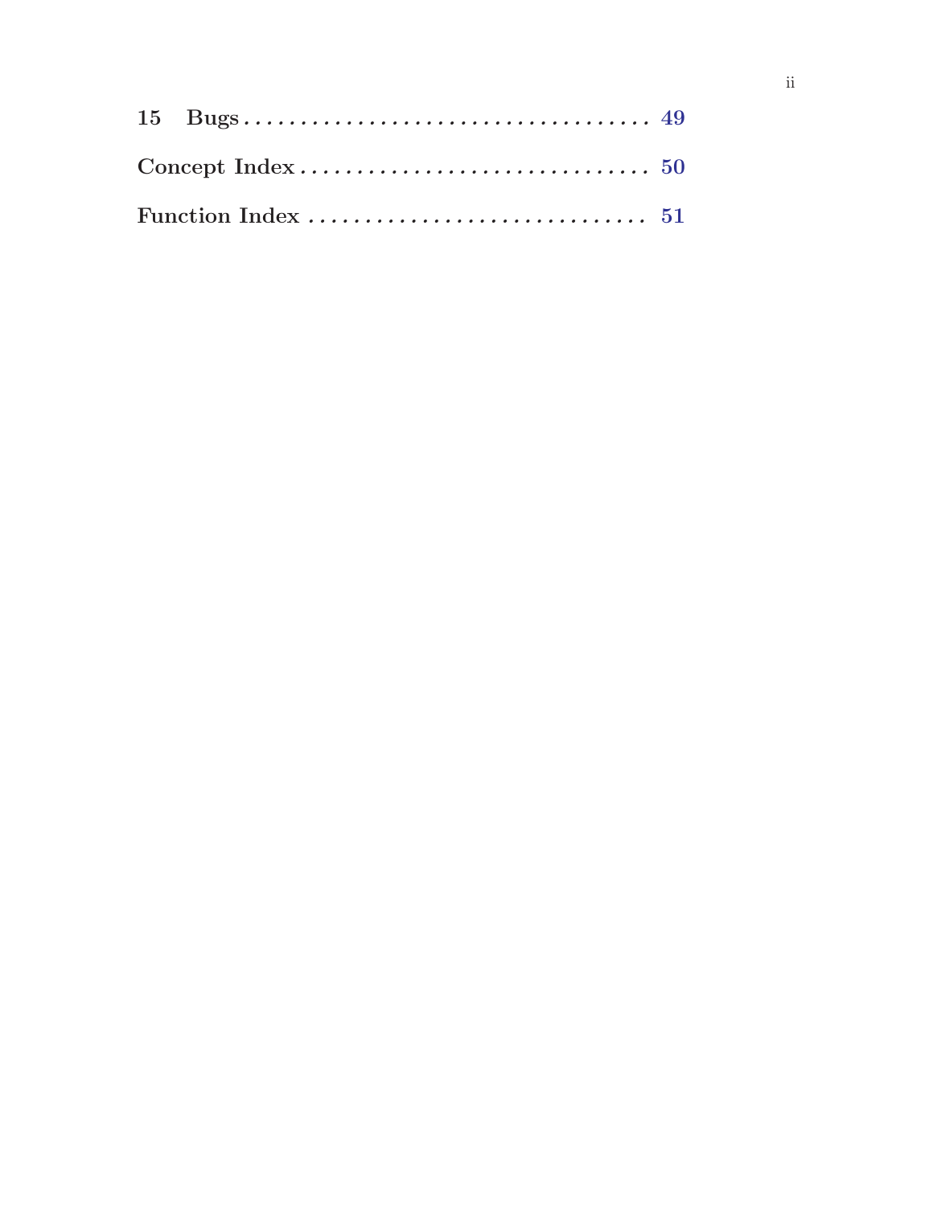**15 Bugs** .................................... 49

**Concept Index** .............................. 50

**Function Index** ............................. 51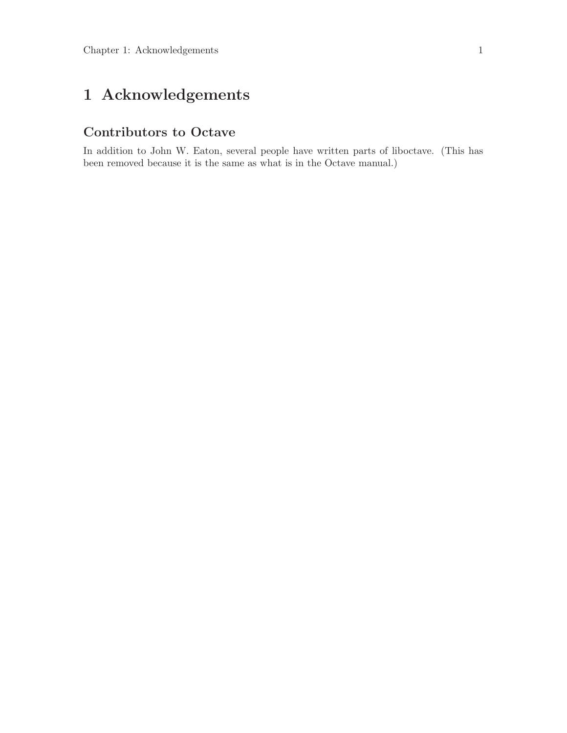# 1 Acknowledgements

## Contributors to Octave

In addition to John W. Eaton, several people have written parts of liboctave. (This has been removed because it is the same as what is in the Octave manual.)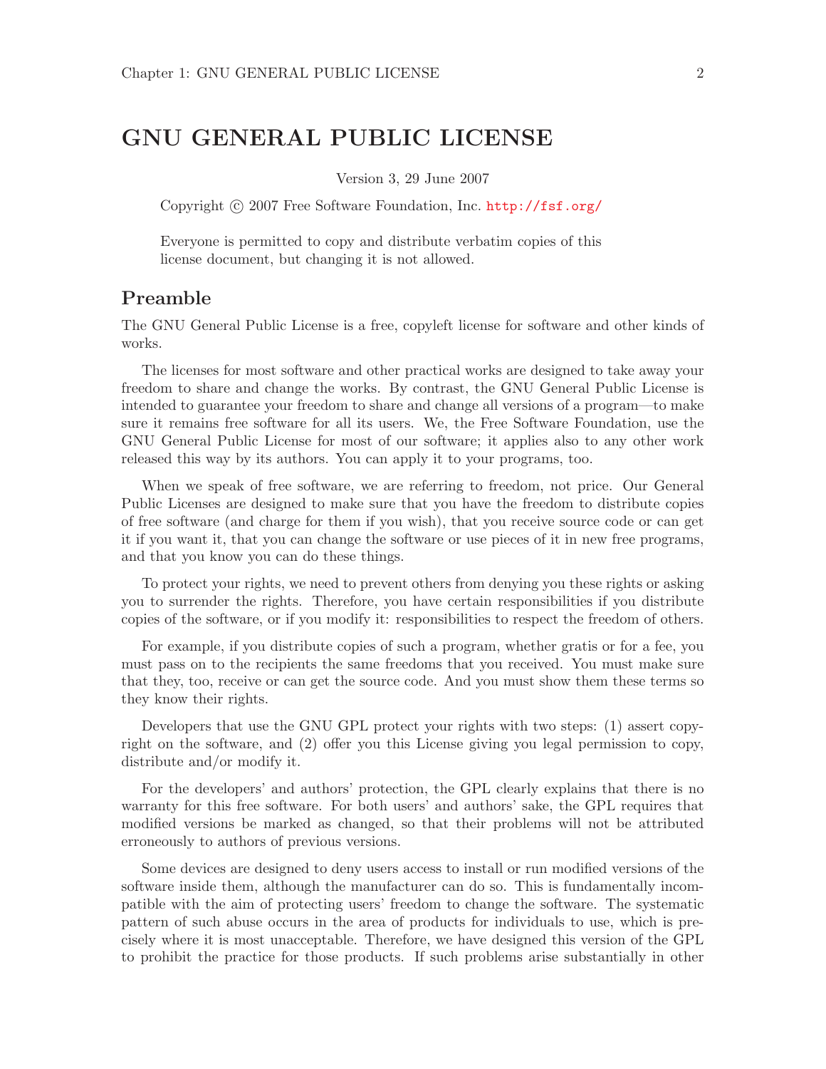# GNU GENERAL PUBLIC LICENSE

Version 3, 29 June 2007

Copyright © 2007 Free Software Foundation, Inc. http://fsf.org/

Everyone is permitted to copy and distribute verbatim copies of this license document, but changing it is not allowed.

## Preamble

The GNU General Public License is a free, copyleft license for software and other kinds of works.

The licenses for most software and other practical works are designed to take away your freedom to share and change the works. By contrast, the GNU General Public License is intended to guarantee your freedom to share and change all versions of a program—to make sure it remains free software for all its users. We, the Free Software Foundation, use the GNU General Public License for most of our software; it applies also to any other work released this way by its authors. You can apply it to your programs, too.

When we speak of free software, we are referring to freedom, not price. Our General Public Licenses are designed to make sure that you have the freedom to distribute copies of free software (and charge for them if you wish), that you receive source code or can get it if you want it, that you can change the software or use pieces of it in new free programs, and that you know you can do these things.

To protect your rights, we need to prevent others from denying you these rights or asking you to surrender the rights. Therefore, you have certain responsibilities if you distribute copies of the software, or if you modify it: responsibilities to respect the freedom of others.

For example, if you distribute copies of such a program, whether gratis or for a fee, you must pass on to the recipients the same freedoms that you received. You must make sure that they, too, receive or can get the source code. And you must show them these terms so they know their rights.

Developers that use the GNU GPL protect your rights with two steps: (1) assert copyright on the software, and (2) offer you this License giving you legal permission to copy, distribute and/or modify it.

For the developers' and authors' protection, the GPL clearly explains that there is no warranty for this free software. For both users' and authors' sake, the GPL requires that modified versions be marked as changed, so that their problems will not be attributed erroneously to authors of previous versions.

Some devices are designed to deny users access to install or run modified versions of the software inside them, although the manufacturer can do so. This is fundamentally incompatible with the aim of protecting users' freedom to change the software. The systematic pattern of such abuse occurs in the area of products for individuals to use, which is precisely where it is most unacceptable. Therefore, we have designed this version of the GPL to prohibit the practice for those products. If such problems arise substantially in other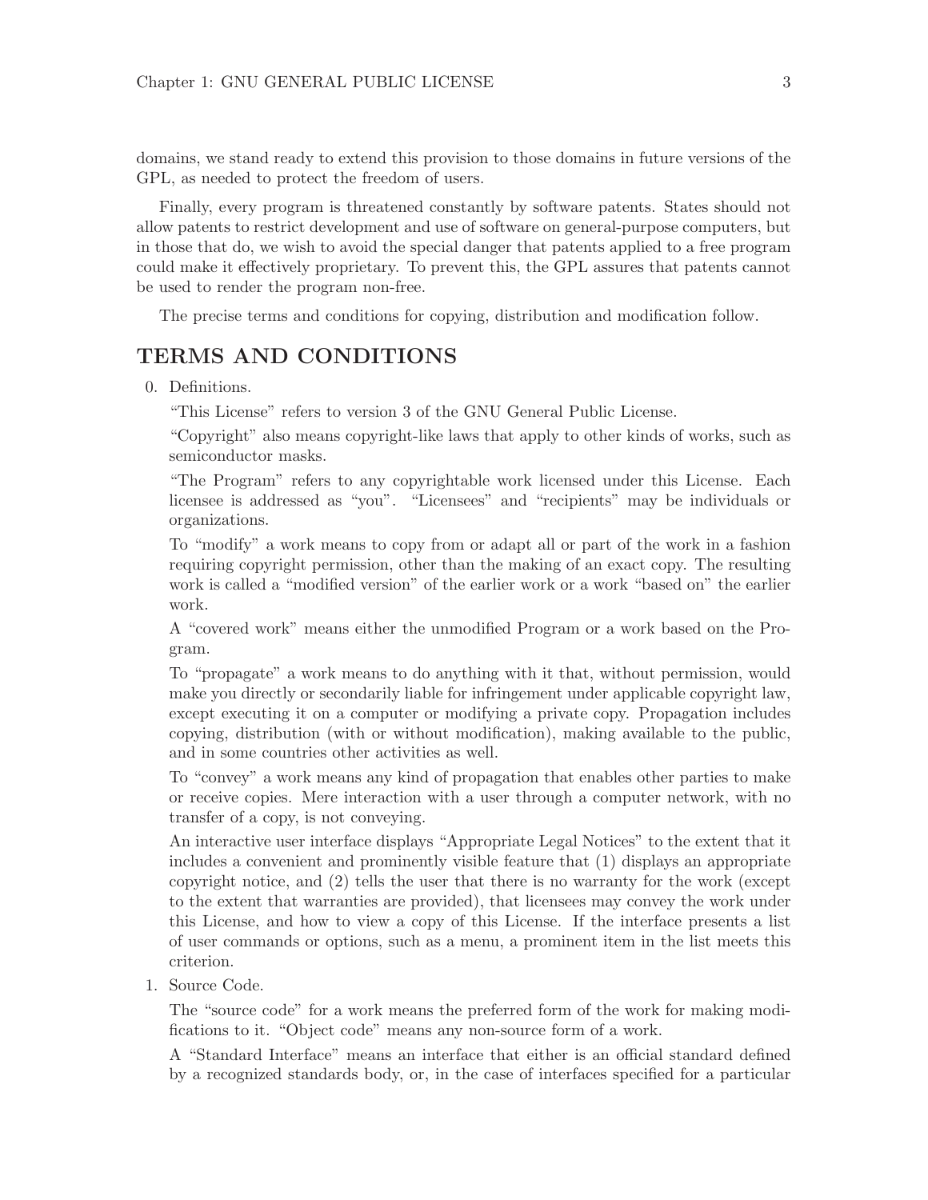domains, we stand ready to extend this provision to those domains in future versions of the GPL, as needed to protect the freedom of users.

Finally, every program is threatened constantly by software patents. States should not allow patents to restrict development and use of software on general-purpose computers, but in those that do, we wish to avoid the special danger that patents applied to a free program could make it effectively proprietary. To prevent this, the GPL assures that patents cannot be used to render the program non-free.

The precise terms and conditions for copying, distribution and modification follow.

## TERMS AND CONDITIONS

0. Definitions.

   "This License" refers to version 3 of the GNU General Public License.

   "Copyright" also means copyright-like laws that apply to other kinds of works, such as semiconductor masks.

   "The Program" refers to any copyrightable work licensed under this License. Each licensee is addressed as "you". "Licensees" and "recipients" may be individuals or organizations.

   To "modify" a work means to copy from or adapt all or part of the work in a fashion requiring copyright permission, other than the making of an exact copy. The resulting work is called a "modified version" of the earlier work or a work "based on" the earlier work.

   A "covered work" means either the unmodified Program or a work based on the Program.

   To "propagate" a work means to do anything with it that, without permission, would make you directly or secondarily liable for infringement under applicable copyright law, except executing it on a computer or modifying a private copy. Propagation includes copying, distribution (with or without modification), making available to the public, and in some countries other activities as well.

   To "convey" a work means any kind of propagation that enables other parties to make or receive copies. Mere interaction with a user through a computer network, with no transfer of a copy, is not conveying.

   An interactive user interface displays "Appropriate Legal Notices" to the extent that it includes a convenient and prominently visible feature that (1) displays an appropriate copyright notice, and (2) tells the user that there is no warranty for the work (except to the extent that warranties are provided), that licensees may convey the work under this License, and how to view a copy of this License. If the interface presents a list of user commands or options, such as a menu, a prominent item in the list meets this criterion.

1. Source Code.

   The "source code" for a work means the preferred form of the work for making modifications to it. "Object code" means any non-source form of a work.

   A "Standard Interface" means an interface that either is an official standard defined by a recognized standards body, or, in the case of interfaces specified for a particular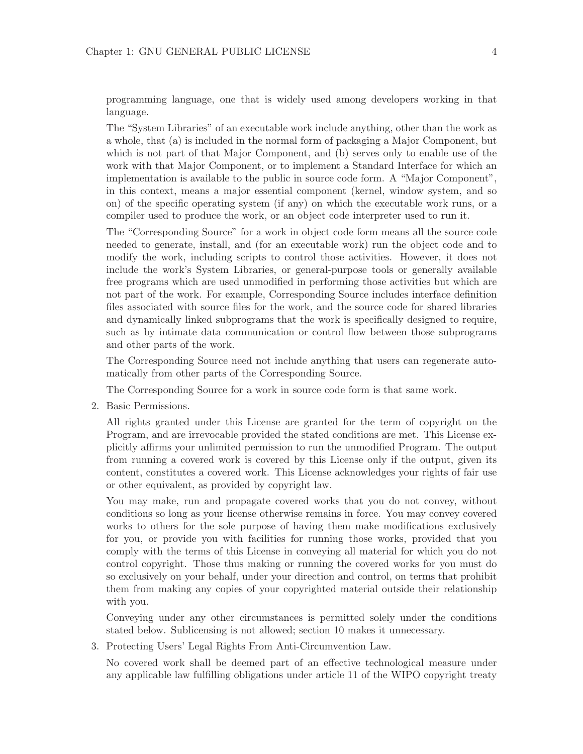programming language, one that is widely used among developers working in that language.

The "System Libraries" of an executable work include anything, other than the work as a whole, that (a) is included in the normal form of packaging a Major Component, but which is not part of that Major Component, and (b) serves only to enable use of the work with that Major Component, or to implement a Standard Interface for which an implementation is available to the public in source code form. A "Major Component", in this context, means a major essential component (kernel, window system, and so on) of the specific operating system (if any) on which the executable work runs, or a compiler used to produce the work, or an object code interpreter used to run it.

The "Corresponding Source" for a work in object code form means all the source code needed to generate, install, and (for an executable work) run the object code and to modify the work, including scripts to control those activities. However, it does not include the work's System Libraries, or general-purpose tools or generally available free programs which are used unmodified in performing those activities but which are not part of the work. For example, Corresponding Source includes interface definition files associated with source files for the work, and the source code for shared libraries and dynamically linked subprograms that the work is specifically designed to require, such as by intimate data communication or control flow between those subprograms and other parts of the work.

The Corresponding Source need not include anything that users can regenerate automatically from other parts of the Corresponding Source.

The Corresponding Source for a work in source code form is that same work.

2. Basic Permissions.

   All rights granted under this License are granted for the term of copyright on the Program, and are irrevocable provided the stated conditions are met. This License explicitly affirms your unlimited permission to run the unmodified Program. The output from running a covered work is covered by this License only if the output, given its content, constitutes a covered work. This License acknowledges your rights of fair use or other equivalent, as provided by copyright law.

   You may make, run and propagate covered works that you do not convey, without conditions so long as your license otherwise remains in force. You may convey covered works to others for the sole purpose of having them make modifications exclusively for you, or provide you with facilities for running those works, provided that you comply with the terms of this License in conveying all material for which you do not control copyright. Those thus making or running the covered works for you must do so exclusively on your behalf, under your direction and control, on terms that prohibit them from making any copies of your copyrighted material outside their relationship with you.

   Conveying under any other circumstances is permitted solely under the conditions stated below. Sublicensing is not allowed; section 10 makes it unnecessary.

3. Protecting Users' Legal Rights From Anti-Circumvention Law.

   No covered work shall be deemed part of an effective technological measure under any applicable law fulfilling obligations under article 11 of the WIPO copyright treaty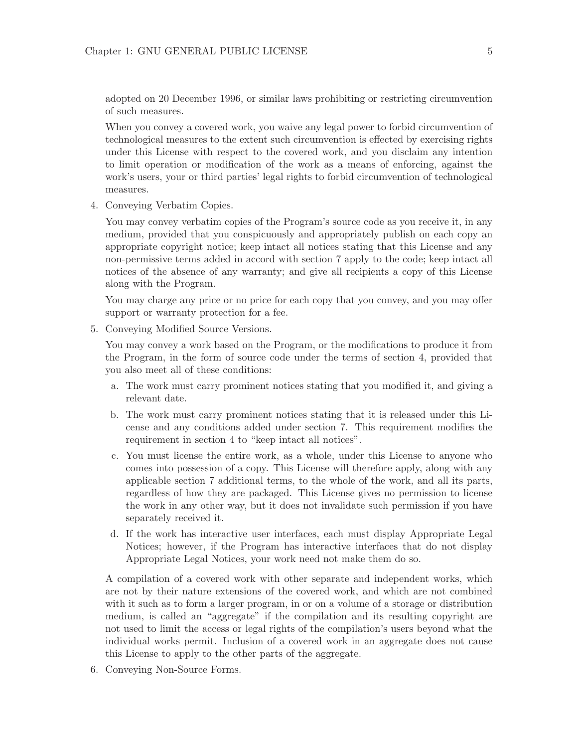adopted on 20 December 1996, or similar laws prohibiting or restricting circumvention of such measures.

When you convey a covered work, you waive any legal power to forbid circumvention of technological measures to the extent such circumvention is effected by exercising rights under this License with respect to the covered work, and you disclaim any intention to limit operation or modification of the work as a means of enforcing, against the work's users, your or third parties' legal rights to forbid circumvention of technological measures.

4. Conveying Verbatim Copies.

   You may convey verbatim copies of the Program's source code as you receive it, in any medium, provided that you conspicuously and appropriately publish on each copy an appropriate copyright notice; keep intact all notices stating that this License and any non-permissive terms added in accord with section 7 apply to the code; keep intact all notices of the absence of any warranty; and give all recipients a copy of this License along with the Program.

   You may charge any price or no price for each copy that you convey, and you may offer support or warranty protection for a fee.

5. Conveying Modified Source Versions.

   You may convey a work based on the Program, or the modifications to produce it from the Program, in the form of source code under the terms of section 4, provided that you also meet all of these conditions:

   a. The work must carry prominent notices stating that you modified it, and giving a relevant date.
   b. The work must carry prominent notices stating that it is released under this License and any conditions added under section 7. This requirement modifies the requirement in section 4 to "keep intact all notices".
   c. You must license the entire work, as a whole, under this License to anyone who comes into possession of a copy. This License will therefore apply, along with any applicable section 7 additional terms, to the whole of the work, and all its parts, regardless of how they are packaged. This License gives no permission to license the work in any other way, but it does not invalidate such permission if you have separately received it.
   d. If the work has interactive user interfaces, each must display Appropriate Legal Notices; however, if the Program has interactive interfaces that do not display Appropriate Legal Notices, your work need not make them do so.

   A compilation of a covered work with other separate and independent works, which are not by their nature extensions of the covered work, and which are not combined with it such as to form a larger program, in or on a volume of a storage or distribution medium, is called an "aggregate" if the compilation and its resulting copyright are not used to limit the access or legal rights of the compilation's users beyond what the individual works permit. Inclusion of a covered work in an aggregate does not cause this License to apply to the other parts of the aggregate.

6. Conveying Non-Source Forms.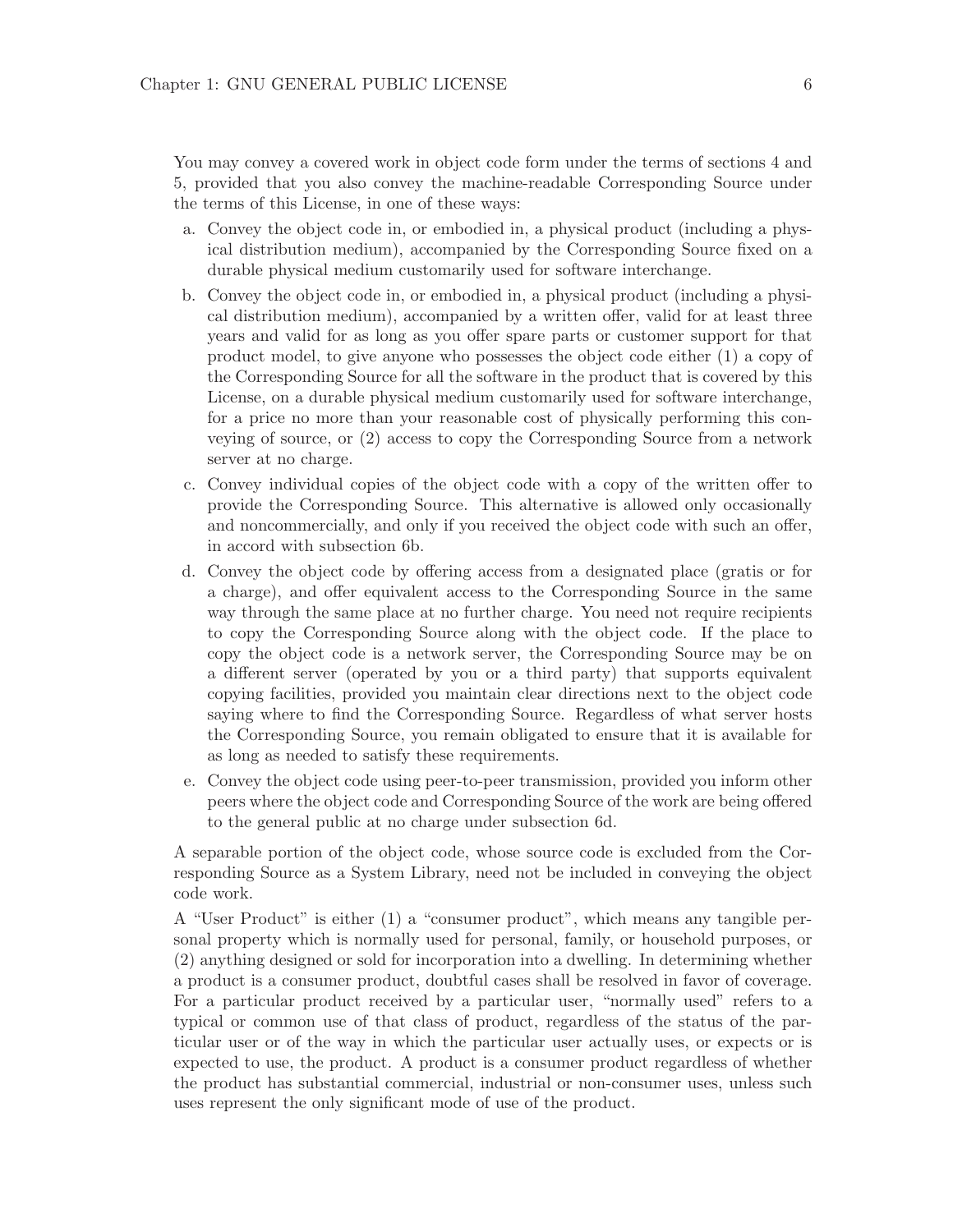You may convey a covered work in object code form under the terms of sections 4 and 5, provided that you also convey the machine-readable Corresponding Source under the terms of this License, in one of these ways:

a. Convey the object code in, or embodied in, a physical product (including a physical distribution medium), accompanied by the Corresponding Source fixed on a durable physical medium customarily used for software interchange.
b. Convey the object code in, or embodied in, a physical product (including a physical distribution medium), accompanied by a written offer, valid for at least three years and valid for as long as you offer spare parts or customer support for that product model, to give anyone who possesses the object code either (1) a copy of the Corresponding Source for all the software in the product that is covered by this License, on a durable physical medium customarily used for software interchange, for a price no more than your reasonable cost of physically performing this conveying of source, or (2) access to copy the Corresponding Source from a network server at no charge.
c. Convey individual copies of the object code with a copy of the written offer to provide the Corresponding Source. This alternative is allowed only occasionally and noncommercially, and only if you received the object code with such an offer, in accord with subsection 6b.
d. Convey the object code by offering access from a designated place (gratis or for a charge), and offer equivalent access to the Corresponding Source in the same way through the same place at no further charge. You need not require recipients to copy the Corresponding Source along with the object code. If the place to copy the object code is a network server, the Corresponding Source may be on a different server (operated by you or a third party) that supports equivalent copying facilities, provided you maintain clear directions next to the object code saying where to find the Corresponding Source. Regardless of what server hosts the Corresponding Source, you remain obligated to ensure that it is available for as long as needed to satisfy these requirements.
e. Convey the object code using peer-to-peer transmission, provided you inform other peers where the object code and Corresponding Source of the work are being offered to the general public at no charge under subsection 6d.

A separable portion of the object code, whose source code is excluded from the Corresponding Source as a System Library, need not be included in conveying the object code work.

A "User Product" is either (1) a "consumer product", which means any tangible personal property which is normally used for personal, family, or household purposes, or (2) anything designed or sold for incorporation into a dwelling. In determining whether a product is a consumer product, doubtful cases shall be resolved in favor of coverage. For a particular product received by a particular user, "normally used" refers to a typical or common use of that class of product, regardless of the status of the particular user or of the way in which the particular user actually uses, or expects or is expected to use, the product. A product is a consumer product regardless of whether the product has substantial commercial, industrial or non-consumer uses, unless such uses represent the only significant mode of use of the product.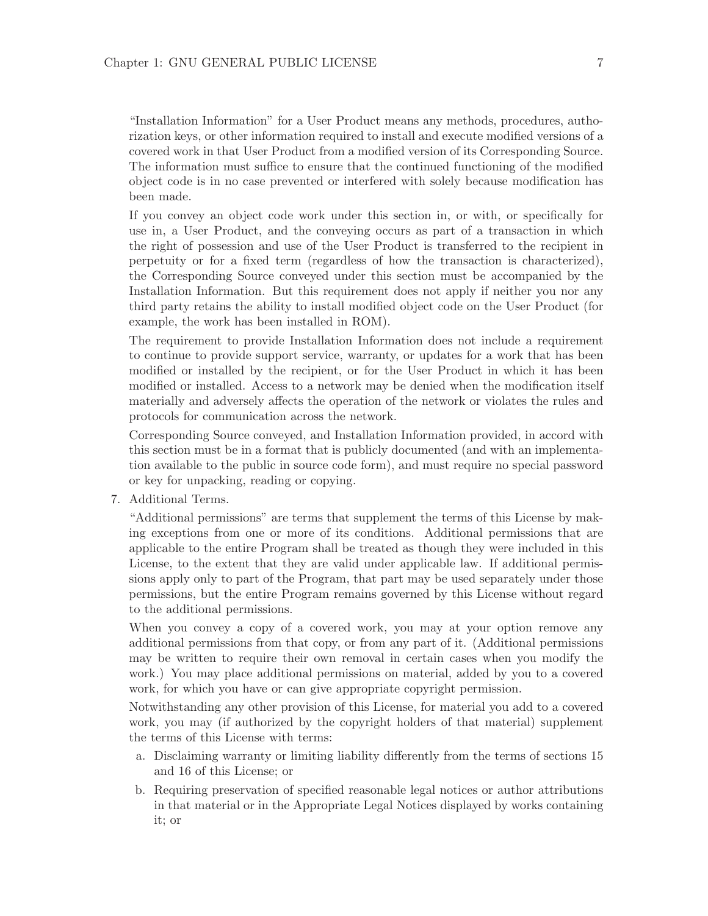"Installation Information" for a User Product means any methods, procedures, authorization keys, or other information required to install and execute modified versions of a covered work in that User Product from a modified version of its Corresponding Source. The information must suffice to ensure that the continued functioning of the modified object code is in no case prevented or interfered with solely because modification has been made.

If you convey an object code work under this section in, or with, or specifically for use in, a User Product, and the conveying occurs as part of a transaction in which the right of possession and use of the User Product is transferred to the recipient in perpetuity or for a fixed term (regardless of how the transaction is characterized), the Corresponding Source conveyed under this section must be accompanied by the Installation Information. But this requirement does not apply if neither you nor any third party retains the ability to install modified object code on the User Product (for example, the work has been installed in ROM).

The requirement to provide Installation Information does not include a requirement to continue to provide support service, warranty, or updates for a work that has been modified or installed by the recipient, or for the User Product in which it has been modified or installed. Access to a network may be denied when the modification itself materially and adversely affects the operation of the network or violates the rules and protocols for communication across the network.

Corresponding Source conveyed, and Installation Information provided, in accord with this section must be in a format that is publicly documented (and with an implementation available to the public in source code form), and must require no special password or key for unpacking, reading or copying.

7. Additional Terms.

   "Additional permissions" are terms that supplement the terms of this License by making exceptions from one or more of its conditions. Additional permissions that are applicable to the entire Program shall be treated as though they were included in this License, to the extent that they are valid under applicable law. If additional permissions apply only to part of the Program, that part may be used separately under those permissions, but the entire Program remains governed by this License without regard to the additional permissions.

   When you convey a copy of a covered work, you may at your option remove any additional permissions from that copy, or from any part of it. (Additional permissions may be written to require their own removal in certain cases when you modify the work.) You may place additional permissions on material, added by you to a covered work, for which you have or can give appropriate copyright permission.

   Notwithstanding any other provision of this License, for material you add to a covered work, you may (if authorized by the copyright holders of that material) supplement the terms of this License with terms:

   a. Disclaiming warranty or limiting liability differently from the terms of sections 15 and 16 of this License; or
   b. Requiring preservation of specified reasonable legal notices or author attributions in that material or in the Appropriate Legal Notices displayed by works containing it; or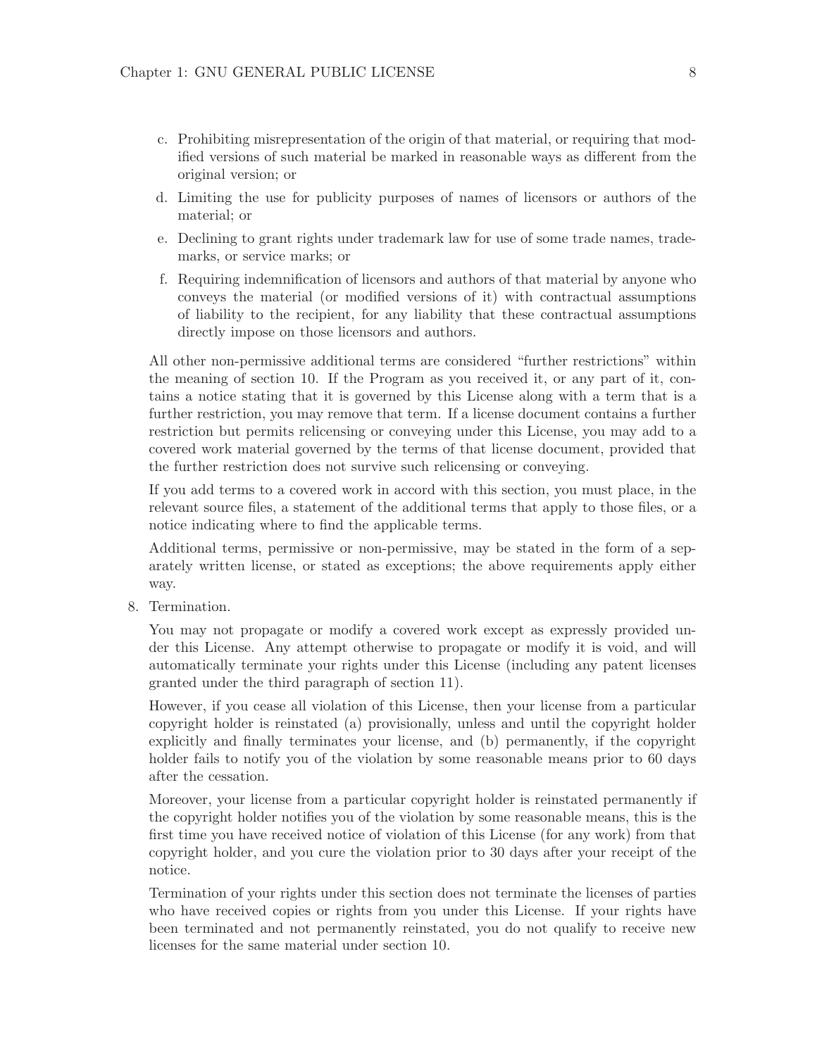c. Prohibiting misrepresentation of the origin of that material, or requiring that modified versions of such material be marked in reasonable ways as different from the original version; or

d. Limiting the use for publicity purposes of names of licensors or authors of the material; or

e. Declining to grant rights under trademark law for use of some trade names, trademarks, or service marks; or

f. Requiring indemnification of licensors and authors of that material by anyone who conveys the material (or modified versions of it) with contractual assumptions of liability to the recipient, for any liability that these contractual assumptions directly impose on those licensors and authors.

All other non-permissive additional terms are considered "further restrictions" within the meaning of section 10. If the Program as you received it, or any part of it, contains a notice stating that it is governed by this License along with a term that is a further restriction, you may remove that term. If a license document contains a further restriction but permits relicensing or conveying under this License, you may add to a covered work material governed by the terms of that license document, provided that the further restriction does not survive such relicensing or conveying.

If you add terms to a covered work in accord with this section, you must place, in the relevant source files, a statement of the additional terms that apply to those files, or a notice indicating where to find the applicable terms.

Additional terms, permissive or non-permissive, may be stated in the form of a separately written license, or stated as exceptions; the above requirements apply either way.

8. Termination.

   You may not propagate or modify a covered work except as expressly provided under this License. Any attempt otherwise to propagate or modify it is void, and will automatically terminate your rights under this License (including any patent licenses granted under the third paragraph of section 11).

   However, if you cease all violation of this License, then your license from a particular copyright holder is reinstated (a) provisionally, unless and until the copyright holder explicitly and finally terminates your license, and (b) permanently, if the copyright holder fails to notify you of the violation by some reasonable means prior to 60 days after the cessation.

   Moreover, your license from a particular copyright holder is reinstated permanently if the copyright holder notifies you of the violation by some reasonable means, this is the first time you have received notice of violation of this License (for any work) from that copyright holder, and you cure the violation prior to 30 days after your receipt of the notice.

   Termination of your rights under this section does not terminate the licenses of parties who have received copies or rights from you under this License. If your rights have been terminated and not permanently reinstated, you do not qualify to receive new licenses for the same material under section 10.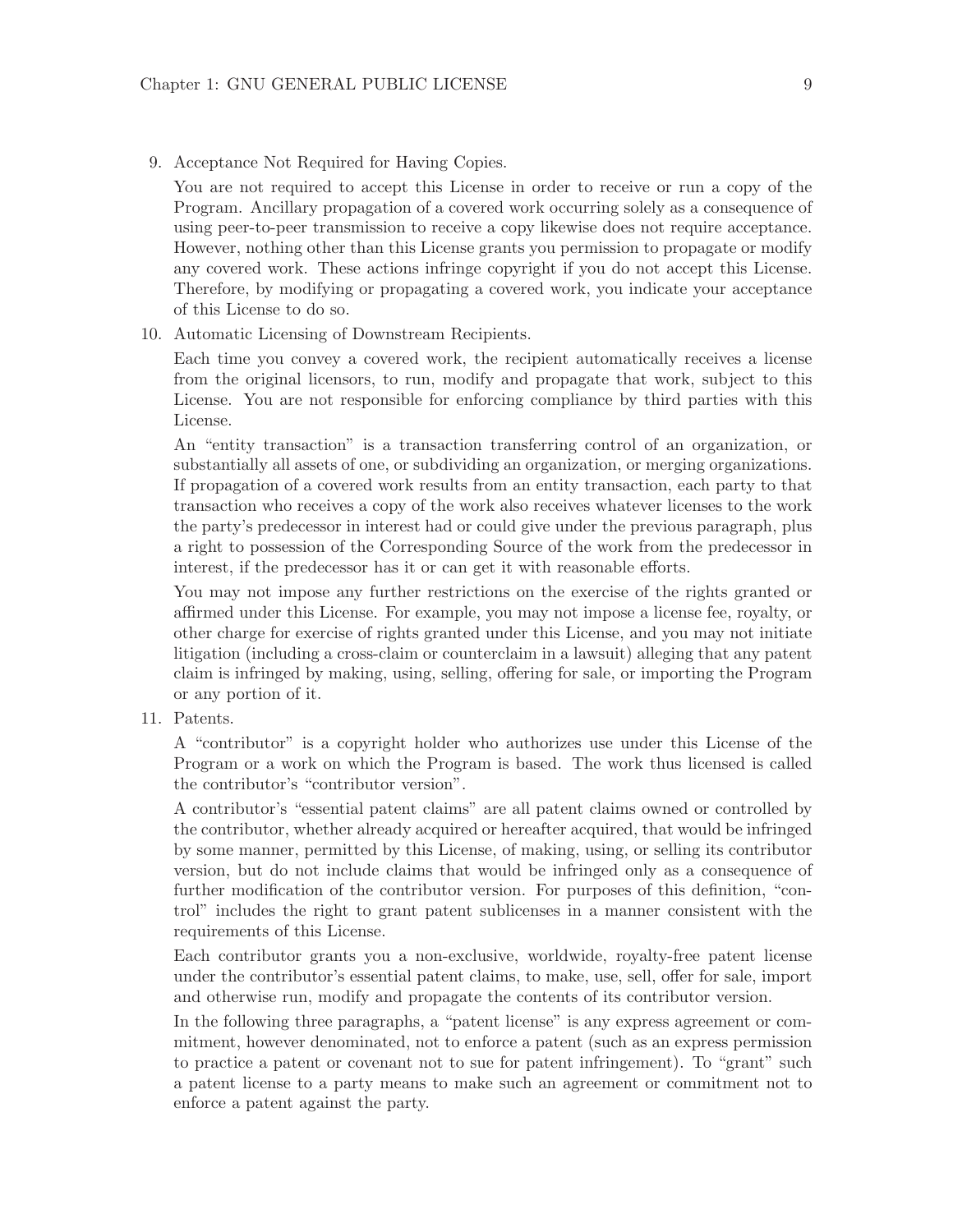9. Acceptance Not Required for Having Copies.

   You are not required to accept this License in order to receive or run a copy of the Program. Ancillary propagation of a covered work occurring solely as a consequence of using peer-to-peer transmission to receive a copy likewise does not require acceptance. However, nothing other than this License grants you permission to propagate or modify any covered work. These actions infringe copyright if you do not accept this License. Therefore, by modifying or propagating a covered work, you indicate your acceptance of this License to do so.

10. Automatic Licensing of Downstream Recipients.

    Each time you convey a covered work, the recipient automatically receives a license from the original licensors, to run, modify and propagate that work, subject to this License. You are not responsible for enforcing compliance by third parties with this License.

    An "entity transaction" is a transaction transferring control of an organization, or substantially all assets of one, or subdividing an organization, or merging organizations. If propagation of a covered work results from an entity transaction, each party to that transaction who receives a copy of the work also receives whatever licenses to the work the party's predecessor in interest had or could give under the previous paragraph, plus a right to possession of the Corresponding Source of the work from the predecessor in interest, if the predecessor has it or can get it with reasonable efforts.

    You may not impose any further restrictions on the exercise of the rights granted or affirmed under this License. For example, you may not impose a license fee, royalty, or other charge for exercise of rights granted under this License, and you may not initiate litigation (including a cross-claim or counterclaim in a lawsuit) alleging that any patent claim is infringed by making, using, selling, offering for sale, or importing the Program or any portion of it.

11. Patents.

    A "contributor" is a copyright holder who authorizes use under this License of the Program or a work on which the Program is based. The work thus licensed is called the contributor's "contributor version".

    A contributor's "essential patent claims" are all patent claims owned or controlled by the contributor, whether already acquired or hereafter acquired, that would be infringed by some manner, permitted by this License, of making, using, or selling its contributor version, but do not include claims that would be infringed only as a consequence of further modification of the contributor version. For purposes of this definition, "control" includes the right to grant patent sublicenses in a manner consistent with the requirements of this License.

    Each contributor grants you a non-exclusive, worldwide, royalty-free patent license under the contributor's essential patent claims, to make, use, sell, offer for sale, import and otherwise run, modify and propagate the contents of its contributor version.

    In the following three paragraphs, a "patent license" is any express agreement or commitment, however denominated, not to enforce a patent (such as an express permission to practice a patent or covenant not to sue for patent infringement). To "grant" such a patent license to a party means to make such an agreement or commitment not to enforce a patent against the party.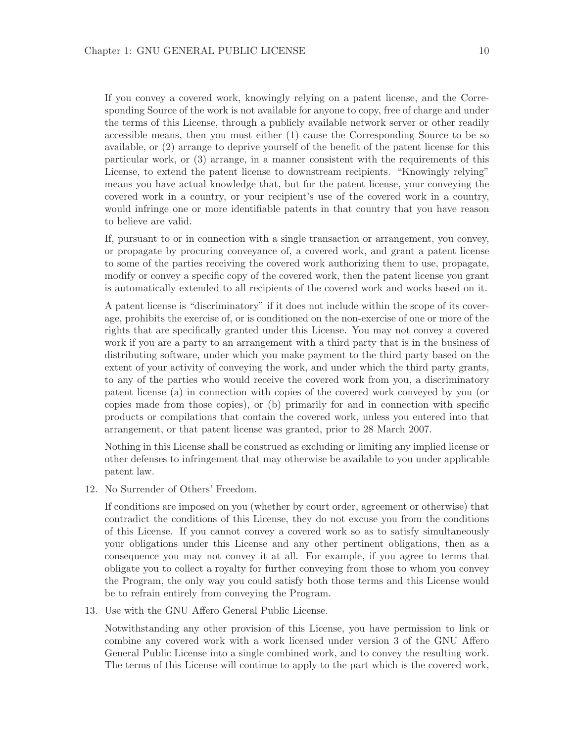If you convey a covered work, knowingly relying on a patent license, and the Corresponding Source of the work is not available for anyone to copy, free of charge and under the terms of this License, through a publicly available network server or other readily accessible means, then you must either (1) cause the Corresponding Source to be so available, or (2) arrange to deprive yourself of the benefit of the patent license for this particular work, or (3) arrange, in a manner consistent with the requirements of this License, to extend the patent license to downstream recipients. "Knowingly relying" means you have actual knowledge that, but for the patent license, your conveying the covered work in a country, or your recipient's use of the covered work in a country, would infringe one or more identifiable patents in that country that you have reason to believe are valid.

If, pursuant to or in connection with a single transaction or arrangement, you convey, or propagate by procuring conveyance of, a covered work, and grant a patent license to some of the parties receiving the covered work authorizing them to use, propagate, modify or convey a specific copy of the covered work, then the patent license you grant is automatically extended to all recipients of the covered work and works based on it.

A patent license is "discriminatory" if it does not include within the scope of its coverage, prohibits the exercise of, or is conditioned on the non-exercise of one or more of the rights that are specifically granted under this License. You may not convey a covered work if you are a party to an arrangement with a third party that is in the business of distributing software, under which you make payment to the third party based on the extent of your activity of conveying the work, and under which the third party grants, to any of the parties who would receive the covered work from you, a discriminatory patent license (a) in connection with copies of the covered work conveyed by you (or copies made from those copies), or (b) primarily for and in connection with specific products or compilations that contain the covered work, unless you entered into that arrangement, or that patent license was granted, prior to 28 March 2007.

Nothing in this License shall be construed as excluding or limiting any implied license or other defenses to infringement that may otherwise be available to you under applicable patent law.

12. No Surrender of Others' Freedom.

    If conditions are imposed on you (whether by court order, agreement or otherwise) that contradict the conditions of this License, they do not excuse you from the conditions of this License. If you cannot convey a covered work so as to satisfy simultaneously your obligations under this License and any other pertinent obligations, then as a consequence you may not convey it at all. For example, if you agree to terms that obligate you to collect a royalty for further conveying from those to whom you convey the Program, the only way you could satisfy both those terms and this License would be to refrain entirely from conveying the Program.

13. Use with the GNU Affero General Public License.

    Notwithstanding any other provision of this License, you have permission to link or combine any covered work with a work licensed under version 3 of the GNU Affero General Public License into a single combined work, and to convey the resulting work. The terms of this License will continue to apply to the part which is the covered work,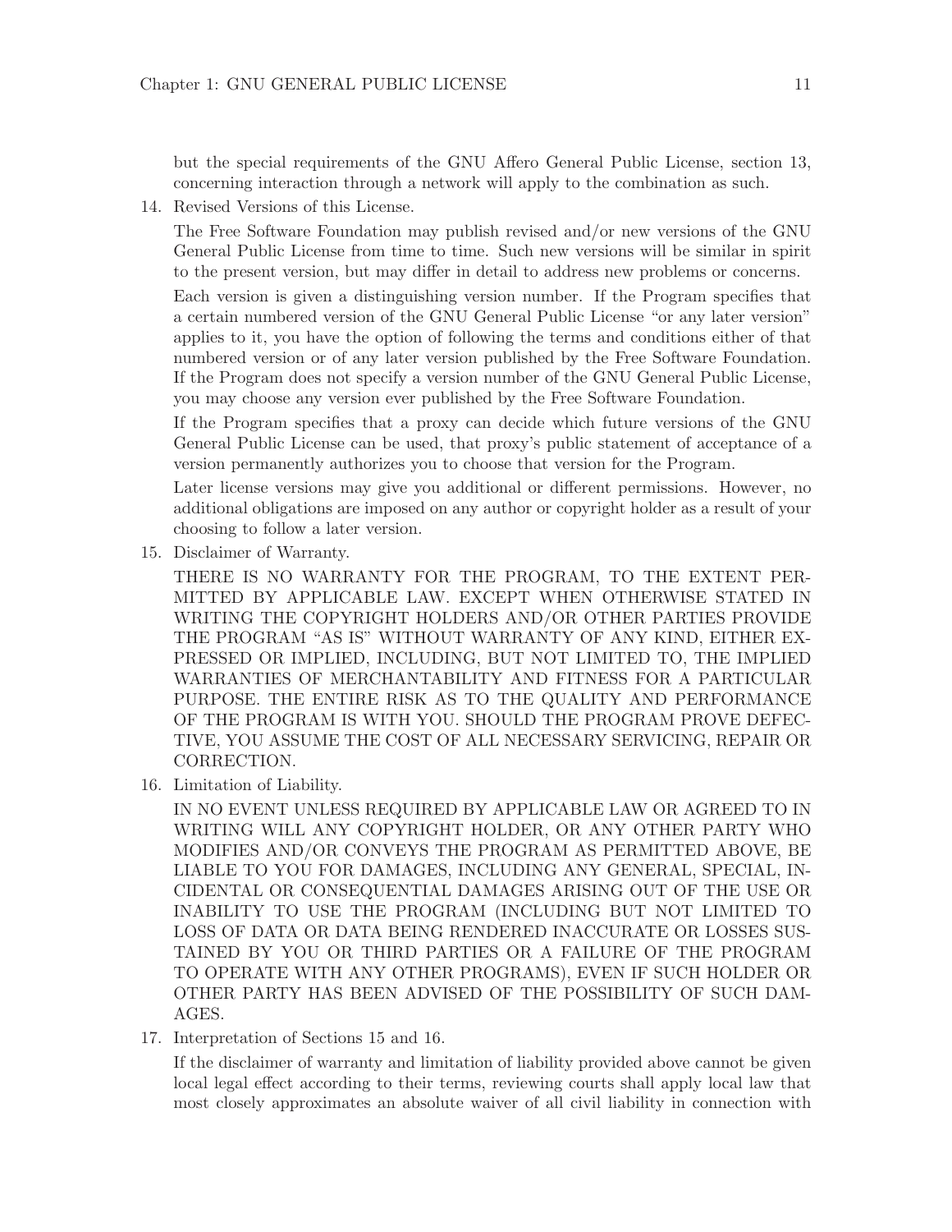but the special requirements of the GNU Affero General Public License, section 13, concerning interaction through a network will apply to the combination as such.

14. Revised Versions of this License.

    The Free Software Foundation may publish revised and/or new versions of the GNU General Public License from time to time. Such new versions will be similar in spirit to the present version, but may differ in detail to address new problems or concerns.

    Each version is given a distinguishing version number. If the Program specifies that a certain numbered version of the GNU General Public License "or any later version" applies to it, you have the option of following the terms and conditions either of that numbered version or of any later version published by the Free Software Foundation. If the Program does not specify a version number of the GNU General Public License, you may choose any version ever published by the Free Software Foundation.

    If the Program specifies that a proxy can decide which future versions of the GNU General Public License can be used, that proxy's public statement of acceptance of a version permanently authorizes you to choose that version for the Program.

    Later license versions may give you additional or different permissions. However, no additional obligations are imposed on any author or copyright holder as a result of your choosing to follow a later version.

15. Disclaimer of Warranty.

    THERE IS NO WARRANTY FOR THE PROGRAM, TO THE EXTENT PERMITTED BY APPLICABLE LAW. EXCEPT WHEN OTHERWISE STATED IN WRITING THE COPYRIGHT HOLDERS AND/OR OTHER PARTIES PROVIDE THE PROGRAM "AS IS" WITHOUT WARRANTY OF ANY KIND, EITHER EXPRESSED OR IMPLIED, INCLUDING, BUT NOT LIMITED TO, THE IMPLIED WARRANTIES OF MERCHANTABILITY AND FITNESS FOR A PARTICULAR PURPOSE. THE ENTIRE RISK AS TO THE QUALITY AND PERFORMANCE OF THE PROGRAM IS WITH YOU. SHOULD THE PROGRAM PROVE DEFECTIVE, YOU ASSUME THE COST OF ALL NECESSARY SERVICING, REPAIR OR CORRECTION.

16. Limitation of Liability.

    IN NO EVENT UNLESS REQUIRED BY APPLICABLE LAW OR AGREED TO IN WRITING WILL ANY COPYRIGHT HOLDER, OR ANY OTHER PARTY WHO MODIFIES AND/OR CONVEYS THE PROGRAM AS PERMITTED ABOVE, BE LIABLE TO YOU FOR DAMAGES, INCLUDING ANY GENERAL, SPECIAL, INCIDENTAL OR CONSEQUENTIAL DAMAGES ARISING OUT OF THE USE OR INABILITY TO USE THE PROGRAM (INCLUDING BUT NOT LIMITED TO LOSS OF DATA OR DATA BEING RENDERED INACCURATE OR LOSSES SUSTAINED BY YOU OR THIRD PARTIES OR A FAILURE OF THE PROGRAM TO OPERATE WITH ANY OTHER PROGRAMS), EVEN IF SUCH HOLDER OR OTHER PARTY HAS BEEN ADVISED OF THE POSSIBILITY OF SUCH DAMAGES.

17. Interpretation of Sections 15 and 16.

    If the disclaimer of warranty and limitation of liability provided above cannot be given local legal effect according to their terms, reviewing courts shall apply local law that most closely approximates an absolute waiver of all civil liability in connection with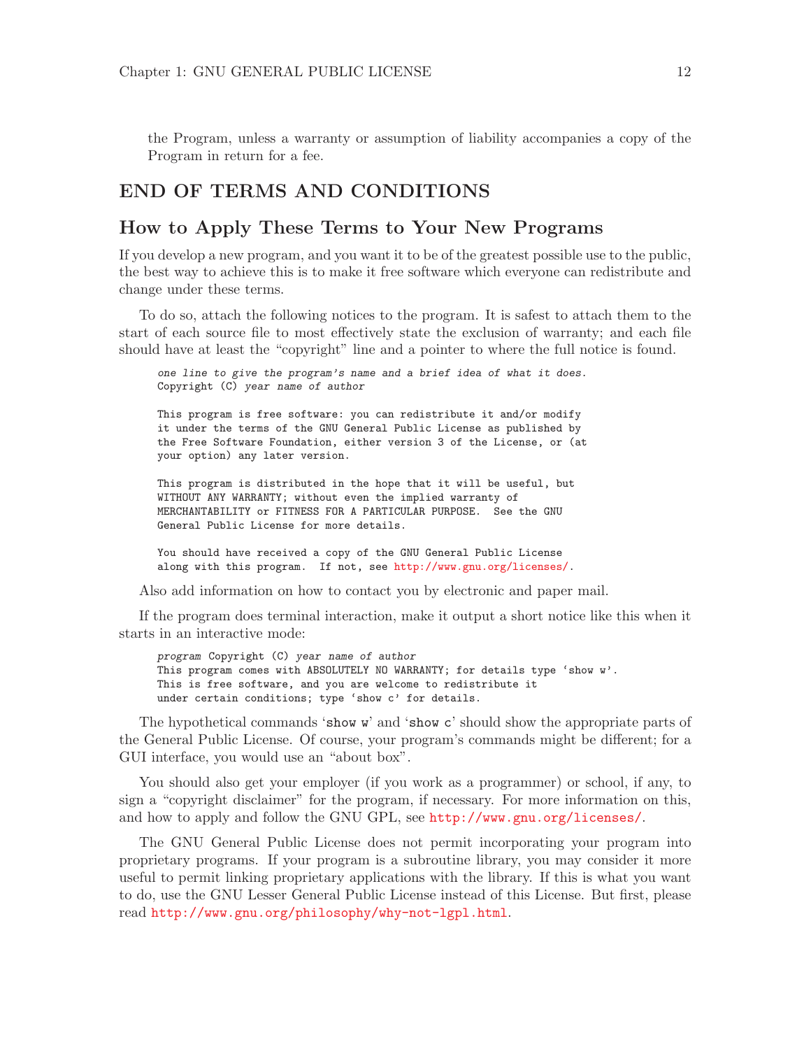the Program, unless a warranty or assumption of liability accompanies a copy of the Program in return for a fee.

## END OF TERMS AND CONDITIONS

## How to Apply These Terms to Your New Programs

If you develop a new program, and you want it to be of the greatest possible use to the public, the best way to achieve this is to make it free software which everyone can redistribute and change under these terms.

To do so, attach the following notices to the program. It is safest to attach them to the start of each source file to most effectively state the exclusion of warranty; and each file should have at least the "copyright" line and a pointer to where the full notice is found.

```
one line to give the program's name and a brief idea of what it does.
Copyright (C) year name of author

This program is free software: you can redistribute it and/or modify
it under the terms of the GNU General Public License as published by
the Free Software Foundation, either version 3 of the License, or (at
your option) any later version.

This program is distributed in the hope that it will be useful, but
WITHOUT ANY WARRANTY; without even the implied warranty of
MERCHANTABILITY or FITNESS FOR A PARTICULAR PURPOSE.  See the GNU
General Public License for more details.

You should have received a copy of the GNU General Public License
along with this program.  If not, see http://www.gnu.org/licenses/.
```

Also add information on how to contact you by electronic and paper mail.

If the program does terminal interaction, make it output a short notice like this when it starts in an interactive mode:

```
program Copyright (C) year name of author
This program comes with ABSOLUTELY NO WARRANTY; for details type 'show w'.
This is free software, and you are welcome to redistribute it
under certain conditions; type 'show c' for details.
```

The hypothetical commands '`show w`' and '`show c`' should show the appropriate parts of the General Public License. Of course, your program's commands might be different; for a GUI interface, you would use an "about box".

You should also get your employer (if you work as a programmer) or school, if any, to sign a "copyright disclaimer" for the program, if necessary. For more information on this, and how to apply and follow the GNU GPL, see `http://www.gnu.org/licenses/`.

The GNU General Public License does not permit incorporating your program into proprietary programs. If your program is a subroutine library, you may consider it more useful to permit linking proprietary applications with the library. If this is what you want to do, use the GNU Lesser General Public License instead of this License. But first, please read `http://www.gnu.org/philosophy/why-not-lgpl.html`.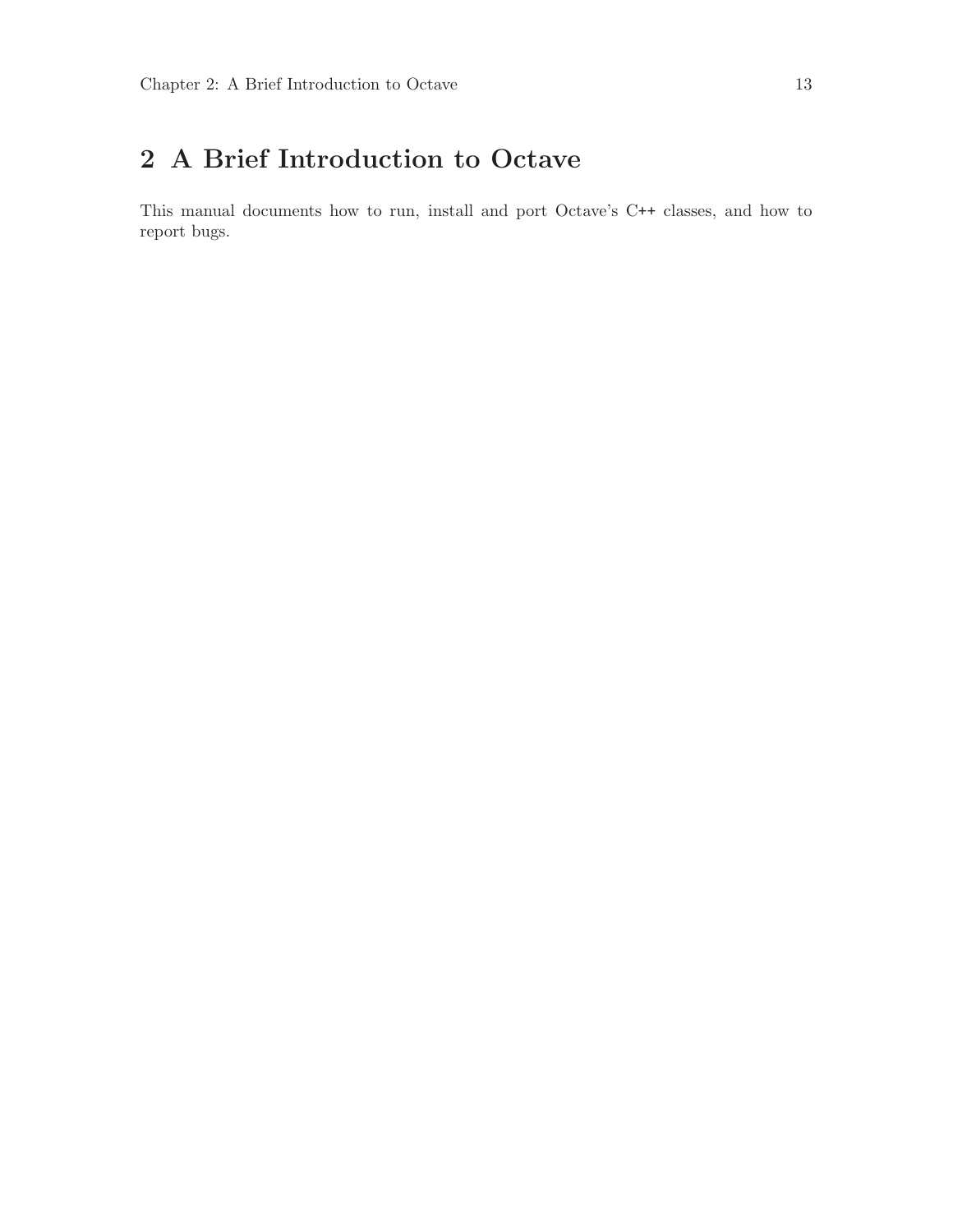# 2 A Brief Introduction to Octave

This manual documents how to run, install and port Octave's C++ classes, and how to report bugs.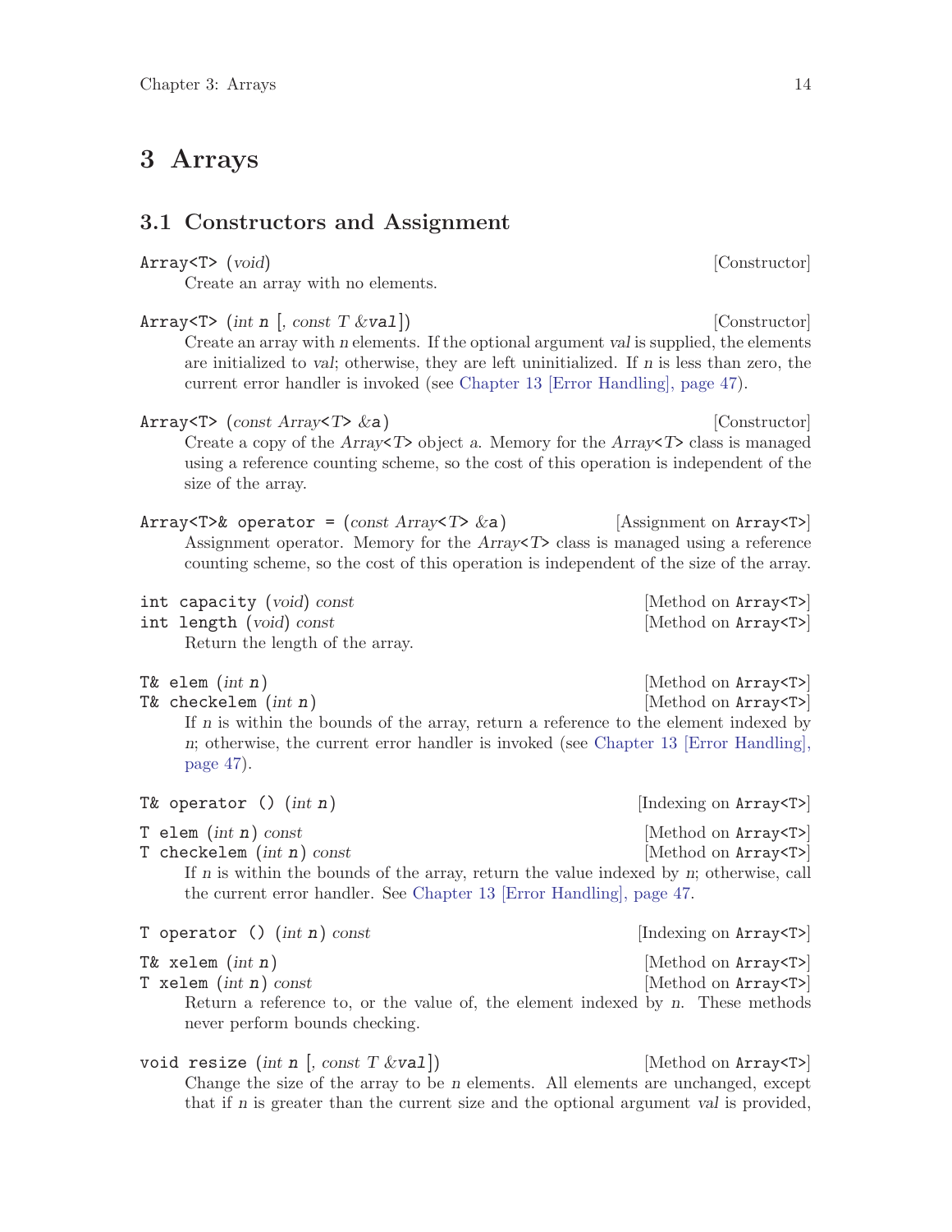# 3 Arrays

## 3.1 Constructors and Assignment

`Array<T>` (*void*) [Constructor]

Create an array with no elements.

`Array<T>` (*int* **n** [, *const T* &**val**]) [Constructor]

Create an array with *n* elements. If the optional argument *val* is supplied, the elements are initialized to *val*; otherwise, they are left uninitialized. If *n* is less than zero, the current error handler is invoked (see Chapter 13 [Error Handling], page 47).

`Array<T>` (*const Array<T>* &**a**) [Constructor]

Create a copy of the *Array<T>* object *a*. Memory for the *Array<T>* class is managed using a reference counting scheme, so the cost of this operation is independent of the size of the array.

`Array<T>& operator =` (*const Array<T>* &**a**) [Assignment on `Array<T>`]

Assignment operator. Memory for the *Array<T>* class is managed using a reference counting scheme, so the cost of this operation is independent of the size of the array.

`int capacity` (*void*) *const* [Method on `Array<T>`]
`int length` (*void*) *const* [Method on `Array<T>`]

Return the length of the array.

`T& elem` (*int* **n**) [Method on `Array<T>`]
`T& checkelem` (*int* **n**) [Method on `Array<T>`]

If *n* is within the bounds of the array, return a reference to the element indexed by *n*; otherwise, the current error handler is invoked (see Chapter 13 [Error Handling], page 47).

`T& operator ()` (*int* **n**) [Indexing on `Array<T>`]

`T elem` (*int* **n**) *const* [Method on `Array<T>`]
`T checkelem` (*int* **n**) *const* [Method on `Array<T>`]

If *n* is within the bounds of the array, return the value indexed by *n*; otherwise, call the current error handler. See Chapter 13 [Error Handling], page 47.

`T operator ()` (*int* **n**) *const* [Indexing on `Array<T>`]

`T& xelem` (*int* **n**) [Method on `Array<T>`]
`T xelem` (*int* **n**) *const* [Method on `Array<T>`]

Return a reference to, or the value of, the element indexed by *n*. These methods never perform bounds checking.

`void resize` (*int* **n** [, *const T* &**val**]) [Method on `Array<T>`]

Change the size of the array to be *n* elements. All elements are unchanged, except that if *n* is greater than the current size and the optional argument *val* is provided,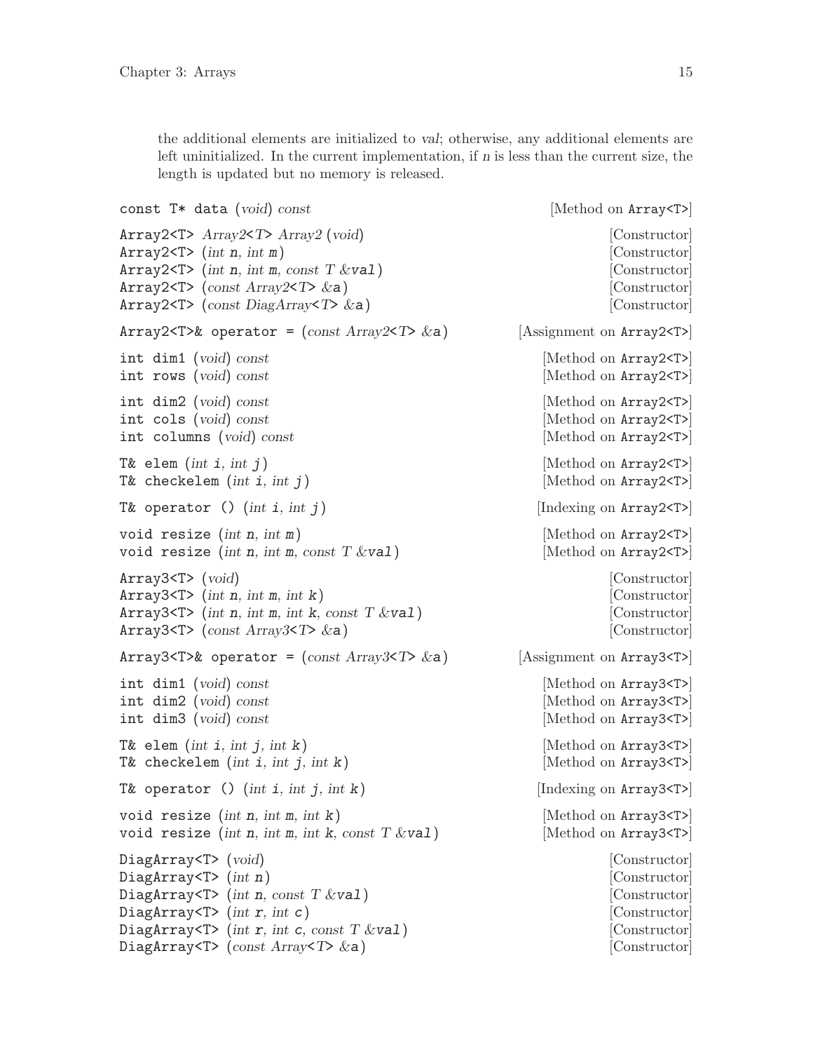the additional elements are initialized to *val*; otherwise, any additional elements are left uninitialized. In the current implementation, if *n* is less than the current size, the length is updated but no memory is released.

`const T* data` (*void*) *const* — [Method on `Array<T>`]

`Array2<T>` *Array2<T> Array2* (*void*) — [Constructor]
`Array2<T>` (*int* `n`, *int* `m`) — [Constructor]
`Array2<T>` (*int* `n`, *int* `m`, *const T &*`val`) — [Constructor]
`Array2<T>` (*const Array2<T> &*`a`) — [Constructor]
`Array2<T>` (*const DiagArray<T> &*`a`) — [Constructor]

`Array2<T>& operator =` (*const Array2<T> &*`a`) — [Assignment on `Array2<T>`]

`int dim1` (*void*) *const* — [Method on `Array2<T>`]
`int rows` (*void*) *const* — [Method on `Array2<T>`]

`int dim2` (*void*) *const* — [Method on `Array2<T>`]
`int cols` (*void*) *const* — [Method on `Array2<T>`]
`int columns` (*void*) *const* — [Method on `Array2<T>`]

`T& elem` (*int* `i`, *int* `j`) — [Method on `Array2<T>`]
`T& checkelem` (*int* `i`, *int* `j`) — [Method on `Array2<T>`]

`T& operator ()` (*int* `i`, *int* `j`) — [Indexing on `Array2<T>`]

`void resize` (*int* `n`, *int* `m`) — [Method on `Array2<T>`]
`void resize` (*int* `n`, *int* `m`, *const T &*`val`) — [Method on `Array2<T>`]

`Array3<T>` (*void*) — [Constructor]
`Array3<T>` (*int* `n`, *int* `m`, *int* `k`) — [Constructor]
`Array3<T>` (*int* `n`, *int* `m`, *int* `k`, *const T &*`val`) — [Constructor]
`Array3<T>` (*const Array3<T> &*`a`) — [Constructor]

`Array3<T>& operator =` (*const Array3<T> &*`a`) — [Assignment on `Array3<T>`]

`int dim1` (*void*) *const* — [Method on `Array3<T>`]
`int dim2` (*void*) *const* — [Method on `Array3<T>`]
`int dim3` (*void*) *const* — [Method on `Array3<T>`]

`T& elem` (*int* `i`, *int* `j`, *int* `k`) — [Method on `Array3<T>`]
`T& checkelem` (*int* `i`, *int* `j`, *int* `k`) — [Method on `Array3<T>`]

`T& operator ()` (*int* `i`, *int* `j`, *int* `k`) — [Indexing on `Array3<T>`]

`void resize` (*int* `n`, *int* `m`, *int* `k`) — [Method on `Array3<T>`]
`void resize` (*int* `n`, *int* `m`, *int* `k`, *const T &*`val`) — [Method on `Array3<T>`]

`DiagArray<T>` (*void*) — [Constructor]
`DiagArray<T>` (*int* `n`) — [Constructor]
`DiagArray<T>` (*int* `n`, *const T &*`val`) — [Constructor]
`DiagArray<T>` (*int* `r`, *int* `c`) — [Constructor]
`DiagArray<T>` (*int* `r`, *int* `c`, *const T &*`val`) — [Constructor]
`DiagArray<T>` (*const Array<T> &*`a`) — [Constructor]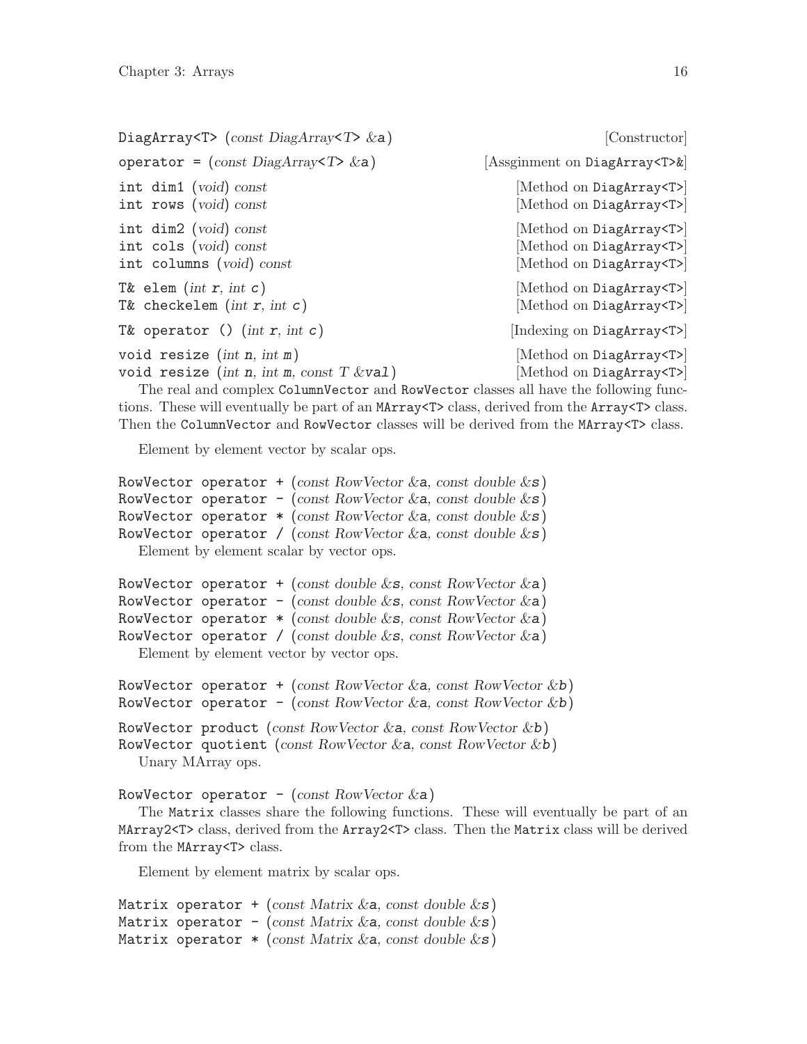`DiagArray<T> (const DiagArray<T> &a)` [Constructor]

`operator = (const DiagArray<T> &a)` [Assginment on `DiagArray<T>&`]

`int dim1 (void) const` [Method on `DiagArray<T>`]
`int rows (void) const` [Method on `DiagArray<T>`]

`int dim2 (void) const` [Method on `DiagArray<T>`]
`int cols (void) const` [Method on `DiagArray<T>`]
`int columns (void) const` [Method on `DiagArray<T>`]

`T& elem (int r, int c)` [Method on `DiagArray<T>`]
`T& checkelem (int r, int c)` [Method on `DiagArray<T>`]

`T& operator () (int r, int c)` [Indexing on `DiagArray<T>`]

`void resize (int n, int m)` [Method on `DiagArray<T>`]
`void resize (int n, int m, const T &val)` [Method on `DiagArray<T>`]

The real and complex `ColumnVector` and `RowVector` classes all have the following functions. These will eventually be part of an `MArray<T>` class, derived from the `Array<T>` class. Then the `ColumnVector` and `RowVector` classes will be derived from the `MArray<T>` class.

Element by element vector by scalar ops.

```
RowVector operator + (const RowVector &a, const double &s)
RowVector operator - (const RowVector &a, const double &s)
RowVector operator * (const RowVector &a, const double &s)
RowVector operator / (const RowVector &a, const double &s)
```

Element by element scalar by vector ops.

```
RowVector operator + (const double &s, const RowVector &a)
RowVector operator - (const double &s, const RowVector &a)
RowVector operator * (const double &s, const RowVector &a)
RowVector operator / (const double &s, const RowVector &a)
```

Element by element vector by vector ops.

```
RowVector operator + (const RowVector &a, const RowVector &b)
RowVector operator - (const RowVector &a, const RowVector &b)
```

```
RowVector product (const RowVector &a, const RowVector &b)
RowVector quotient (const RowVector &a, const RowVector &b)
```

Unary MArray ops.

```
RowVector operator - (const RowVector &a)
```

The `Matrix` classes share the following functions. These will eventually be part of an `MArray2<T>` class, derived from the `Array2<T>` class. Then the `Matrix` class will be derived from the `MArray<T>` class.

Element by element matrix by scalar ops.

```
Matrix operator + (const Matrix &a, const double &s)
Matrix operator - (const Matrix &a, const double &s)
Matrix operator * (const Matrix &a, const double &s)
```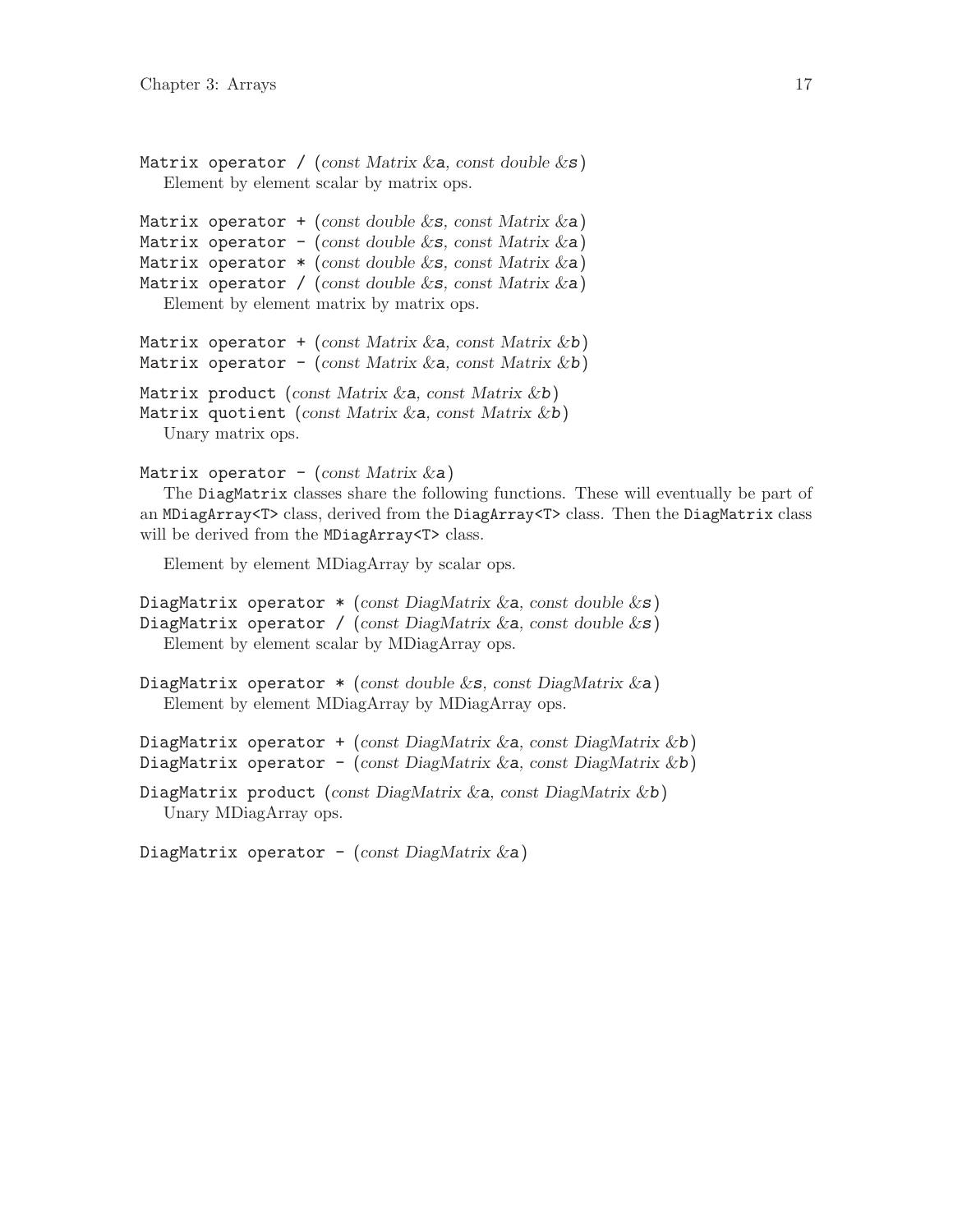`Matrix operator / (const Matrix &a, const double &s)`

Element by element scalar by matrix ops.

`Matrix operator + (const double &s, const Matrix &a)`
`Matrix operator - (const double &s, const Matrix &a)`
`Matrix operator * (const double &s, const Matrix &a)`
`Matrix operator / (const double &s, const Matrix &a)`

Element by element matrix by matrix ops.

`Matrix operator + (const Matrix &a, const Matrix &b)`
`Matrix operator - (const Matrix &a, const Matrix &b)`

`Matrix product (const Matrix &a, const Matrix &b)`
`Matrix quotient (const Matrix &a, const Matrix &b)`

Unary matrix ops.

`Matrix operator - (const Matrix &a)`

The `DiagMatrix` classes share the following functions. These will eventually be part of an `MDiagArray<T>` class, derived from the `DiagArray<T>` class. Then the `DiagMatrix` class will be derived from the `MDiagArray<T>` class.

Element by element MDiagArray by scalar ops.

`DiagMatrix operator * (const DiagMatrix &a, const double &s)`
`DiagMatrix operator / (const DiagMatrix &a, const double &s)`

Element by element scalar by MDiagArray ops.

`DiagMatrix operator * (const double &s, const DiagMatrix &a)`

Element by element MDiagArray by MDiagArray ops.

`DiagMatrix operator + (const DiagMatrix &a, const DiagMatrix &b)`
`DiagMatrix operator - (const DiagMatrix &a, const DiagMatrix &b)`

`DiagMatrix product (const DiagMatrix &a, const DiagMatrix &b)`

Unary MDiagArray ops.

`DiagMatrix operator - (const DiagMatrix &a)`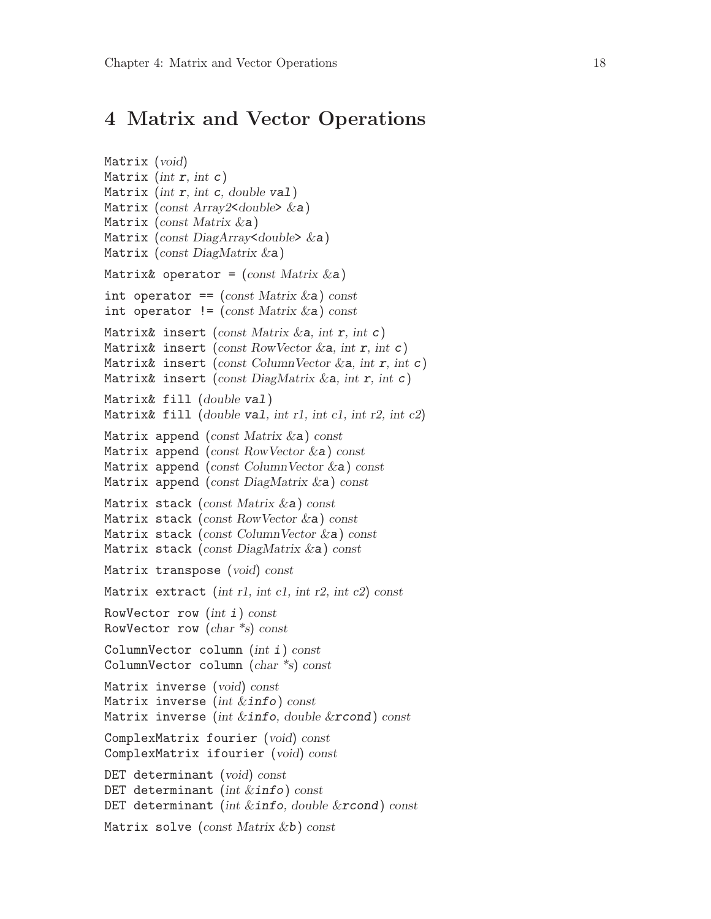# 4 Matrix and Vector Operations

```
Matrix (void)
Matrix (int r, int c)
Matrix (int r, int c, double val)
Matrix (const Array2<double> &a)
Matrix (const Matrix &a)
Matrix (const DiagArray<double> &a)
Matrix (const DiagMatrix &a)

Matrix& operator = (const Matrix &a)

int operator == (const Matrix &a) const
int operator != (const Matrix &a) const

Matrix& insert (const Matrix &a, int r, int c)
Matrix& insert (const RowVector &a, int r, int c)
Matrix& insert (const ColumnVector &a, int r, int c)
Matrix& insert (const DiagMatrix &a, int r, int c)

Matrix& fill (double val)
Matrix& fill (double val, int r1, int c1, int r2, int c2)

Matrix append (const Matrix &a) const
Matrix append (const RowVector &a) const
Matrix append (const ColumnVector &a) const
Matrix append (const DiagMatrix &a) const

Matrix stack (const Matrix &a) const
Matrix stack (const RowVector &a) const
Matrix stack (const ColumnVector &a) const
Matrix stack (const DiagMatrix &a) const

Matrix transpose (void) const

Matrix extract (int r1, int c1, int r2, int c2) const

RowVector row (int i) const
RowVector row (char *s) const

ColumnVector column (int i) const
ColumnVector column (char *s) const

Matrix inverse (void) const
Matrix inverse (int &info) const
Matrix inverse (int &info, double &rcond) const

ComplexMatrix fourier (void) const
ComplexMatrix ifourier (void) const

DET determinant (void) const
DET determinant (int &info) const
DET determinant (int &info, double &rcond) const

Matrix solve (const Matrix &b) const
```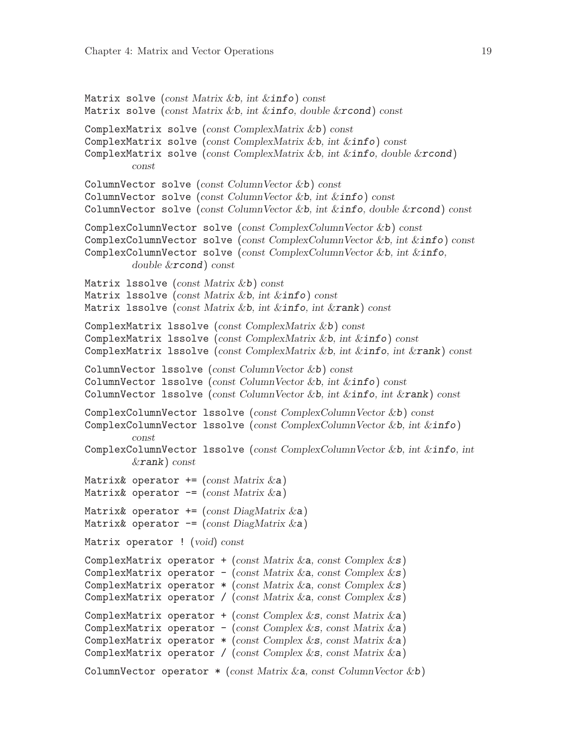Matrix solve (*const Matrix &*b, *int &*info) *const*
Matrix solve (*const Matrix &*b, *int &*info, *double &*rcond) *const*

ComplexMatrix solve (*const ComplexMatrix &*b) *const*
ComplexMatrix solve (*const ComplexMatrix &*b, *int &*info) *const*
ComplexMatrix solve (*const ComplexMatrix &*b, *int &*info, *double &*rcond) *const*

ColumnVector solve (*const ColumnVector &*b) *const*
ColumnVector solve (*const ColumnVector &*b, *int &*info) *const*
ColumnVector solve (*const ColumnVector &*b, *int &*info, *double &*rcond) *const*

ComplexColumnVector solve (*const ComplexColumnVector &*b) *const*
ComplexColumnVector solve (*const ComplexColumnVector &*b, *int &*info) *const*
ComplexColumnVector solve (*const ComplexColumnVector &*b, *int &*info, *double &*rcond) *const*

Matrix lssolve (*const Matrix &*b) *const*
Matrix lssolve (*const Matrix &*b, *int &*info) *const*
Matrix lssolve (*const Matrix &*b, *int &*info, *int &*rank) *const*

ComplexMatrix lssolve (*const ComplexMatrix &*b) *const*
ComplexMatrix lssolve (*const ComplexMatrix &*b, *int &*info) *const*
ComplexMatrix lssolve (*const ComplexMatrix &*b, *int &*info, *int &*rank) *const*

ColumnVector lssolve (*const ColumnVector &*b) *const*
ColumnVector lssolve (*const ColumnVector &*b, *int &*info) *const*
ColumnVector lssolve (*const ColumnVector &*b, *int &*info, *int &*rank) *const*

ComplexColumnVector lssolve (*const ComplexColumnVector &*b) *const*
ComplexColumnVector lssolve (*const ComplexColumnVector &*b, *int &*info) *const*
ComplexColumnVector lssolve (*const ComplexColumnVector &*b, *int &*info, *int &*rank) *const*

Matrix& operator += (*const Matrix &*a)
Matrix& operator -= (*const Matrix &*a)

Matrix& operator += (*const DiagMatrix &*a)
Matrix& operator -= (*const DiagMatrix &*a)

Matrix operator ! (*void*) *const*

ComplexMatrix operator + (*const Matrix &*a, *const Complex &*s)
ComplexMatrix operator - (*const Matrix &*a, *const Complex &*s)
ComplexMatrix operator * (*const Matrix &*a, *const Complex &*s)
ComplexMatrix operator / (*const Matrix &*a, *const Complex &*s)

ComplexMatrix operator + (*const Complex &*s, *const Matrix &*a)
ComplexMatrix operator - (*const Complex &*s, *const Matrix &*a)
ComplexMatrix operator * (*const Complex &*s, *const Matrix &*a)
ComplexMatrix operator / (*const Complex &*s, *const Matrix &*a)

ColumnVector operator * (*const Matrix &*a, *const ColumnVector &*b)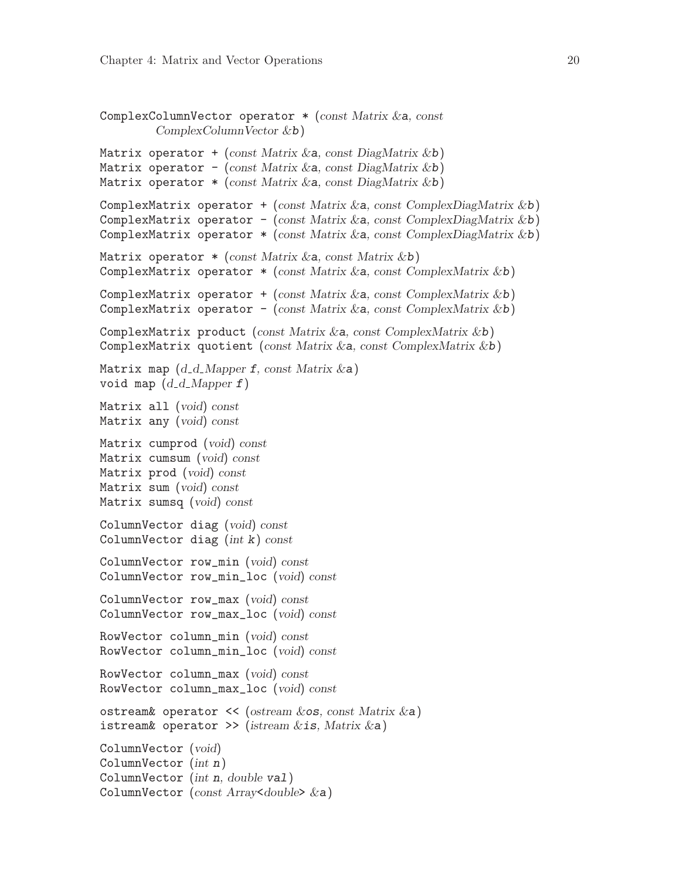ComplexColumnVector operator * (*const Matrix &*a, *const ComplexColumnVector &*b)

Matrix operator + (*const Matrix &*a, *const DiagMatrix &*b)
Matrix operator - (*const Matrix &*a, *const DiagMatrix &*b)
Matrix operator * (*const Matrix &*a, *const DiagMatrix &*b)

ComplexMatrix operator + (*const Matrix &*a, *const ComplexDiagMatrix &*b)
ComplexMatrix operator - (*const Matrix &*a, *const ComplexDiagMatrix &*b)
ComplexMatrix operator * (*const Matrix &*a, *const ComplexDiagMatrix &*b)

Matrix operator * (*const Matrix &*a, *const Matrix &*b)
ComplexMatrix operator * (*const Matrix &*a, *const ComplexMatrix &*b)

ComplexMatrix operator + (*const Matrix &*a, *const ComplexMatrix &*b)
ComplexMatrix operator - (*const Matrix &*a, *const ComplexMatrix &*b)

ComplexMatrix product (*const Matrix &*a, *const ComplexMatrix &*b)
ComplexMatrix quotient (*const Matrix &*a, *const ComplexMatrix &*b)

Matrix map (*d_d_Mapper* f, *const Matrix &*a)
void map (*d_d_Mapper* f)

Matrix all (*void*) *const*
Matrix any (*void*) *const*

Matrix cumprod (*void*) *const*
Matrix cumsum (*void*) *const*
Matrix prod (*void*) *const*
Matrix sum (*void*) *const*
Matrix sumsq (*void*) *const*

ColumnVector diag (*void*) *const*
ColumnVector diag (*int* k) *const*

ColumnVector row_min (*void*) *const*
ColumnVector row_min_loc (*void*) *const*

ColumnVector row_max (*void*) *const*
ColumnVector row_max_loc (*void*) *const*

RowVector column_min (*void*) *const*
RowVector column_min_loc (*void*) *const*

RowVector column_max (*void*) *const*
RowVector column_max_loc (*void*) *const*

ostream& operator << (*ostream &*os, *const Matrix &*a)
istream& operator >> (*istream &*is, *Matrix &*a)

ColumnVector (*void*)
ColumnVector (*int* n)
ColumnVector (*int* n, *double* val)
ColumnVector (*const Array<double> &*a)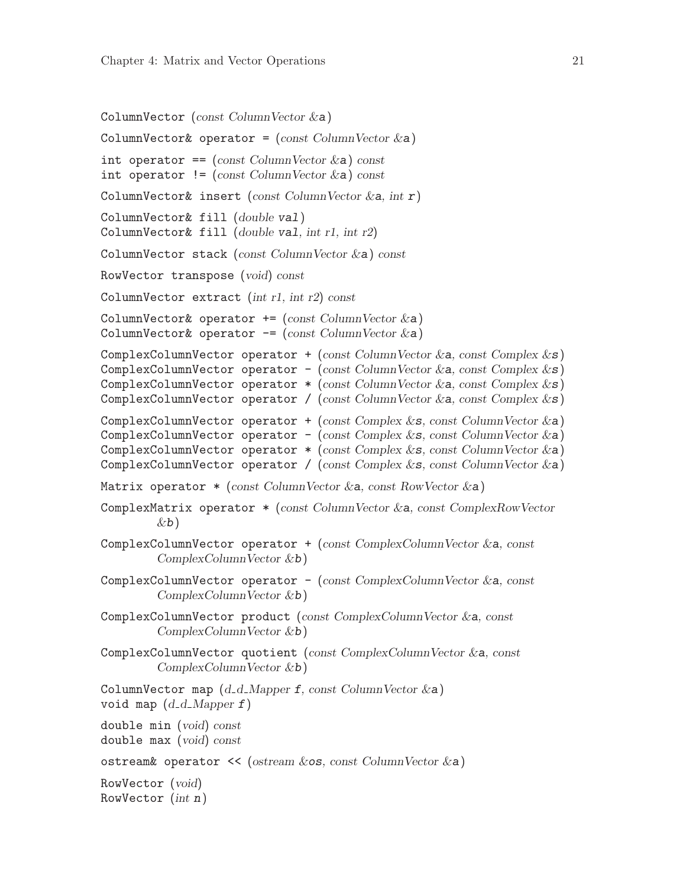`ColumnVector (const ColumnVector &a)`

`ColumnVector& operator = (const ColumnVector &a)`

`int operator == (const ColumnVector &a) const`
`int operator != (const ColumnVector &a) const`

`ColumnVector& insert (const ColumnVector &a, int r)`

`ColumnVector& fill (double val)`
`ColumnVector& fill (double val, int r1, int r2)`

`ColumnVector stack (const ColumnVector &a) const`

`RowVector transpose (void) const`

`ColumnVector extract (int r1, int r2) const`

`ColumnVector& operator += (const ColumnVector &a)`
`ColumnVector& operator -= (const ColumnVector &a)`

`ComplexColumnVector operator + (const ColumnVector &a, const Complex &s)`
`ComplexColumnVector operator - (const ColumnVector &a, const Complex &s)`
`ComplexColumnVector operator * (const ColumnVector &a, const Complex &s)`
`ComplexColumnVector operator / (const ColumnVector &a, const Complex &s)`

`ComplexColumnVector operator + (const Complex &s, const ColumnVector &a)`
`ComplexColumnVector operator - (const Complex &s, const ColumnVector &a)`
`ComplexColumnVector operator * (const Complex &s, const ColumnVector &a)`
`ComplexColumnVector operator / (const Complex &s, const ColumnVector &a)`

`Matrix operator * (const ColumnVector &a, const RowVector &a)`

`ComplexMatrix operator * (const ColumnVector &a, const ComplexRowVector &b)`

`ComplexColumnVector operator + (const ComplexColumnVector &a, const ComplexColumnVector &b)`

`ComplexColumnVector operator - (const ComplexColumnVector &a, const ComplexColumnVector &b)`

`ComplexColumnVector product (const ComplexColumnVector &a, const ComplexColumnVector &b)`

`ComplexColumnVector quotient (const ComplexColumnVector &a, const ComplexColumnVector &b)`

`ColumnVector map (d_d_Mapper f, const ColumnVector &a)`
`void map (d_d_Mapper f)`

`double min (void) const`
`double max (void) const`

`ostream& operator << (ostream &os, const ColumnVector &a)`

`RowVector (void)`
`RowVector (int n)`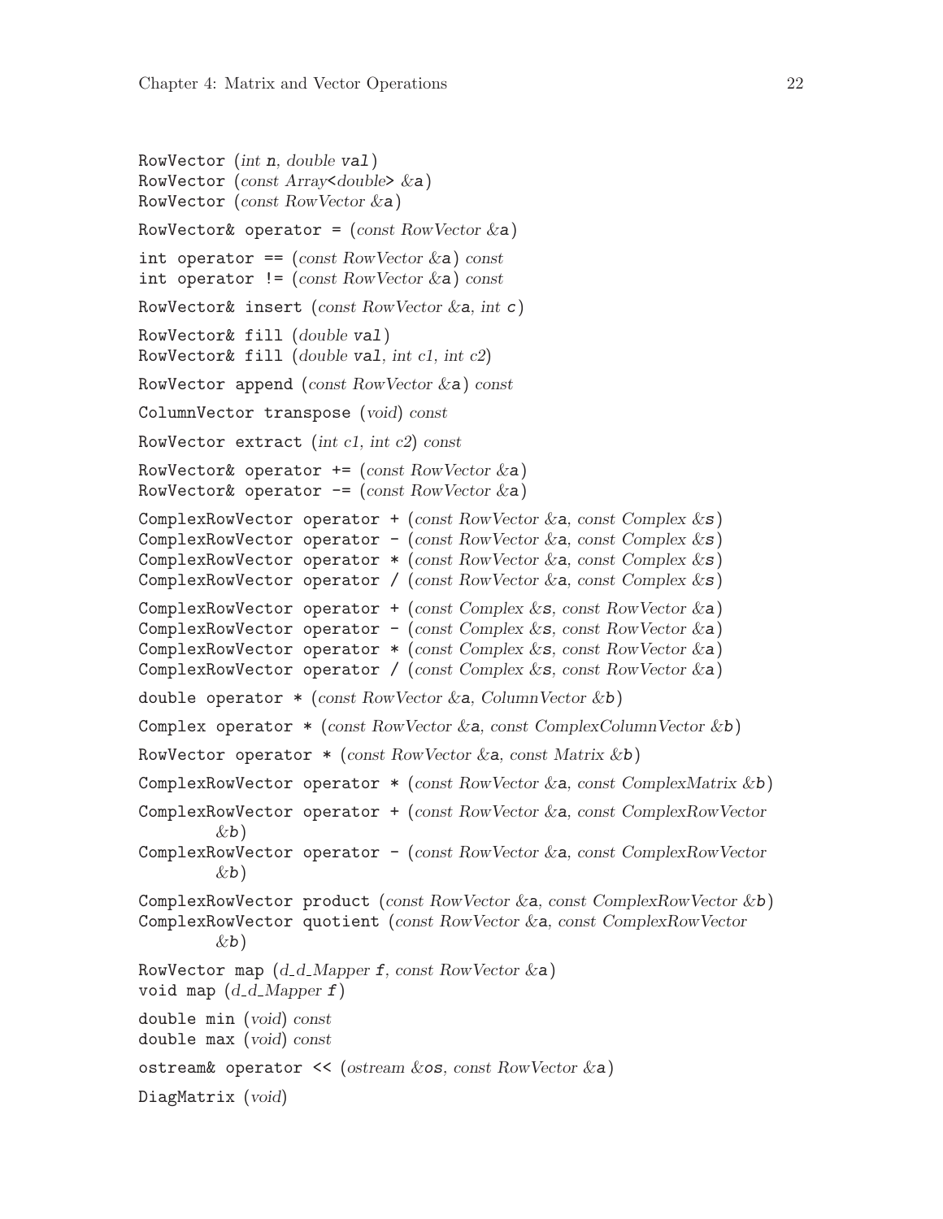RowVector (*int* n, *double* val)
RowVector (*const Array<double> &*a)
RowVector (*const RowVector &*a)

RowVector& operator = (*const RowVector &*a)

int operator == (*const RowVector &*a) *const*
int operator != (*const RowVector &*a) *const*

RowVector& insert (*const RowVector &*a, *int* c)

RowVector& fill (*double* val)
RowVector& fill (*double* val, *int c1*, *int c2*)

RowVector append (*const RowVector &*a) *const*

ColumnVector transpose (*void*) *const*

RowVector extract (*int c1*, *int c2*) *const*

RowVector& operator += (*const RowVector &*a)
RowVector& operator -= (*const RowVector &*a)

ComplexRowVector operator + (*const RowVector &*a, *const Complex &*s)
ComplexRowVector operator - (*const RowVector &*a, *const Complex &*s)
ComplexRowVector operator * (*const RowVector &*a, *const Complex &*s)
ComplexRowVector operator / (*const RowVector &*a, *const Complex &*s)

ComplexRowVector operator + (*const Complex &*s, *const RowVector &*a)
ComplexRowVector operator - (*const Complex &*s, *const RowVector &*a)
ComplexRowVector operator * (*const Complex &*s, *const RowVector &*a)
ComplexRowVector operator / (*const Complex &*s, *const RowVector &*a)

double operator * (*const RowVector &*a, *ColumnVector &*b)

Complex operator * (*const RowVector &*a, *const ComplexColumnVector &*b)

RowVector operator * (*const RowVector &*a, *const Matrix &*b)

ComplexRowVector operator * (*const RowVector &*a, *const ComplexMatrix &*b)

ComplexRowVector operator + (*const RowVector &*a, *const ComplexRowVector &*b)
ComplexRowVector operator - (*const RowVector &*a, *const ComplexRowVector &*b)

ComplexRowVector product (*const RowVector &*a, *const ComplexRowVector &*b)
ComplexRowVector quotient (*const RowVector &*a, *const ComplexRowVector &*b)

RowVector map (*d_d_Mapper* f, *const RowVector &*a)
void map (*d_d_Mapper* f)

double min (*void*) *const*
double max (*void*) *const*

ostream& operator << (*ostream &*os, *const RowVector &*a)

DiagMatrix (*void*)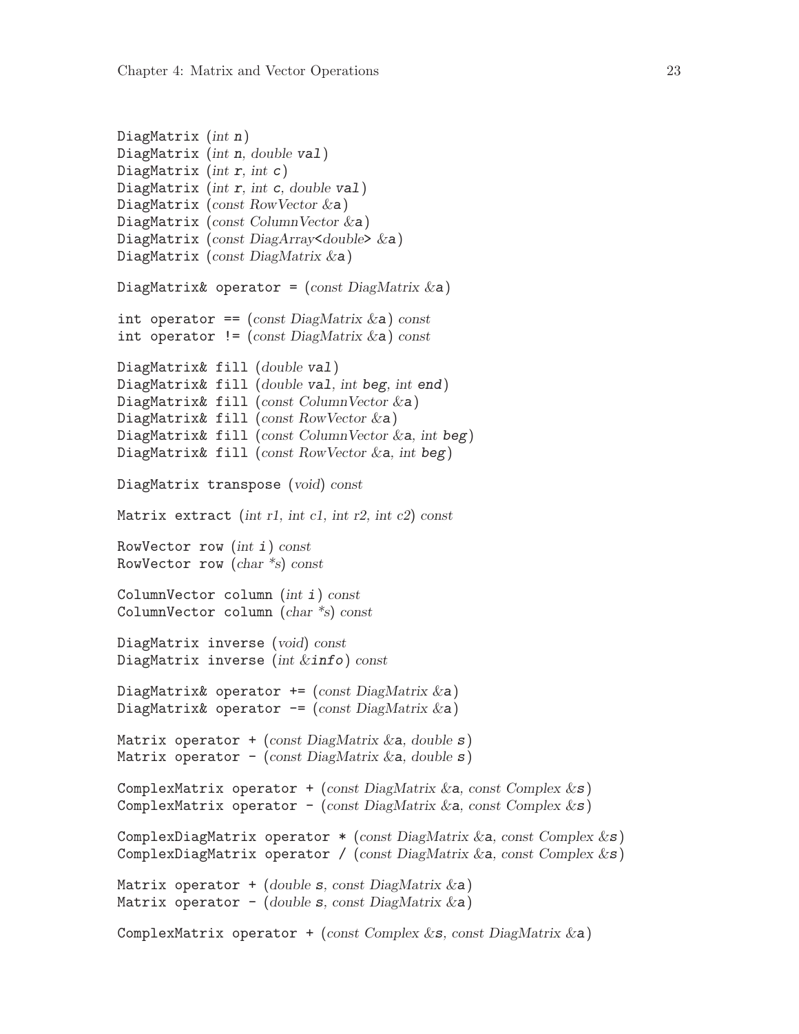DiagMatrix (*int* n)
DiagMatrix (*int* n, *double* val)
DiagMatrix (*int* r, *int* c)
DiagMatrix (*int* r, *int* c, *double* val)
DiagMatrix (*const RowVector* &a)
DiagMatrix (*const ColumnVector* &a)
DiagMatrix (*const DiagArray<double>* &a)
DiagMatrix (*const DiagMatrix* &a)

DiagMatrix& operator = (*const DiagMatrix* &a)

int operator == (*const DiagMatrix* &a) *const*
int operator != (*const DiagMatrix* &a) *const*

DiagMatrix& fill (*double* val)
DiagMatrix& fill (*double* val, *int* beg, *int* end)
DiagMatrix& fill (*const ColumnVector* &a)
DiagMatrix& fill (*const RowVector* &a)
DiagMatrix& fill (*const ColumnVector* &a, *int* beg)
DiagMatrix& fill (*const RowVector* &a, *int* beg)

DiagMatrix transpose (*void*) *const*

Matrix extract (*int r1, int c1, int r2, int c2*) *const*

RowVector row (*int* i) *const*
RowVector row (*char *s*) *const*

ColumnVector column (*int* i) *const*
ColumnVector column (*char *s*) *const*

DiagMatrix inverse (*void*) *const*
DiagMatrix inverse (*int* &info) *const*

DiagMatrix& operator += (*const DiagMatrix* &a)
DiagMatrix& operator -= (*const DiagMatrix* &a)

Matrix operator + (*const DiagMatrix* &a, *double* s)
Matrix operator - (*const DiagMatrix* &a, *double* s)

ComplexMatrix operator + (*const DiagMatrix* &a, *const Complex* &s)
ComplexMatrix operator - (*const DiagMatrix* &a, *const Complex* &s)

ComplexDiagMatrix operator * (*const DiagMatrix* &a, *const Complex* &s)
ComplexDiagMatrix operator / (*const DiagMatrix* &a, *const Complex* &s)

Matrix operator + (*double* s, *const DiagMatrix* &a)
Matrix operator - (*double* s, *const DiagMatrix* &a)

ComplexMatrix operator + (*const Complex* &s, *const DiagMatrix* &a)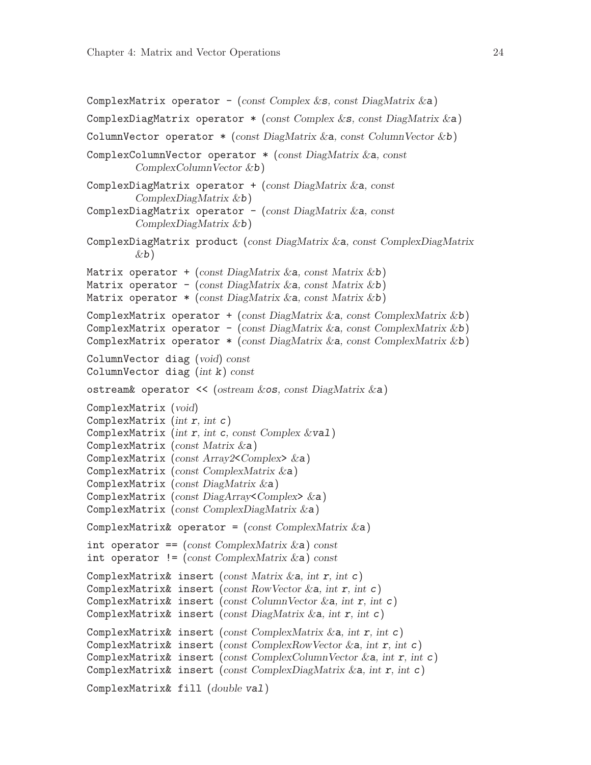ComplexMatrix operator - (*const Complex &***s***, const DiagMatrix &***a***)

ComplexDiagMatrix operator * (*const Complex &***s***, const DiagMatrix &***a***)

ColumnVector operator * (*const DiagMatrix &***a***, const ColumnVector &***b***)

ComplexColumnVector operator * (*const DiagMatrix &***a***, const ComplexColumnVector &***b***)

ComplexDiagMatrix operator + (*const DiagMatrix &***a***, const ComplexDiagMatrix &***b***)
ComplexDiagMatrix operator - (*const DiagMatrix &***a***, const ComplexDiagMatrix &***b***)

ComplexDiagMatrix product (*const DiagMatrix &***a***, const ComplexDiagMatrix &***b***)

Matrix operator + (*const DiagMatrix &***a***, const Matrix &***b***)
Matrix operator - (*const DiagMatrix &***a***, const Matrix &***b***)
Matrix operator * (*const DiagMatrix &***a***, const Matrix &***b***)

ComplexMatrix operator + (*const DiagMatrix &***a***, const ComplexMatrix &***b***)
ComplexMatrix operator - (*const DiagMatrix &***a***, const ComplexMatrix &***b***)
ComplexMatrix operator * (*const DiagMatrix &***a***, const ComplexMatrix &***b***)

ColumnVector diag (*void*) *const*
ColumnVector diag (*int* ***k***) *const*

ostream& operator << (*ostream &***os***, const DiagMatrix &***a***)

ComplexMatrix (*void*)
ComplexMatrix (*int* ***r***, *int* ***c***)
ComplexMatrix (*int* ***r***, *int* ***c***, *const Complex &***val***)
ComplexMatrix (*const Matrix &***a***)
ComplexMatrix (*const Array2<Complex> &***a***)
ComplexMatrix (*const ComplexMatrix &***a***)
ComplexMatrix (*const DiagMatrix &***a***)
ComplexMatrix (*const DiagArray<Complex> &***a***)
ComplexMatrix (*const ComplexDiagMatrix &***a***)

ComplexMatrix& operator = (*const ComplexMatrix &***a***)

int operator == (*const ComplexMatrix &***a***) *const*
int operator != (*const ComplexMatrix &***a***) *const*

ComplexMatrix& insert (*const Matrix &***a***, int* ***r***, *int* ***c***)
ComplexMatrix& insert (*const RowVector &***a***, int* ***r***, *int* ***c***)
ComplexMatrix& insert (*const ColumnVector &***a***, int* ***r***, *int* ***c***)
ComplexMatrix& insert (*const DiagMatrix &***a***, int* ***r***, *int* ***c***)

ComplexMatrix& insert (*const ComplexMatrix &***a***, int* ***r***, *int* ***c***)
ComplexMatrix& insert (*const ComplexRowVector &***a***, int* ***r***, *int* ***c***)
ComplexMatrix& insert (*const ComplexColumnVector &***a***, int* ***r***, *int* ***c***)
ComplexMatrix& insert (*const ComplexDiagMatrix &***a***, int* ***r***, *int* ***c***)

ComplexMatrix& fill (*double* ***val***)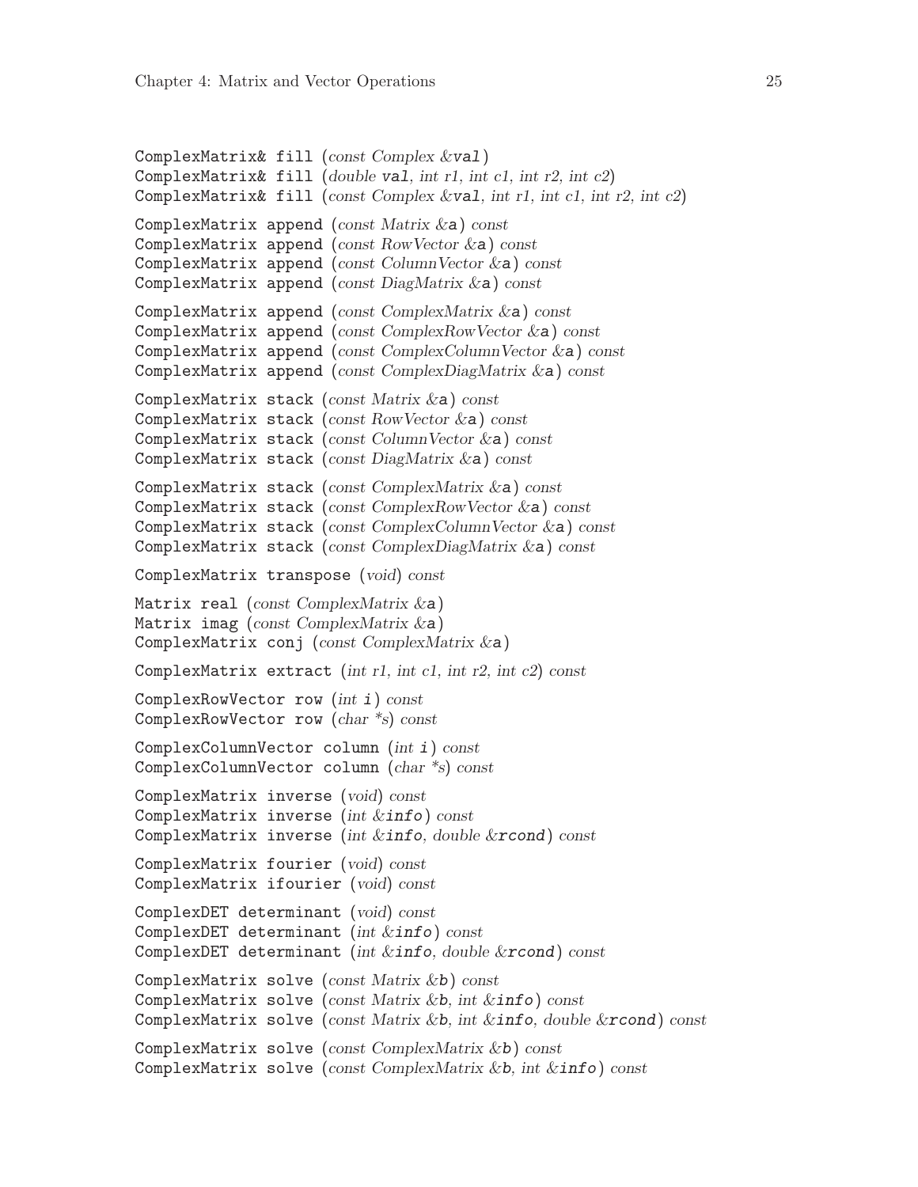ComplexMatrix& fill (*const Complex &*`val`)
ComplexMatrix& fill (*double* `val`*, int r1, int c1, int r2, int c2*)
ComplexMatrix& fill (*const Complex &*`val`*, int r1, int c1, int r2, int c2*)

ComplexMatrix append (*const Matrix &*`a`) *const*
ComplexMatrix append (*const RowVector &*`a`) *const*
ComplexMatrix append (*const ColumnVector &*`a`) *const*
ComplexMatrix append (*const DiagMatrix &*`a`) *const*

ComplexMatrix append (*const ComplexMatrix &*`a`) *const*
ComplexMatrix append (*const ComplexRowVector &*`a`) *const*
ComplexMatrix append (*const ComplexColumnVector &*`a`) *const*
ComplexMatrix append (*const ComplexDiagMatrix &*`a`) *const*

ComplexMatrix stack (*const Matrix &*`a`) *const*
ComplexMatrix stack (*const RowVector &*`a`) *const*
ComplexMatrix stack (*const ColumnVector &*`a`) *const*
ComplexMatrix stack (*const DiagMatrix &*`a`) *const*

ComplexMatrix stack (*const ComplexMatrix &*`a`) *const*
ComplexMatrix stack (*const ComplexRowVector &*`a`) *const*
ComplexMatrix stack (*const ComplexColumnVector &*`a`) *const*
ComplexMatrix stack (*const ComplexDiagMatrix &*`a`) *const*

ComplexMatrix transpose (*void*) *const*

Matrix real (*const ComplexMatrix &*`a`)
Matrix imag (*const ComplexMatrix &*`a`)
ComplexMatrix conj (*const ComplexMatrix &*`a`)

ComplexMatrix extract (*int r1, int c1, int r2, int c2*) *const*

ComplexRowVector row (*int* `i`) *const*
ComplexRowVector row (*char *s*) *const*

ComplexColumnVector column (*int* `i`) *const*
ComplexColumnVector column (*char *s*) *const*

ComplexMatrix inverse (*void*) *const*
ComplexMatrix inverse (*int &*`info`) *const*
ComplexMatrix inverse (*int &*`info`*, double &*`rcond`) *const*

ComplexMatrix fourier (*void*) *const*
ComplexMatrix ifourier (*void*) *const*

ComplexDET determinant (*void*) *const*
ComplexDET determinant (*int &*`info`) *const*
ComplexDET determinant (*int &*`info`*, double &*`rcond`) *const*

ComplexMatrix solve (*const Matrix &*`b`) *const*
ComplexMatrix solve (*const Matrix &*`b`*, int &*`info`) *const*
ComplexMatrix solve (*const Matrix &*`b`*, int &*`info`*, double &*`rcond`) *const*

ComplexMatrix solve (*const ComplexMatrix &*`b`) *const*
ComplexMatrix solve (*const ComplexMatrix &*`b`*, int &*`info`) *const*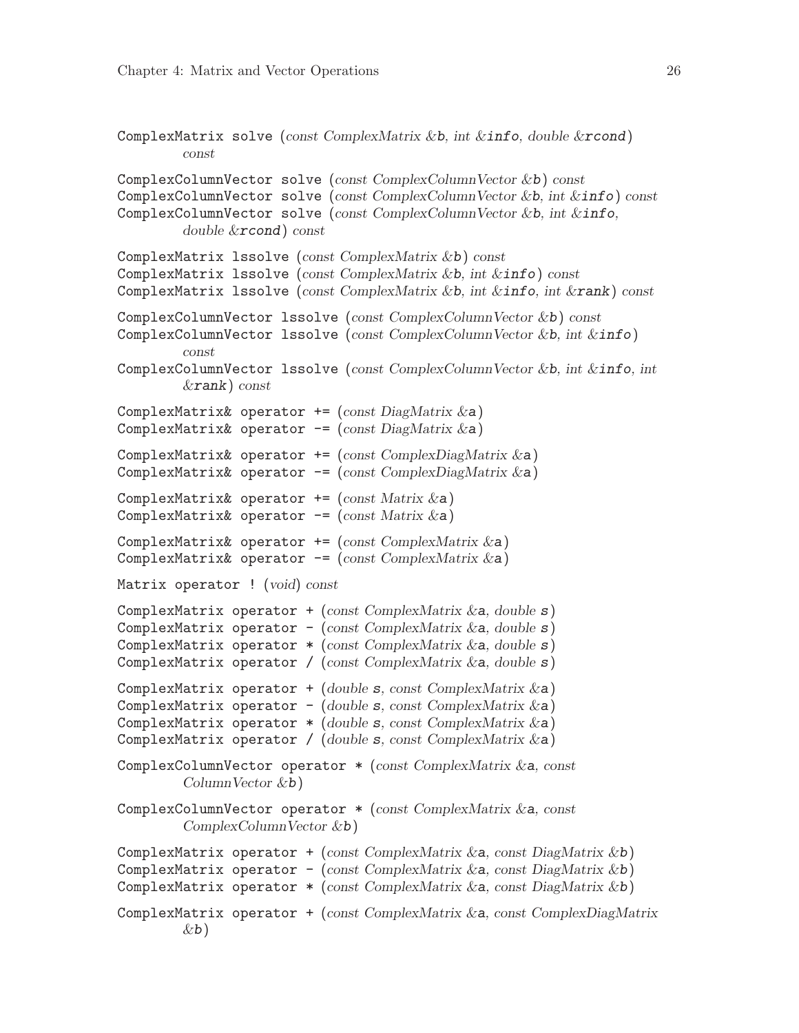ComplexMatrix solve (*const ComplexMatrix &*`b`, *int &*`info`, *double &*`rcond`) *const*

ComplexColumnVector solve (*const ComplexColumnVector &*`b`) *const*
ComplexColumnVector solve (*const ComplexColumnVector &*`b`, *int &*`info`) *const*
ComplexColumnVector solve (*const ComplexColumnVector &*`b`, *int &*`info`, *double &*`rcond`) *const*

ComplexMatrix lssolve (*const ComplexMatrix &*`b`) *const*
ComplexMatrix lssolve (*const ComplexMatrix &*`b`, *int &*`info`) *const*
ComplexMatrix lssolve (*const ComplexMatrix &*`b`, *int &*`info`, *int &*`rank`) *const*

ComplexColumnVector lssolve (*const ComplexColumnVector &*`b`) *const*
ComplexColumnVector lssolve (*const ComplexColumnVector &*`b`, *int &*`info`) *const*
ComplexColumnVector lssolve (*const ComplexColumnVector &*`b`, *int &*`info`, *int &*`rank`) *const*

ComplexMatrix& operator += (*const DiagMatrix &*`a`)
ComplexMatrix& operator -= (*const DiagMatrix &*`a`)

ComplexMatrix& operator += (*const ComplexDiagMatrix &*`a`)
ComplexMatrix& operator -= (*const ComplexDiagMatrix &*`a`)

ComplexMatrix& operator += (*const Matrix &*`a`)
ComplexMatrix& operator -= (*const Matrix &*`a`)

ComplexMatrix& operator += (*const ComplexMatrix &*`a`)
ComplexMatrix& operator -= (*const ComplexMatrix &*`a`)

Matrix operator ! (*void*) *const*

ComplexMatrix operator + (*const ComplexMatrix &*`a`, *double* `s`)
ComplexMatrix operator - (*const ComplexMatrix &*`a`, *double* `s`)
ComplexMatrix operator * (*const ComplexMatrix &*`a`, *double* `s`)
ComplexMatrix operator / (*const ComplexMatrix &*`a`, *double* `s`)

ComplexMatrix operator + (*double* `s`, *const ComplexMatrix &*`a`)
ComplexMatrix operator - (*double* `s`, *const ComplexMatrix &*`a`)
ComplexMatrix operator * (*double* `s`, *const ComplexMatrix &*`a`)
ComplexMatrix operator / (*double* `s`, *const ComplexMatrix &*`a`)

ComplexColumnVector operator * (*const ComplexMatrix &*`a`, *const ColumnVector &*`b`)

ComplexColumnVector operator * (*const ComplexMatrix &*`a`, *const ComplexColumnVector &*`b`)

ComplexMatrix operator + (*const ComplexMatrix &*`a`, *const DiagMatrix &*`b`)
ComplexMatrix operator - (*const ComplexMatrix &*`a`, *const DiagMatrix &*`b`)
ComplexMatrix operator * (*const ComplexMatrix &*`a`, *const DiagMatrix &*`b`)

ComplexMatrix operator + (*const ComplexMatrix &*`a`, *const ComplexDiagMatrix &*`b`)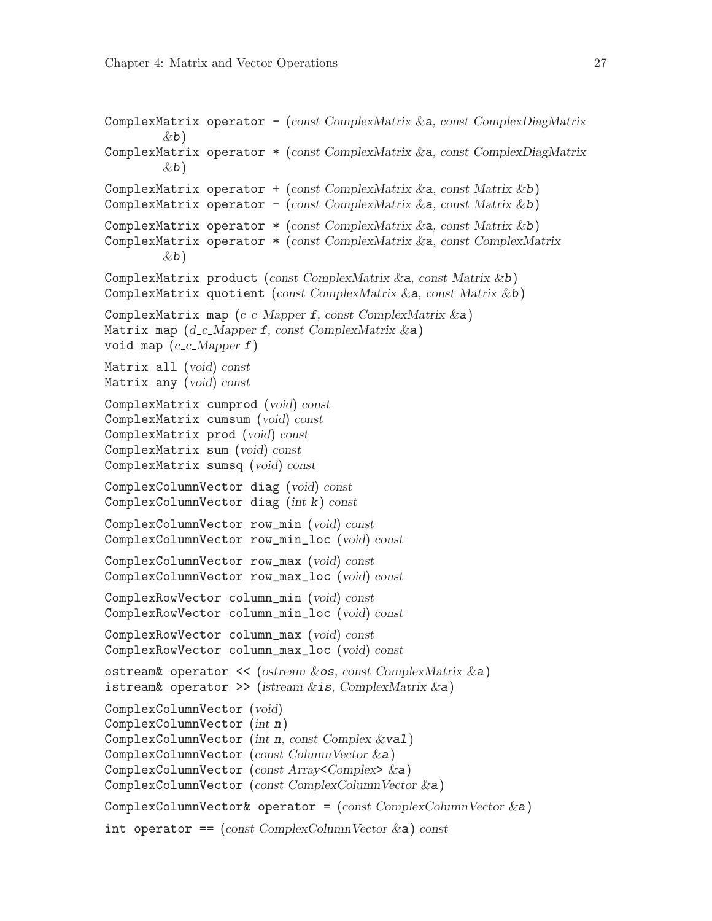ComplexMatrix operator - (*const ComplexMatrix &*a, *const ComplexDiagMatrix &*b)

ComplexMatrix operator * (*const ComplexMatrix &*a, *const ComplexDiagMatrix &*b)

ComplexMatrix operator + (*const ComplexMatrix &*a, *const Matrix &*b)
ComplexMatrix operator - (*const ComplexMatrix &*a, *const Matrix &*b)

ComplexMatrix operator * (*const ComplexMatrix &*a, *const Matrix &*b)
ComplexMatrix operator * (*const ComplexMatrix &*a, *const ComplexMatrix &*b)

ComplexMatrix product (*const ComplexMatrix &*a, *const Matrix &*b)
ComplexMatrix quotient (*const ComplexMatrix &*a, *const Matrix &*b)

ComplexMatrix map (*c_c_Mapper* f, *const ComplexMatrix &*a)
Matrix map (*d_c_Mapper* f, *const ComplexMatrix &*a)
void map (*c_c_Mapper* f)

Matrix all (*void*) *const*
Matrix any (*void*) *const*

ComplexMatrix cumprod (*void*) *const*
ComplexMatrix cumsum (*void*) *const*
ComplexMatrix prod (*void*) *const*
ComplexMatrix sum (*void*) *const*
ComplexMatrix sumsq (*void*) *const*

ComplexColumnVector diag (*void*) *const*
ComplexColumnVector diag (*int* k) *const*

ComplexColumnVector row_min (*void*) *const*
ComplexColumnVector row_min_loc (*void*) *const*

ComplexColumnVector row_max (*void*) *const*
ComplexColumnVector row_max_loc (*void*) *const*

ComplexRowVector column_min (*void*) *const*
ComplexRowVector column_min_loc (*void*) *const*

ComplexRowVector column_max (*void*) *const*
ComplexRowVector column_max_loc (*void*) *const*

ostream& operator << (*ostream &*os, *const ComplexMatrix &*a)
istream& operator >> (*istream &*is, *ComplexMatrix &*a)

ComplexColumnVector (*void*)
ComplexColumnVector (*int* n)
ComplexColumnVector (*int* n, *const Complex &*val)
ComplexColumnVector (*const ColumnVector &*a)
ComplexColumnVector (*const Array<Complex> &*a)
ComplexColumnVector (*const ComplexColumnVector &*a)

ComplexColumnVector& operator = (*const ComplexColumnVector &*a)

int operator == (*const ComplexColumnVector &*a) *const*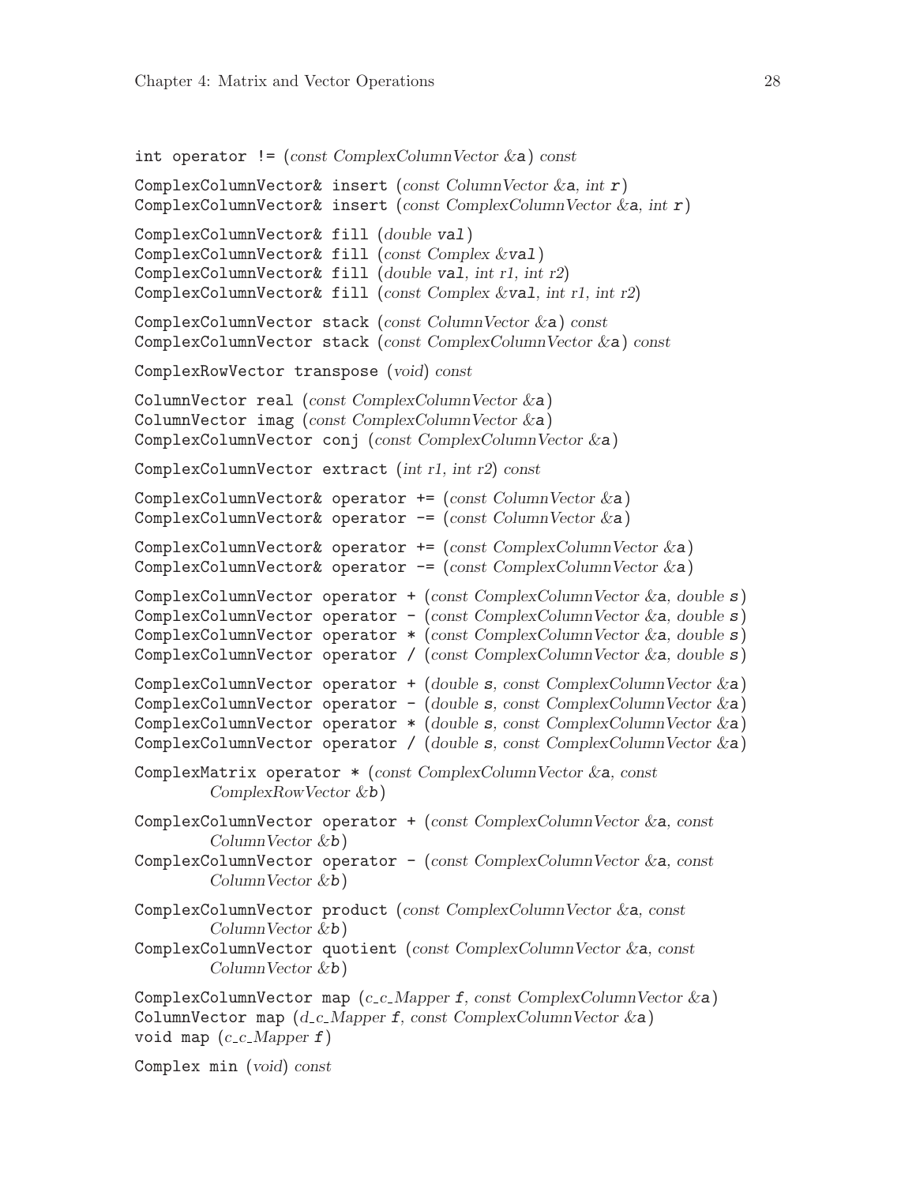`int operator != (const ComplexColumnVector &a) const`

`ComplexColumnVector& insert (const ColumnVector &a, int r)`
`ComplexColumnVector& insert (const ComplexColumnVector &a, int r)`

`ComplexColumnVector& fill (double val)`
`ComplexColumnVector& fill (const Complex &val)`
`ComplexColumnVector& fill (double val, int r1, int r2)`
`ComplexColumnVector& fill (const Complex &val, int r1, int r2)`

`ComplexColumnVector stack (const ColumnVector &a) const`
`ComplexColumnVector stack (const ComplexColumnVector &a) const`

`ComplexRowVector transpose (void) const`

`ColumnVector real (const ComplexColumnVector &a)`
`ColumnVector imag (const ComplexColumnVector &a)`
`ComplexColumnVector conj (const ComplexColumnVector &a)`

`ComplexColumnVector extract (int r1, int r2) const`

`ComplexColumnVector& operator += (const ColumnVector &a)`
`ComplexColumnVector& operator -= (const ColumnVector &a)`

`ComplexColumnVector& operator += (const ComplexColumnVector &a)`
`ComplexColumnVector& operator -= (const ComplexColumnVector &a)`

`ComplexColumnVector operator + (const ComplexColumnVector &a, double s)`
`ComplexColumnVector operator - (const ComplexColumnVector &a, double s)`
`ComplexColumnVector operator * (const ComplexColumnVector &a, double s)`
`ComplexColumnVector operator / (const ComplexColumnVector &a, double s)`

`ComplexColumnVector operator + (double s, const ComplexColumnVector &a)`
`ComplexColumnVector operator - (double s, const ComplexColumnVector &a)`
`ComplexColumnVector operator * (double s, const ComplexColumnVector &a)`
`ComplexColumnVector operator / (double s, const ComplexColumnVector &a)`

`ComplexMatrix operator * (const ComplexColumnVector &a, const ComplexRowVector &b)`

`ComplexColumnVector operator + (const ComplexColumnVector &a, const ColumnVector &b)`
`ComplexColumnVector operator - (const ComplexColumnVector &a, const ColumnVector &b)`

`ComplexColumnVector product (const ComplexColumnVector &a, const ColumnVector &b)`
`ComplexColumnVector quotient (const ComplexColumnVector &a, const ColumnVector &b)`

`ComplexColumnVector map (c_c_Mapper f, const ComplexColumnVector &a)`
`ColumnVector map (d_c_Mapper f, const ComplexColumnVector &a)`
`void map (c_c_Mapper f)`

`Complex min (void) const`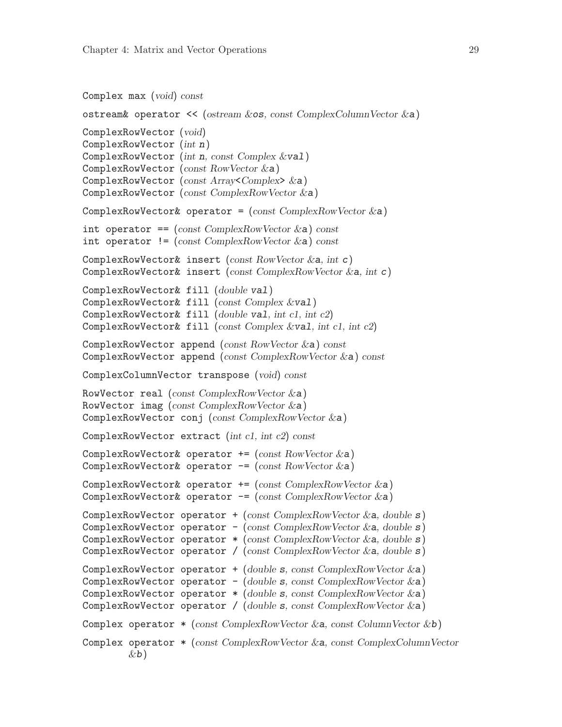Complex max (*void*) *const*

ostream& operator << (*ostream &*os, *const ComplexColumnVector &*a)

ComplexRowVector (*void*)
ComplexRowVector (*int* n)
ComplexRowVector (*int* n, *const Complex &*val)
ComplexRowVector (*const RowVector &*a)
ComplexRowVector (*const Array<Complex> &*a)
ComplexRowVector (*const ComplexRowVector &*a)

ComplexRowVector& operator = (*const ComplexRowVector &*a)

int operator == (*const ComplexRowVector &*a) *const*
int operator != (*const ComplexRowVector &*a) *const*

ComplexRowVector& insert (*const RowVector &*a, *int* c)
ComplexRowVector& insert (*const ComplexRowVector &*a, *int* c)

ComplexRowVector& fill (*double* val)
ComplexRowVector& fill (*const Complex &*val)
ComplexRowVector& fill (*double* val, *int c1, int c2*)
ComplexRowVector& fill (*const Complex &*val, *int c1, int c2*)

ComplexRowVector append (*const RowVector &*a) *const*
ComplexRowVector append (*const ComplexRowVector &*a) *const*

ComplexColumnVector transpose (*void*) *const*

RowVector real (*const ComplexRowVector &*a)
RowVector imag (*const ComplexRowVector &*a)
ComplexRowVector conj (*const ComplexRowVector &*a)

ComplexRowVector extract (*int c1, int c2*) *const*

ComplexRowVector& operator += (*const RowVector &*a)
ComplexRowVector& operator -= (*const RowVector &*a)

ComplexRowVector& operator += (*const ComplexRowVector &*a)
ComplexRowVector& operator -= (*const ComplexRowVector &*a)

ComplexRowVector operator + (*const ComplexRowVector &*a, *double* s)
ComplexRowVector operator - (*const ComplexRowVector &*a, *double* s)
ComplexRowVector operator * (*const ComplexRowVector &*a, *double* s)
ComplexRowVector operator / (*const ComplexRowVector &*a, *double* s)

ComplexRowVector operator + (*double* s, *const ComplexRowVector &*a)
ComplexRowVector operator - (*double* s, *const ComplexRowVector &*a)
ComplexRowVector operator * (*double* s, *const ComplexRowVector &*a)
ComplexRowVector operator / (*double* s, *const ComplexRowVector &*a)

Complex operator * (*const ComplexRowVector &*a, *const ColumnVector &*b)

Complex operator * (*const ComplexRowVector &*a, *const ComplexColumnVector &*b)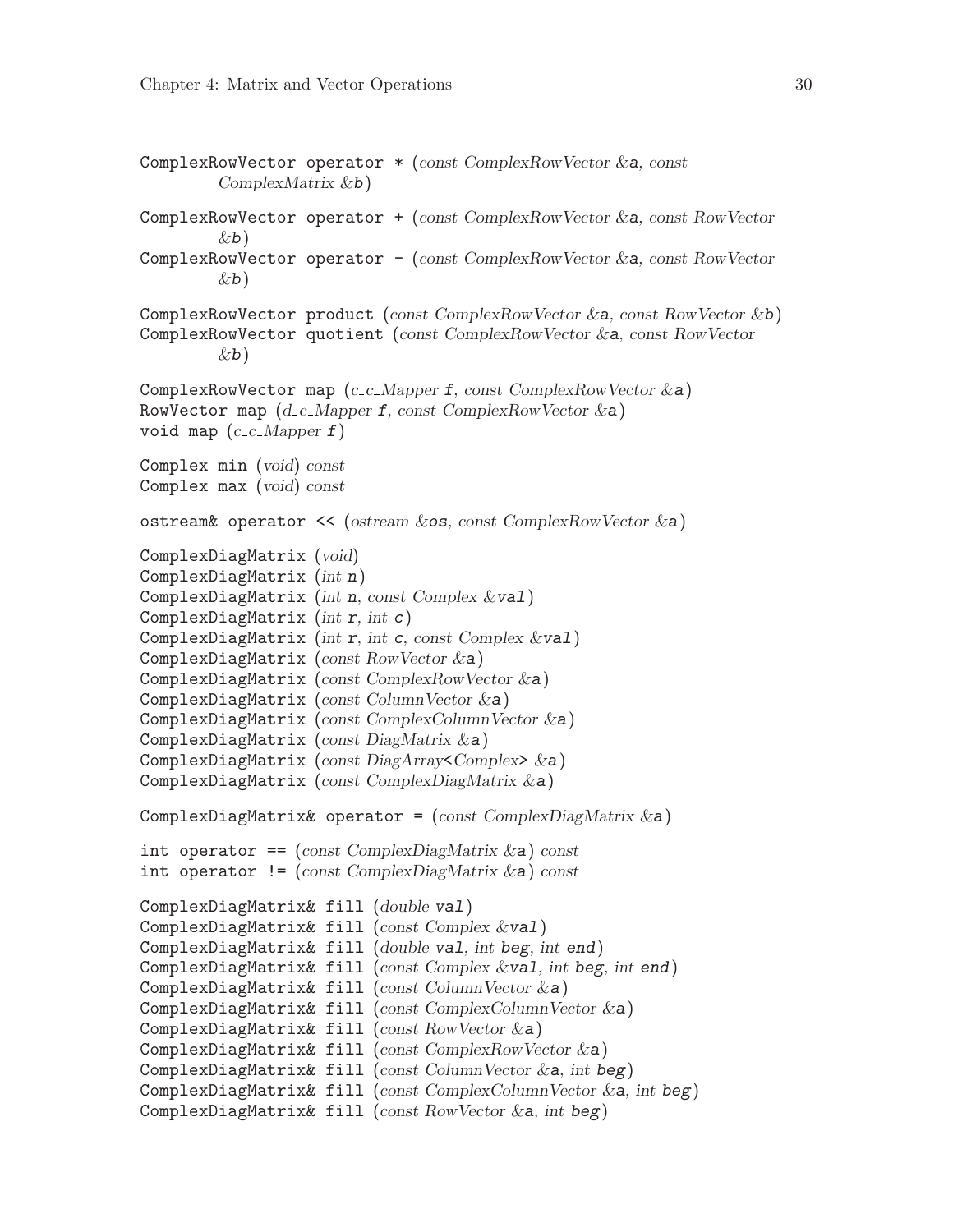ComplexRowVector operator * (*const ComplexRowVector* &a, *const ComplexMatrix* &b)

ComplexRowVector operator + (*const ComplexRowVector* &a, *const RowVector* &b)

ComplexRowVector operator - (*const ComplexRowVector* &a, *const RowVector* &b)

ComplexRowVector product (*const ComplexRowVector* &a, *const RowVector* &b)

ComplexRowVector quotient (*const ComplexRowVector* &a, *const RowVector* &b)

ComplexRowVector map (*c_c_Mapper* f, *const ComplexRowVector* &a)

RowVector map (*d_c_Mapper* f, *const ComplexRowVector* &a)

void map (*c_c_Mapper* f)

Complex min (*void*) *const*

Complex max (*void*) *const*

ostream& operator << (*ostream* &os, *const ComplexRowVector* &a)

ComplexDiagMatrix (*void*)

ComplexDiagMatrix (*int* n)

ComplexDiagMatrix (*int* n, *const Complex* &val)

ComplexDiagMatrix (*int* r, *int* c)

ComplexDiagMatrix (*int* r, *int* c, *const Complex* &val)

ComplexDiagMatrix (*const RowVector* &a)

ComplexDiagMatrix (*const ComplexRowVector* &a)

ComplexDiagMatrix (*const ColumnVector* &a)

ComplexDiagMatrix (*const ComplexColumnVector* &a)

ComplexDiagMatrix (*const DiagMatrix* &a)

ComplexDiagMatrix (*const DiagArray<Complex>* &a)

ComplexDiagMatrix (*const ComplexDiagMatrix* &a)

ComplexDiagMatrix& operator = (*const ComplexDiagMatrix* &a)

int operator == (*const ComplexDiagMatrix* &a) *const*

int operator != (*const ComplexDiagMatrix* &a) *const*

ComplexDiagMatrix& fill (*double* val)

ComplexDiagMatrix& fill (*const Complex* &val)

ComplexDiagMatrix& fill (*double* val, *int* beg, *int* end)

ComplexDiagMatrix& fill (*const Complex* &val, *int* beg, *int* end)

ComplexDiagMatrix& fill (*const ColumnVector* &a)

ComplexDiagMatrix& fill (*const ComplexColumnVector* &a)

ComplexDiagMatrix& fill (*const RowVector* &a)

ComplexDiagMatrix& fill (*const ComplexRowVector* &a)

ComplexDiagMatrix& fill (*const ColumnVector* &a, *int* beg)

ComplexDiagMatrix& fill (*const ComplexColumnVector* &a, *int* beg)

ComplexDiagMatrix& fill (*const RowVector* &a, *int* beg)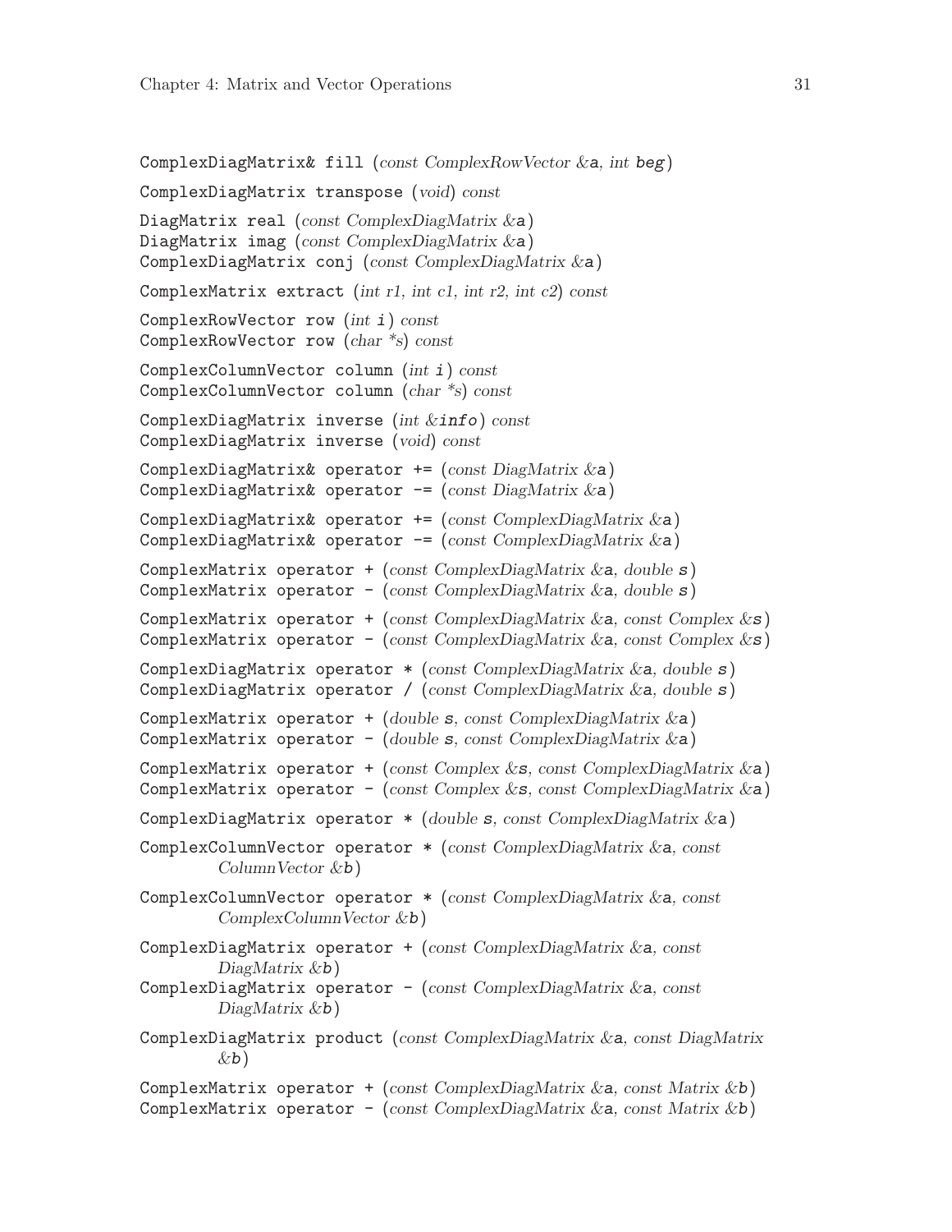ComplexDiagMatrix& fill (*const ComplexRowVector &*a, *int* beg)

ComplexDiagMatrix transpose (*void*) *const*

DiagMatrix real (*const ComplexDiagMatrix &*a)
DiagMatrix imag (*const ComplexDiagMatrix &*a)
ComplexDiagMatrix conj (*const ComplexDiagMatrix &*a)

ComplexMatrix extract (*int r1, int c1, int r2, int c2*) *const*

ComplexRowVector row (*int* i) *const*
ComplexRowVector row (*char *s*) *const*

ComplexColumnVector column (*int* i) *const*
ComplexColumnVector column (*char *s*) *const*

ComplexDiagMatrix inverse (*int &*info) *const*
ComplexDiagMatrix inverse (*void*) *const*

ComplexDiagMatrix& operator += (*const DiagMatrix &*a)
ComplexDiagMatrix& operator -= (*const DiagMatrix &*a)

ComplexDiagMatrix& operator += (*const ComplexDiagMatrix &*a)
ComplexDiagMatrix& operator -= (*const ComplexDiagMatrix &*a)

ComplexMatrix operator + (*const ComplexDiagMatrix &*a, *double* s)
ComplexMatrix operator - (*const ComplexDiagMatrix &*a, *double* s)

ComplexMatrix operator + (*const ComplexDiagMatrix &*a, *const Complex &*s)
ComplexMatrix operator - (*const ComplexDiagMatrix &*a, *const Complex &*s)

ComplexDiagMatrix operator * (*const ComplexDiagMatrix &*a, *double* s)
ComplexDiagMatrix operator / (*const ComplexDiagMatrix &*a, *double* s)

ComplexMatrix operator + (*double* s, *const ComplexDiagMatrix &*a)
ComplexMatrix operator - (*double* s, *const ComplexDiagMatrix &*a)

ComplexMatrix operator + (*const Complex &*s, *const ComplexDiagMatrix &*a)
ComplexMatrix operator - (*const Complex &*s, *const ComplexDiagMatrix &*a)

ComplexDiagMatrix operator * (*double* s, *const ComplexDiagMatrix &*a)

ComplexColumnVector operator * (*const ComplexDiagMatrix &*a, *const ColumnVector &*b)

ComplexColumnVector operator * (*const ComplexDiagMatrix &*a, *const ComplexColumnVector &*b)

ComplexDiagMatrix operator + (*const ComplexDiagMatrix &*a, *const DiagMatrix &*b)
ComplexDiagMatrix operator - (*const ComplexDiagMatrix &*a, *const DiagMatrix &*b)

ComplexDiagMatrix product (*const ComplexDiagMatrix &*a, *const DiagMatrix &*b)

ComplexMatrix operator + (*const ComplexDiagMatrix &*a, *const Matrix &*b)
ComplexMatrix operator - (*const ComplexDiagMatrix &*a, *const Matrix &*b)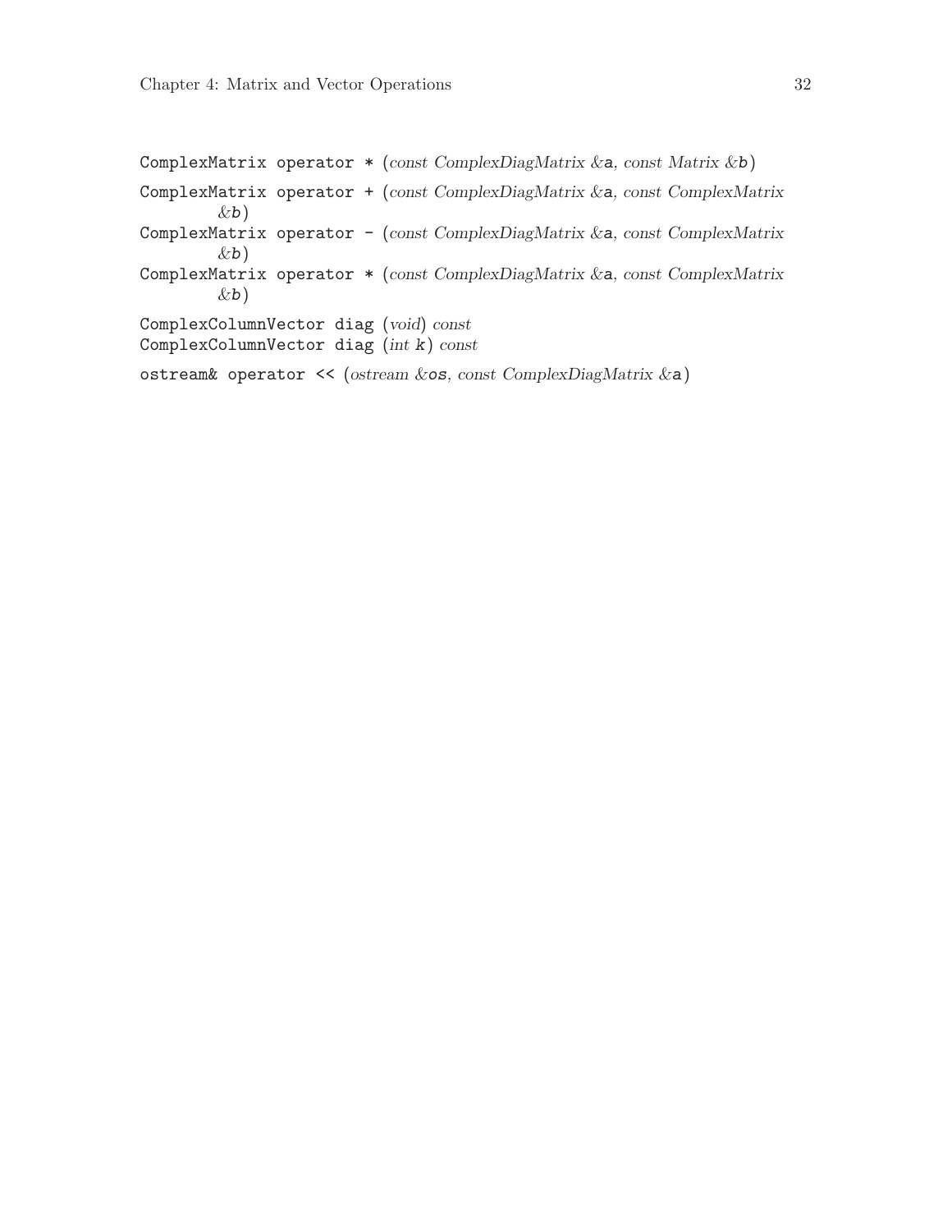ComplexMatrix operator * (*const ComplexDiagMatrix &*a, *const Matrix &*b)

ComplexMatrix operator + (*const ComplexDiagMatrix &*a, *const ComplexMatrix &*b)

ComplexMatrix operator - (*const ComplexDiagMatrix &*a, *const ComplexMatrix &*b)

ComplexMatrix operator * (*const ComplexDiagMatrix &*a, *const ComplexMatrix &*b)

ComplexColumnVector diag (*void*) *const*

ComplexColumnVector diag (*int* k) *const*

ostream& operator << (*ostream &*os, *const ComplexDiagMatrix &*a)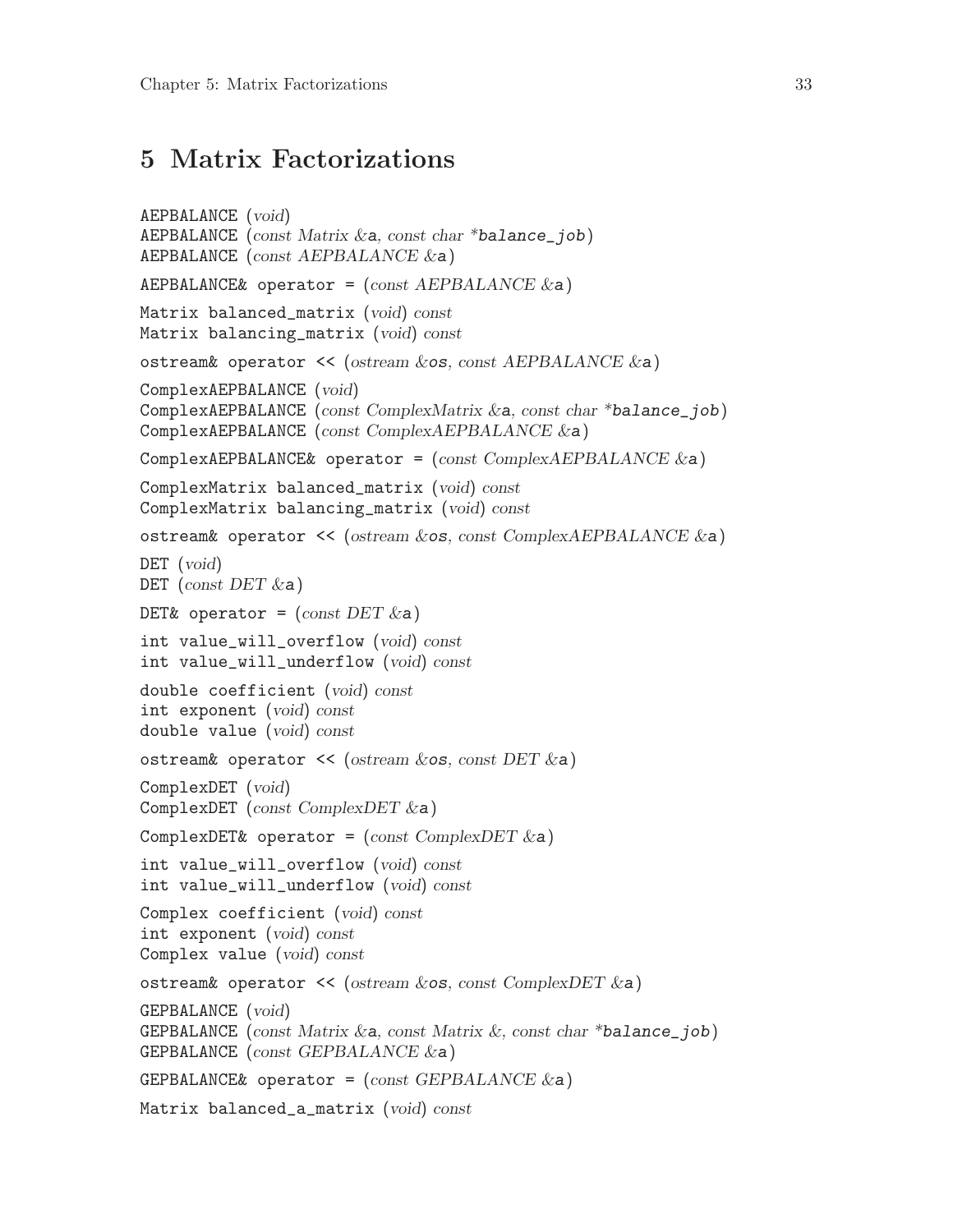# 5 Matrix Factorizations

AEPBALANCE (*void*)
AEPBALANCE (*const Matrix &*a, *const char **balance_job)
AEPBALANCE (*const AEPBALANCE &*a)

AEPBALANCE& operator = (*const AEPBALANCE &*a)

Matrix balanced_matrix (*void*) *const*
Matrix balancing_matrix (*void*) *const*

ostream& operator << (*ostream &*os, *const AEPBALANCE &*a)

ComplexAEPBALANCE (*void*)
ComplexAEPBALANCE (*const ComplexMatrix &*a, *const char **balance_job)
ComplexAEPBALANCE (*const ComplexAEPBALANCE &*a)

ComplexAEPBALANCE& operator = (*const ComplexAEPBALANCE &*a)

ComplexMatrix balanced_matrix (*void*) *const*
ComplexMatrix balancing_matrix (*void*) *const*

ostream& operator << (*ostream &*os, *const ComplexAEPBALANCE &*a)

DET (*void*)
DET (*const DET &*a)

DET& operator = (*const DET &*a)

int value_will_overflow (*void*) *const*
int value_will_underflow (*void*) *const*

double coefficient (*void*) *const*
int exponent (*void*) *const*
double value (*void*) *const*

ostream& operator << (*ostream &*os, *const DET &*a)

ComplexDET (*void*)
ComplexDET (*const ComplexDET &*a)

ComplexDET& operator = (*const ComplexDET &*a)

int value_will_overflow (*void*) *const*
int value_will_underflow (*void*) *const*

Complex coefficient (*void*) *const*
int exponent (*void*) *const*
Complex value (*void*) *const*

ostream& operator << (*ostream &*os, *const ComplexDET &*a)

GEPBALANCE (*void*)
GEPBALANCE (*const Matrix &*a, *const Matrix &*, *const char **balance_job)
GEPBALANCE (*const GEPBALANCE &*a)

GEPBALANCE& operator = (*const GEPBALANCE &*a)

Matrix balanced_a_matrix (*void*) *const*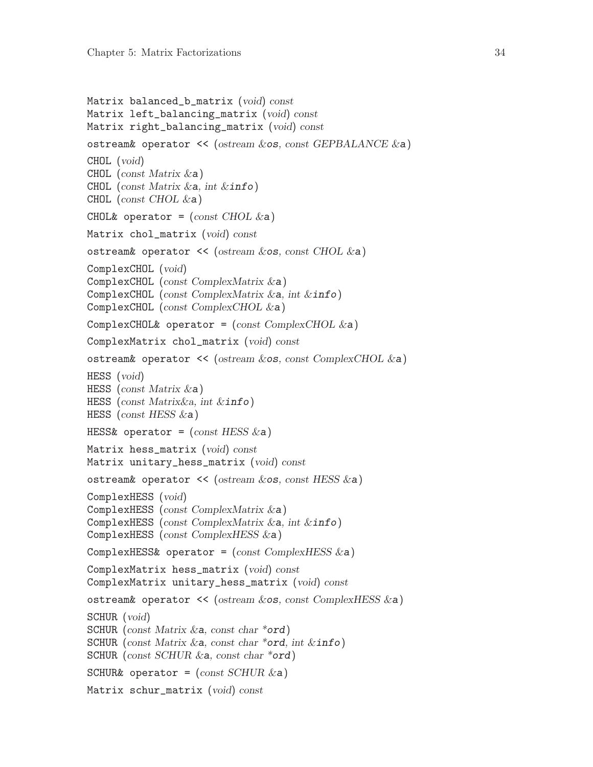Matrix balanced_b_matrix (*void*) *const*  
Matrix left_balancing_matrix (*void*) *const*  
Matrix right_balancing_matrix (*void*) *const*

ostream& operator << (*ostream &*os*, const GEPBALANCE &*a)

CHOL (*void*)  
CHOL (*const Matrix &*a)  
CHOL (*const Matrix &*a*, int &*info)  
CHOL (*const CHOL &*a)

CHOL& operator = (*const CHOL &*a)

Matrix chol_matrix (*void*) *const*

ostream& operator << (*ostream &*os*, const CHOL &*a)

ComplexCHOL (*void*)  
ComplexCHOL (*const ComplexMatrix &*a)  
ComplexCHOL (*const ComplexMatrix &*a*, int &*info)  
ComplexCHOL (*const ComplexCHOL &*a)

ComplexCHOL& operator = (*const ComplexCHOL &*a)

ComplexMatrix chol_matrix (*void*) *const*

ostream& operator << (*ostream &*os*, const ComplexCHOL &*a)

HESS (*void*)  
HESS (*const Matrix &*a)  
HESS (*const Matrix&a, int &*info)  
HESS (*const HESS &*a)

HESS& operator = (*const HESS &*a)

Matrix hess_matrix (*void*) *const*  
Matrix unitary_hess_matrix (*void*) *const*

ostream& operator << (*ostream &*os*, const HESS &*a)

ComplexHESS (*void*)  
ComplexHESS (*const ComplexMatrix &*a)  
ComplexHESS (*const ComplexMatrix &*a*, int &*info)  
ComplexHESS (*const ComplexHESS &*a)

ComplexHESS& operator = (*const ComplexHESS &*a)

ComplexMatrix hess_matrix (*void*) *const*  
ComplexMatrix unitary_hess_matrix (*void*) *const*

ostream& operator << (*ostream &*os*, const ComplexHESS &*a)

SCHUR (*void*)  
SCHUR (*const Matrix &*a*, const char **ord)  
SCHUR (*const Matrix &*a*, const char **ord*, int &*info)  
SCHUR (*const SCHUR &*a*, const char **ord)

SCHUR& operator = (*const SCHUR &*a)

Matrix schur_matrix (*void*) *const*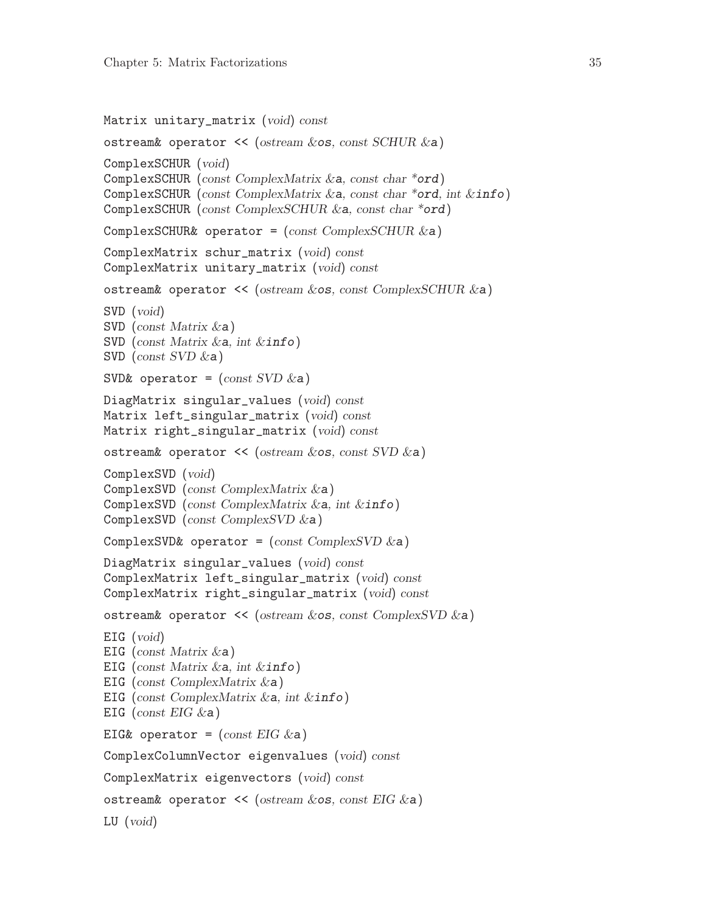Matrix unitary_matrix (*void*) *const*

ostream& operator << (*ostream* &os, *const SCHUR* &a)

ComplexSCHUR (*void*)
ComplexSCHUR (*const ComplexMatrix* &a, *const char* *ord)
ComplexSCHUR (*const ComplexMatrix* &a, *const char* *ord, *int* &info)
ComplexSCHUR (*const ComplexSCHUR* &a, *const char* *ord)

ComplexSCHUR& operator = (*const ComplexSCHUR* &a)

ComplexMatrix schur_matrix (*void*) *const*
ComplexMatrix unitary_matrix (*void*) *const*

ostream& operator << (*ostream* &os, *const ComplexSCHUR* &a)

SVD (*void*)
SVD (*const Matrix* &a)
SVD (*const Matrix* &a, *int* &info)
SVD (*const SVD* &a)

SVD& operator = (*const SVD* &a)

DiagMatrix singular_values (*void*) *const*
Matrix left_singular_matrix (*void*) *const*
Matrix right_singular_matrix (*void*) *const*

ostream& operator << (*ostream* &os, *const SVD* &a)

ComplexSVD (*void*)
ComplexSVD (*const ComplexMatrix* &a)
ComplexSVD (*const ComplexMatrix* &a, *int* &info)
ComplexSVD (*const ComplexSVD* &a)

ComplexSVD& operator = (*const ComplexSVD* &a)

DiagMatrix singular_values (*void*) *const*
ComplexMatrix left_singular_matrix (*void*) *const*
ComplexMatrix right_singular_matrix (*void*) *const*

ostream& operator << (*ostream* &os, *const ComplexSVD* &a)

EIG (*void*)
EIG (*const Matrix* &a)
EIG (*const Matrix* &a, *int* &info)
EIG (*const ComplexMatrix* &a)
EIG (*const ComplexMatrix* &a, *int* &info)
EIG (*const EIG* &a)

EIG& operator = (*const EIG* &a)

ComplexColumnVector eigenvalues (*void*) *const*

ComplexMatrix eigenvectors (*void*) *const*

ostream& operator << (*ostream* &os, *const EIG* &a)

LU (*void*)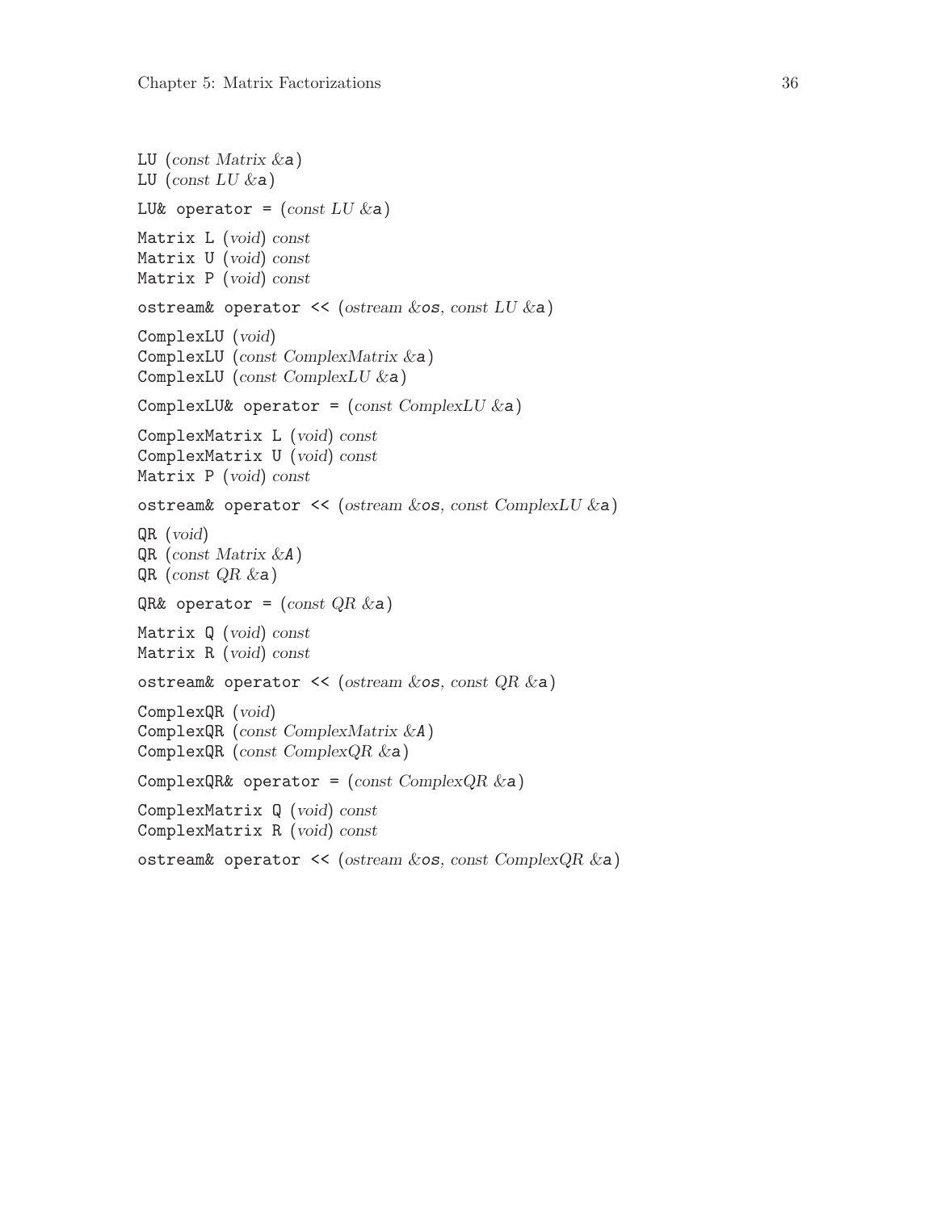LU (*const Matrix &*`a`)
LU (*const LU &*`a`)

LU& operator = (*const LU &*`a`)

Matrix L (*void*) *const*
Matrix U (*void*) *const*
Matrix P (*void*) *const*

ostream& operator << (*ostream &*`os`*, const LU &*`a`)

ComplexLU (*void*)
ComplexLU (*const ComplexMatrix &*`a`)
ComplexLU (*const ComplexLU &*`a`)

ComplexLU& operator = (*const ComplexLU &*`a`)

ComplexMatrix L (*void*) *const*
ComplexMatrix U (*void*) *const*
Matrix P (*void*) *const*

ostream& operator << (*ostream &*`os`*, const ComplexLU &*`a`)

QR (*void*)
QR (*const Matrix &*`A`)
QR (*const QR &*`a`)

QR& operator = (*const QR &*`a`)

Matrix Q (*void*) *const*
Matrix R (*void*) *const*

ostream& operator << (*ostream &*`os`*, const QR &*`a`)

ComplexQR (*void*)
ComplexQR (*const ComplexMatrix &*`A`)
ComplexQR (*const ComplexQR &*`a`)

ComplexQR& operator = (*const ComplexQR &*`a`)

ComplexMatrix Q (*void*) *const*
ComplexMatrix R (*void*) *const*

ostream& operator << (*ostream &*`os`*, const ComplexQR &*`a`)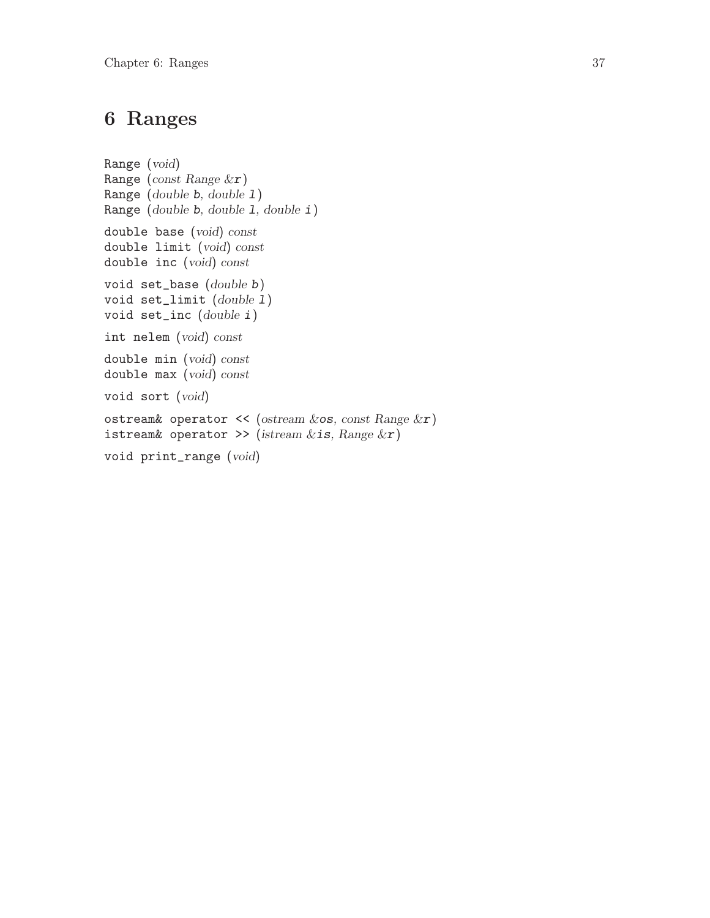# 6 Ranges

Range (*void*)
Range (*const Range &***r**)
Range (*double* **b**, *double* **l**)
Range (*double* **b**, *double* **l**, *double* **i**)

double base (*void*) *const*
double limit (*void*) *const*
double inc (*void*) *const*

void set_base (*double* **b**)
void set_limit (*double* **l**)
void set_inc (*double* **i**)

int nelem (*void*) *const*

double min (*void*) *const*
double max (*void*) *const*

void sort (*void*)

ostream& operator << (*ostream &***os**, *const Range &***r**)
istream& operator >> (*istream &***is**, *Range &***r**)

void print_range (*void*)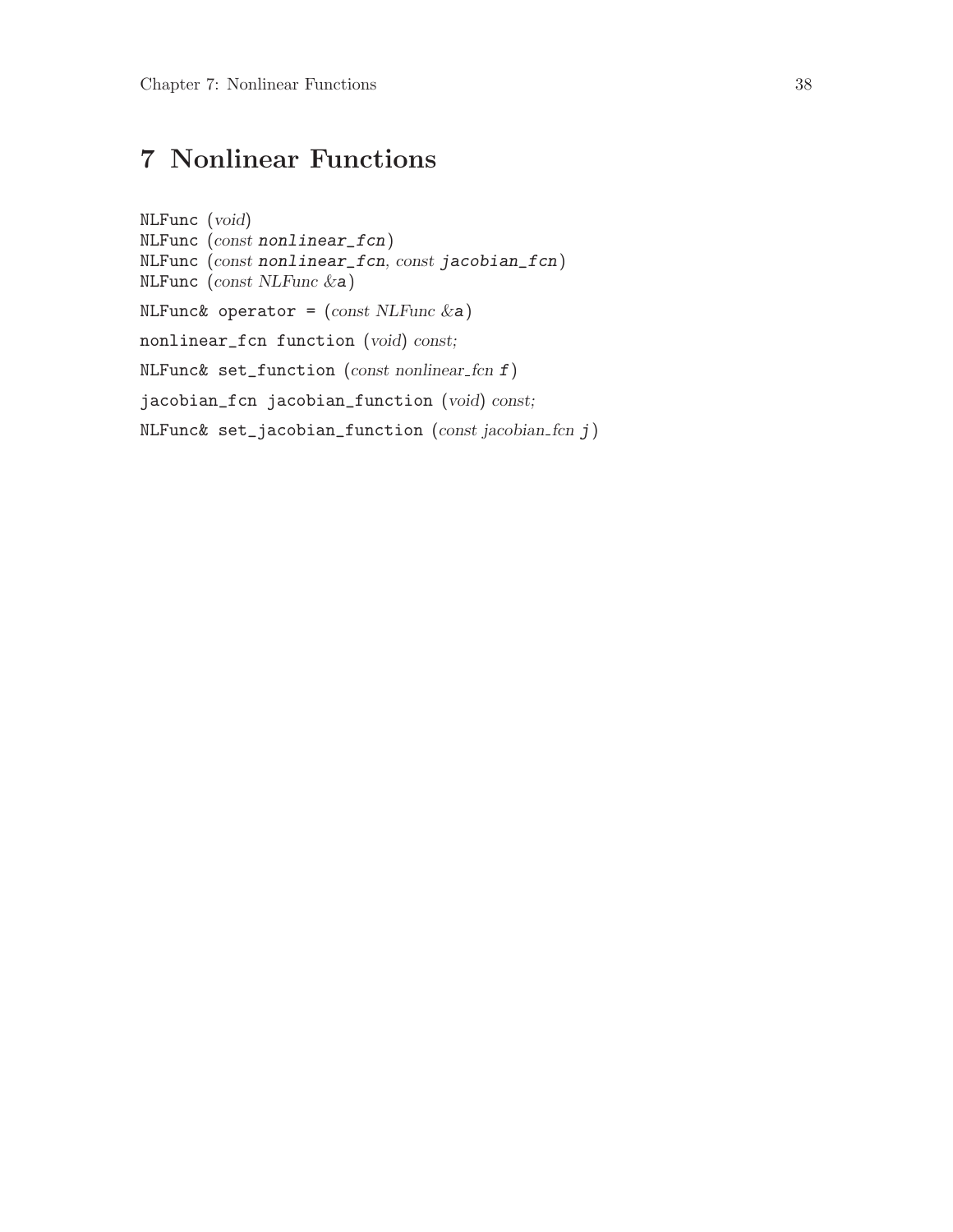# 7 Nonlinear Functions

NLFunc (*void*)
NLFunc (*const* *nonlinear_fcn*)
NLFunc (*const* *nonlinear_fcn*, *const* *jacobian_fcn*)
NLFunc (*const NLFunc &*a)

NLFunc& operator = (*const NLFunc &*a)

nonlinear_fcn function (*void*) *const;*

NLFunc& set_function (*const nonlinear_fcn* f)

jacobian_fcn jacobian_function (*void*) *const;*

NLFunc& set_jacobian_function (*const jacobian_fcn* j)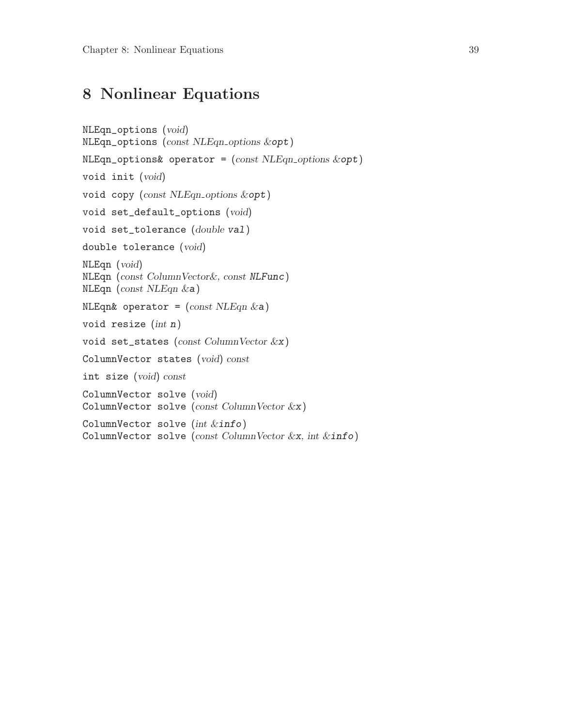# 8 Nonlinear Equations

`NLEqn_options` (*void*)
`NLEqn_options` (*const NLEqn_options &*`opt`)

`NLEqn_options& operator =` (*const NLEqn_options &*`opt`)

`void init` (*void*)

`void copy` (*const NLEqn_options &*`opt`)

`void set_default_options` (*void*)

`void set_tolerance` (*double* `val`)

`double tolerance` (*void*)

`NLEqn` (*void*)
`NLEqn` (*const ColumnVector&, const* `NLFunc`)
`NLEqn` (*const NLEqn &*`a`)

`NLEqn& operator =` (*const NLEqn &*`a`)

`void resize` (*int* `n`)

`void set_states` (*const ColumnVector &*`x`)

`ColumnVector states` (*void*) *const*

`int size` (*void*) *const*

`ColumnVector solve` (*void*)
`ColumnVector solve` (*const ColumnVector &*`x`)

`ColumnVector solve` (*int &*`info`)
`ColumnVector solve` (*const ColumnVector &*`x`*, int &*`info`)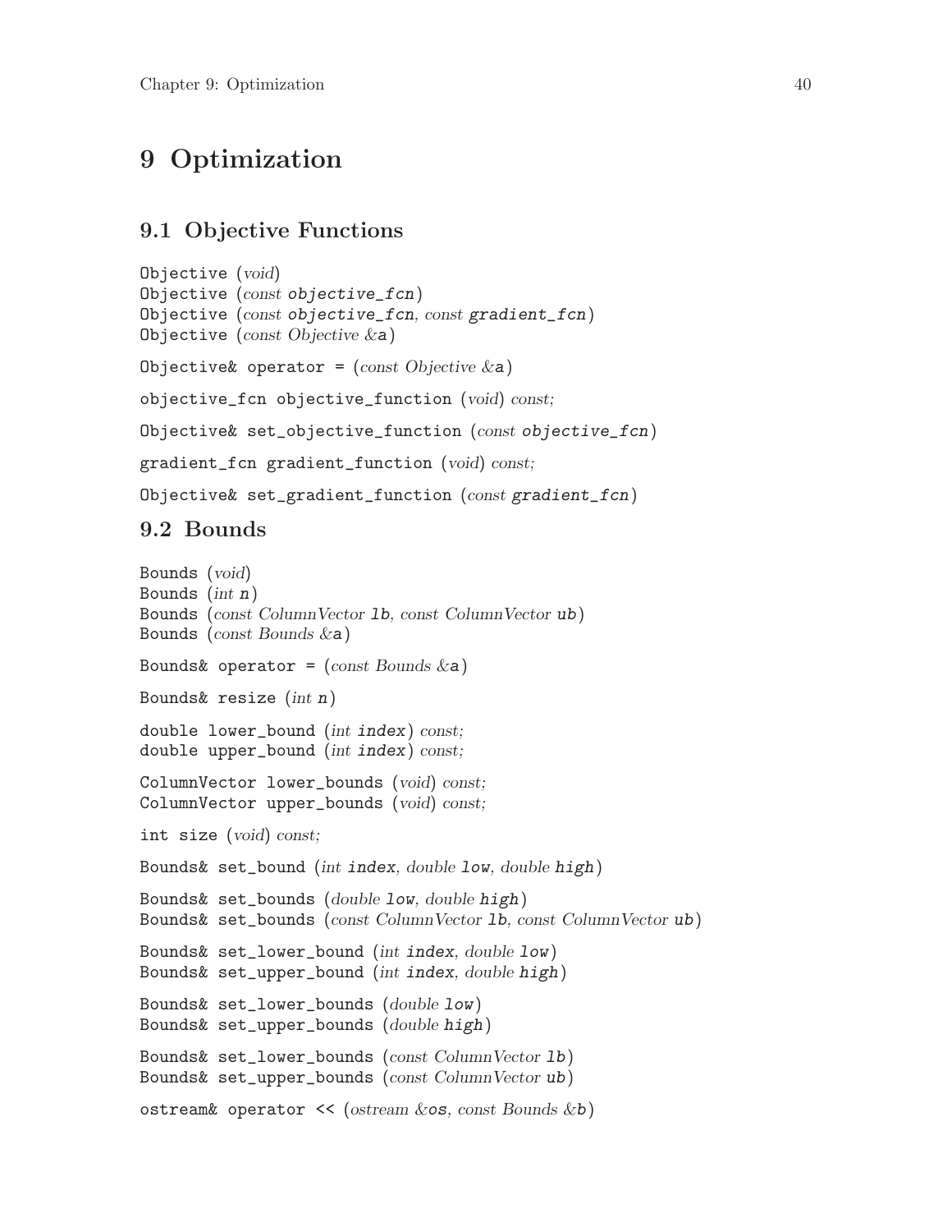# 9 Optimization

## 9.1 Objective Functions

Objective (*void*)
Objective (*const* `objective_fcn`)
Objective (*const* `objective_fcn`, *const* `gradient_fcn`)
Objective (*const Objective &*`a`)

Objective& operator = (*const Objective &*`a`)

objective_fcn objective_function (*void*) *const;*

Objective& set_objective_function (*const* `objective_fcn`)

gradient_fcn gradient_function (*void*) *const;*

Objective& set_gradient_function (*const* `gradient_fcn`)

## 9.2 Bounds

Bounds (*void*)
Bounds (*int* `n`)
Bounds (*const ColumnVector* `lb`, *const ColumnVector* `ub`)
Bounds (*const Bounds &*`a`)

Bounds& operator = (*const Bounds &*`a`)

Bounds& resize (*int* `n`)

double lower_bound (*int* `index`) *const;*
double upper_bound (*int* `index`) *const;*

ColumnVector lower_bounds (*void*) *const;*
ColumnVector upper_bounds (*void*) *const;*

int size (*void*) *const;*

Bounds& set_bound (*int* `index`, *double* `low`, *double* `high`)

Bounds& set_bounds (*double* `low`, *double* `high`)
Bounds& set_bounds (*const ColumnVector* `lb`, *const ColumnVector* `ub`)

Bounds& set_lower_bound (*int* `index`, *double* `low`)
Bounds& set_upper_bound (*int* `index`, *double* `high`)

Bounds& set_lower_bounds (*double* `low`)
Bounds& set_upper_bounds (*double* `high`)

Bounds& set_lower_bounds (*const ColumnVector* `lb`)
Bounds& set_upper_bounds (*const ColumnVector* `ub`)

ostream& operator << (*ostream &*`os`, *const Bounds &*`b`)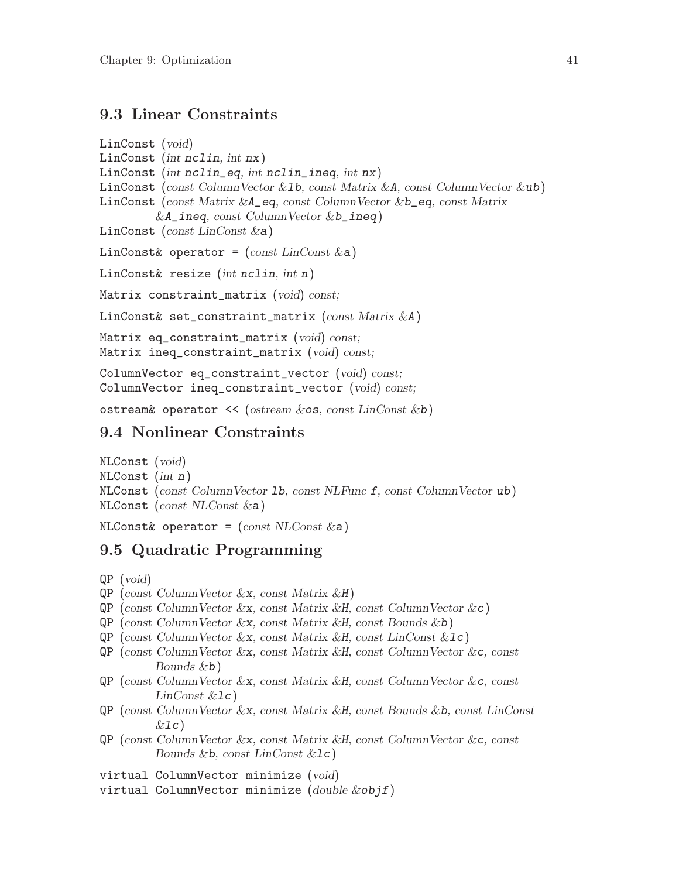## 9.3 Linear Constraints

```
LinConst (void)
LinConst (int nclin, int nx)
LinConst (int nclin_eq, int nclin_ineq, int nx)
LinConst (const ColumnVector &lb, const Matrix &A, const ColumnVector &ub)
LinConst (const Matrix &A_eq, const ColumnVector &b_eq, const Matrix
         &A_ineq, const ColumnVector &b_ineq)
LinConst (const LinConst &a)
```

```
LinConst& operator = (const LinConst &a)
```

```
LinConst& resize (int nclin, int n)
```

```
Matrix constraint_matrix (void) const;
```

```
LinConst& set_constraint_matrix (const Matrix &A)
```

```
Matrix eq_constraint_matrix (void) const;
Matrix ineq_constraint_matrix (void) const;
```

```
ColumnVector eq_constraint_vector (void) const;
ColumnVector ineq_constraint_vector (void) const;
```

```
ostream& operator << (ostream &os, const LinConst &b)
```

## 9.4 Nonlinear Constraints

```
NLConst (void)
NLConst (int n)
NLConst (const ColumnVector lb, const NLFunc f, const ColumnVector ub)
NLConst (const NLConst &a)
```

```
NLConst& operator = (const NLConst &a)
```

## 9.5 Quadratic Programming

```
QP (void)
QP (const ColumnVector &x, const Matrix &H)
QP (const ColumnVector &x, const Matrix &H, const ColumnVector &c)
QP (const ColumnVector &x, const Matrix &H, const Bounds &b)
QP (const ColumnVector &x, const Matrix &H, const LinConst &lc)
QP (const ColumnVector &x, const Matrix &H, const ColumnVector &c, const
         Bounds &b)
QP (const ColumnVector &x, const Matrix &H, const ColumnVector &c, const
         LinConst &lc)
QP (const ColumnVector &x, const Matrix &H, const Bounds &b, const LinConst
         &lc)
QP (const ColumnVector &x, const Matrix &H, const ColumnVector &c, const
         Bounds &b, const LinConst &lc)
```

```
virtual ColumnVector minimize (void)
virtual ColumnVector minimize (double &objf)
```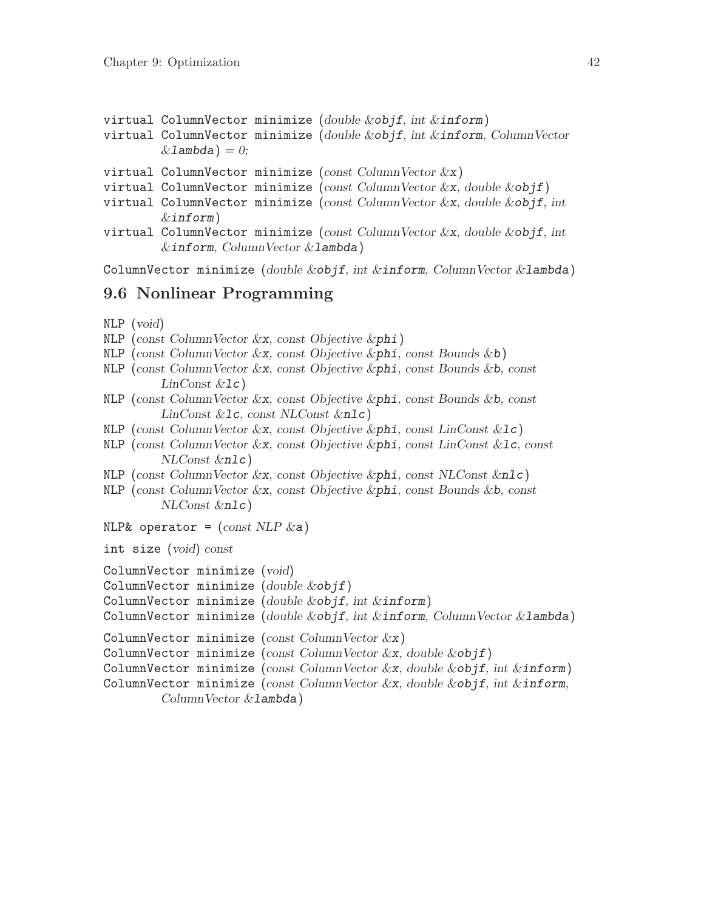`virtual ColumnVector minimize` (*double &*`objf`, *int &*`inform`)

`virtual ColumnVector minimize` (*double &*`objf`, *int &*`inform`, *ColumnVector &*`lambda`) *= 0;*

`virtual ColumnVector minimize` (*const ColumnVector &*`x`)

`virtual ColumnVector minimize` (*const ColumnVector &*`x`, *double &*`objf`)

`virtual ColumnVector minimize` (*const ColumnVector &*`x`, *double &*`objf`, *int &*`inform`)

`virtual ColumnVector minimize` (*const ColumnVector &*`x`, *double &*`objf`, *int &*`inform`, *ColumnVector &*`lambda`)

`ColumnVector minimize` (*double &*`objf`, *int &*`inform`, *ColumnVector &*`lambda`)

## 9.6 Nonlinear Programming

`NLP` (*void*)

`NLP` (*const ColumnVector &*`x`, *const Objective &*`phi`)

`NLP` (*const ColumnVector &*`x`, *const Objective &*`phi`, *const Bounds &*`b`)

`NLP` (*const ColumnVector &*`x`, *const Objective &*`phi`, *const Bounds &*`b`, *const LinConst &*`lc`)

`NLP` (*const ColumnVector &*`x`, *const Objective &*`phi`, *const Bounds &*`b`, *const LinConst &*`lc`, *const NLConst &*`nlc`)

`NLP` (*const ColumnVector &*`x`, *const Objective &*`phi`, *const LinConst &*`lc`)

`NLP` (*const ColumnVector &*`x`, *const Objective &*`phi`, *const LinConst &*`lc`, *const NLConst &*`nlc`)

`NLP` (*const ColumnVector &*`x`, *const Objective &*`phi`, *const NLConst &*`nlc`)

`NLP` (*const ColumnVector &*`x`, *const Objective &*`phi`, *const Bounds &*`b`, *const NLConst &*`nlc`)

`NLP& operator =` (*const NLP &*`a`)

`int size` (*void*) *const*

`ColumnVector minimize` (*void*)

`ColumnVector minimize` (*double &*`objf`)

`ColumnVector minimize` (*double &*`objf`, *int &*`inform`)

`ColumnVector minimize` (*double &*`objf`, *int &*`inform`, *ColumnVector &*`lambda`)

`ColumnVector minimize` (*const ColumnVector &*`x`)

`ColumnVector minimize` (*const ColumnVector &*`x`, *double &*`objf`)

`ColumnVector minimize` (*const ColumnVector &*`x`, *double &*`objf`, *int &*`inform`)

`ColumnVector minimize` (*const ColumnVector &*`x`, *double &*`objf`, *int &*`inform`, *ColumnVector &*`lambda`)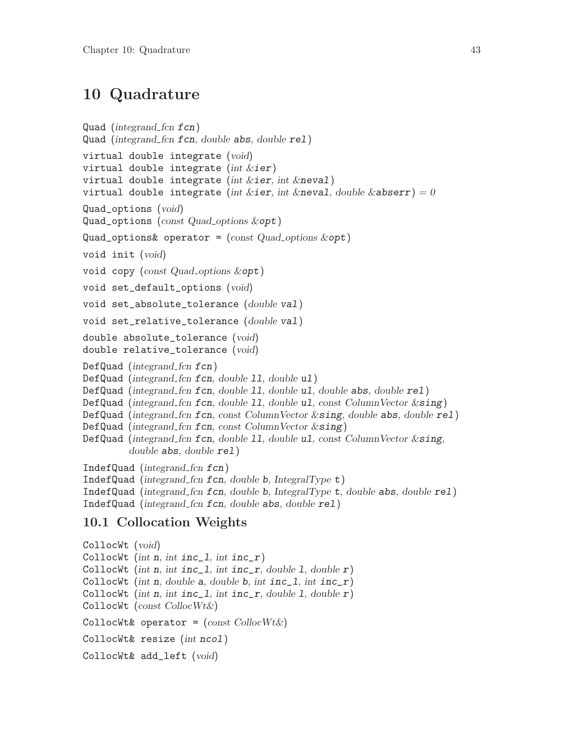# 10 Quadrature

`Quad` (*integrand_fcn* **`fcn`**)
`Quad` (*integrand_fcn* **`fcn`**, *double* **`abs`**, *double* **`rel`**)

`virtual double integrate` (*void*)
`virtual double integrate` (*int &*`ier`)
`virtual double integrate` (*int &*`ier`, *int &*`neval`)
`virtual double integrate` (*int &*`ier`, *int &*`neval`, *double &*`abserr`) *= 0*

`Quad_options` (*void*)
`Quad_options` (*const Quad_options &*`opt`)

`Quad_options& operator =` (*const Quad_options &*`opt`)

`void init` (*void*)

`void copy` (*const Quad_options &*`opt`)

`void set_default_options` (*void*)

`void set_absolute_tolerance` (*double* `val`)

`void set_relative_tolerance` (*double* `val`)

`double absolute_tolerance` (*void*)
`double relative_tolerance` (*void*)

`DefQuad` (*integrand_fcn* `fcn`)
`DefQuad` (*integrand_fcn* `fcn`, *double* `ll`, *double* `ul`)
`DefQuad` (*integrand_fcn* `fcn`, *double* `ll`, *double* `ul`, *double* `abs`, *double* `rel`)
`DefQuad` (*integrand_fcn* `fcn`, *double* `ll`, *double* `ul`, *const ColumnVector &*`sing`)
`DefQuad` (*integrand_fcn* `fcn`, *const ColumnVector &*`sing`, *double* `abs`, *double* `rel`)
`DefQuad` (*integrand_fcn* `fcn`, *const ColumnVector &*`sing`)
`DefQuad` (*integrand_fcn* `fcn`, *double* `ll`, *double* `ul`, *const ColumnVector &*`sing`, *double* `abs`, *double* `rel`)

`IndefQuad` (*integrand_fcn* `fcn`)
`IndefQuad` (*integrand_fcn* `fcn`, *double* `b`, *IntegralType* `t`)
`IndefQuad` (*integrand_fcn* `fcn`, *double* `b`, *IntegralType* `t`, *double* `abs`, *double* `rel`)
`IndefQuad` (*integrand_fcn* `fcn`, *double* `abs`, *double* `rel`)

## 10.1 Collocation Weights

`CollocWt` (*void*)
`CollocWt` (*int* `n`, *int* `inc_l`, *int* `inc_r`)
`CollocWt` (*int* `n`, *int* `inc_l`, *int* `inc_r`, *double* `l`, *double* `r`)
`CollocWt` (*int* `n`, *double* `a`, *double* `b`, *int* `inc_l`, *int* `inc_r`)
`CollocWt` (*int* `n`, *int* `inc_l`, *int* `inc_r`, *double* `l`, *double* `r`)
`CollocWt` (*const CollocWt&*)

`CollocWt& operator =` (*const CollocWt&*)

`CollocWt& resize` (*int* `ncol`)

`CollocWt& add_left` (*void*)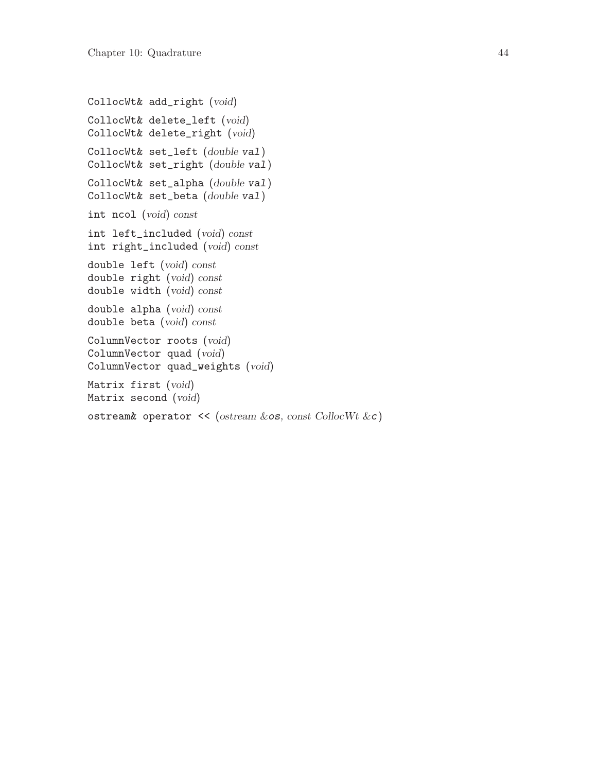CollocWt& add_right (*void*)

CollocWt& delete_left (*void*)
CollocWt& delete_right (*void*)

CollocWt& set_left (*double* val)
CollocWt& set_right (*double* val)

CollocWt& set_alpha (*double* val)
CollocWt& set_beta (*double* val)

int ncol (*void*) *const*

int left_included (*void*) *const*
int right_included (*void*) *const*

double left (*void*) *const*
double right (*void*) *const*
double width (*void*) *const*

double alpha (*void*) *const*
double beta (*void*) *const*

ColumnVector roots (*void*)
ColumnVector quad (*void*)
ColumnVector quad_weights (*void*)

Matrix first (*void*)
Matrix second (*void*)

ostream& operator << (*ostream &*os, *const CollocWt &*c)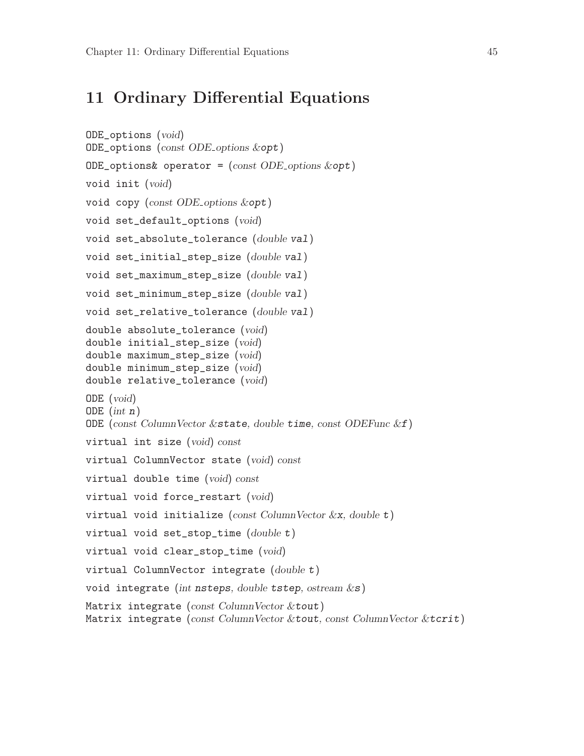# 11 Ordinary Differential Equations

`ODE_options` (*void*)
`ODE_options` (*const ODE_options &*`opt`)

`ODE_options& operator =` (*const ODE_options &*`opt`)

`void init` (*void*)

`void copy` (*const ODE_options &*`opt`)

`void set_default_options` (*void*)

`void set_absolute_tolerance` (*double* `val`)

`void set_initial_step_size` (*double* `val`)

`void set_maximum_step_size` (*double* `val`)

`void set_minimum_step_size` (*double* `val`)

`void set_relative_tolerance` (*double* `val`)

`double absolute_tolerance` (*void*)
`double initial_step_size` (*void*)
`double maximum_step_size` (*void*)
`double minimum_step_size` (*void*)
`double relative_tolerance` (*void*)

`ODE` (*void*)
`ODE` (*int* `n`)
`ODE` (*const ColumnVector &*`state`, *double* `time`, *const ODEFunc &*`f`)

`virtual int size` (*void*) *const*

`virtual ColumnVector state` (*void*) *const*

`virtual double time` (*void*) *const*

`virtual void force_restart` (*void*)

`virtual void initialize` (*const ColumnVector &*`x`, *double* `t`)

`virtual void set_stop_time` (*double* `t`)

`virtual void clear_stop_time` (*void*)

`virtual ColumnVector integrate` (*double* `t`)

`void integrate` (*int* `nsteps`, *double* `tstep`, *ostream &*`s`)

`Matrix integrate` (*const ColumnVector &*`tout`)
`Matrix integrate` (*const ColumnVector &*`tout`, *const ColumnVector &*`tcrit`)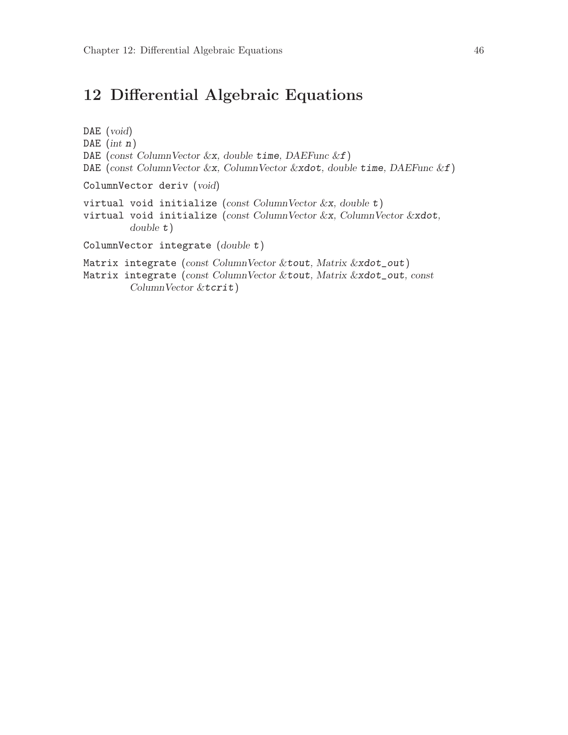# 12 Differential Algebraic Equations

DAE (*void*)
DAE (*int* `n`)
DAE (*const ColumnVector &*`x`, *double* `time`, *DAEFunc &*`f`)
DAE (*const ColumnVector &*`x`, *ColumnVector &*`xdot`, *double* `time`, *DAEFunc &*`f`)

ColumnVector deriv (*void*)

virtual void initialize (*const ColumnVector &*`x`, *double* `t`)
virtual void initialize (*const ColumnVector &*`x`, *ColumnVector &*`xdot`, *double* `t`)

ColumnVector integrate (*double* `t`)

Matrix integrate (*const ColumnVector &*`tout`, *Matrix &*`xdot_out`)
Matrix integrate (*const ColumnVector &*`tout`, *Matrix &*`xdot_out`, *const ColumnVector &*`tcrit`)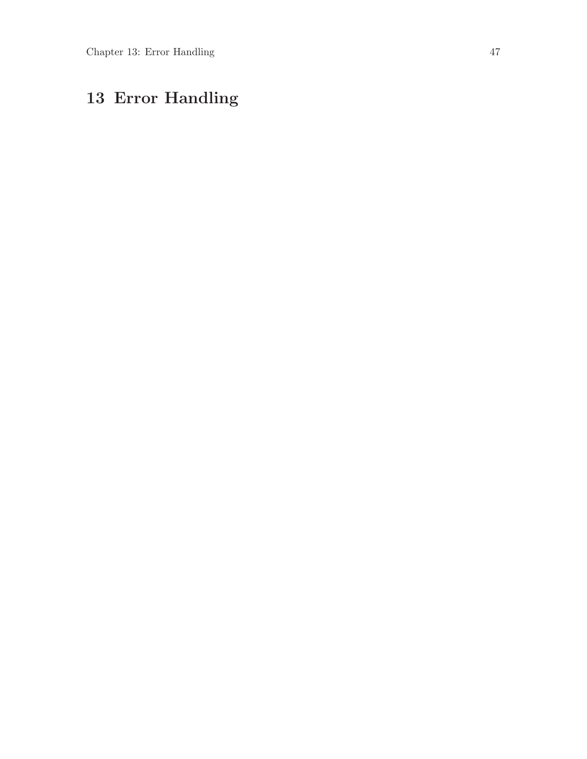# 13 Error Handling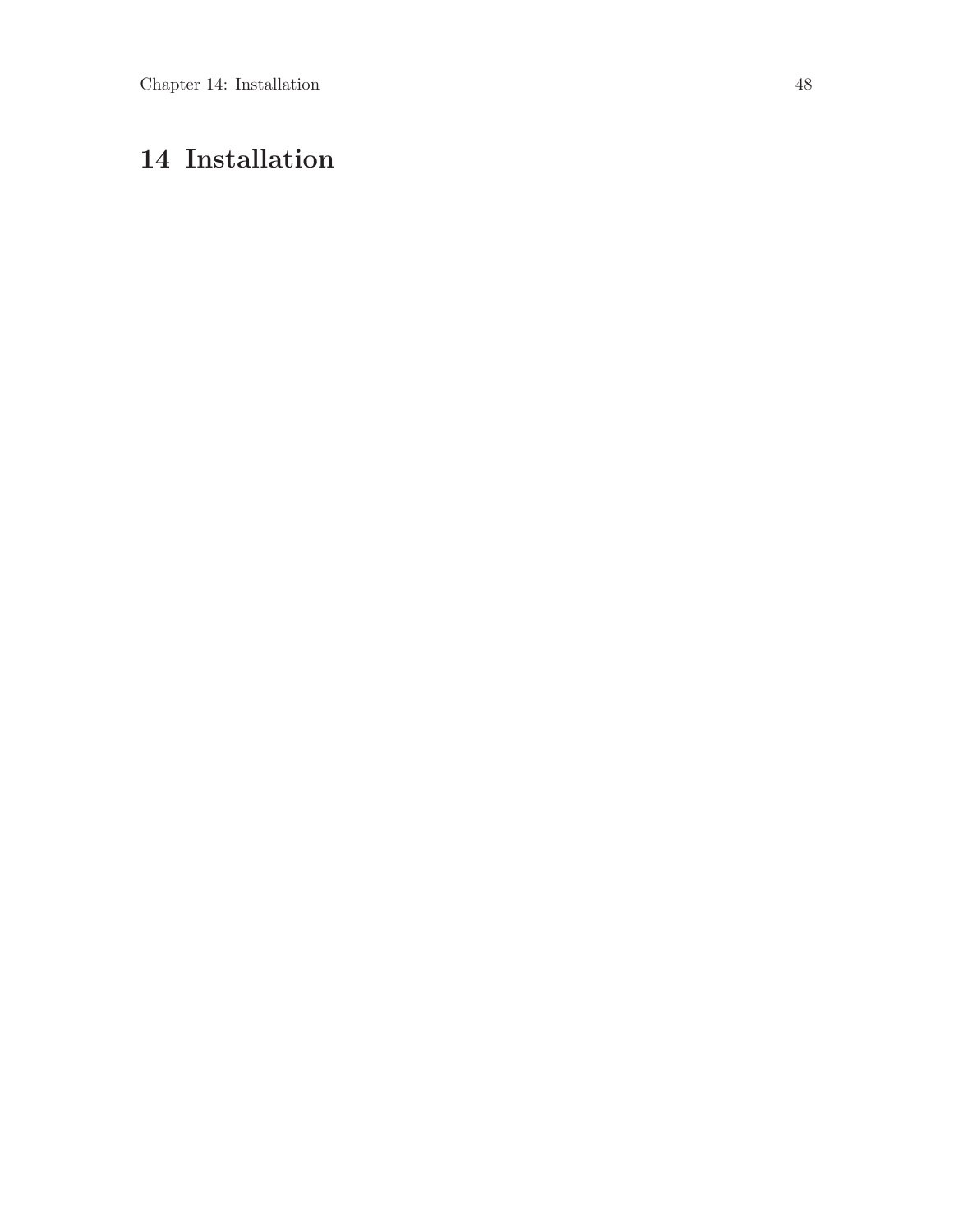# 14 Installation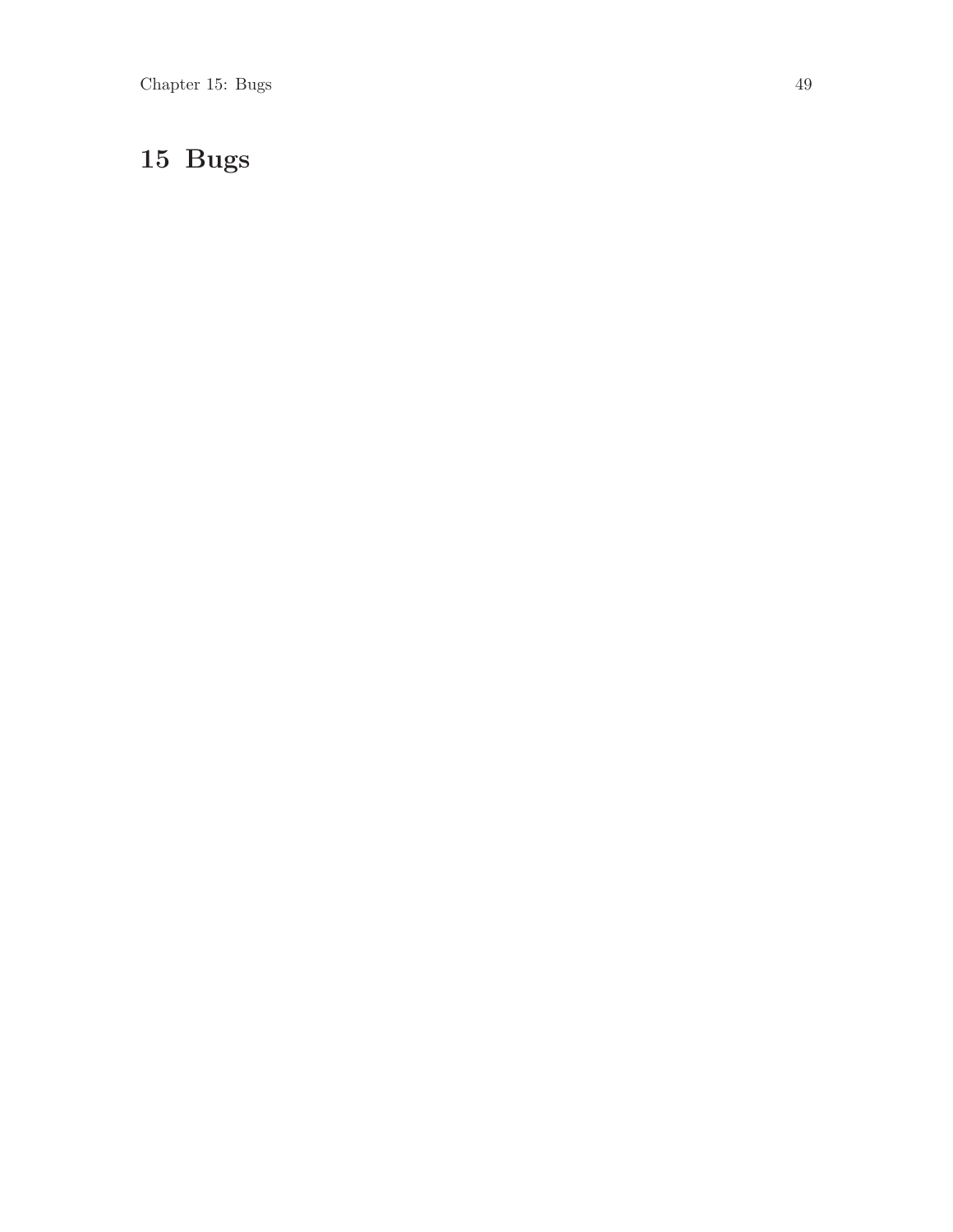# 15 Bugs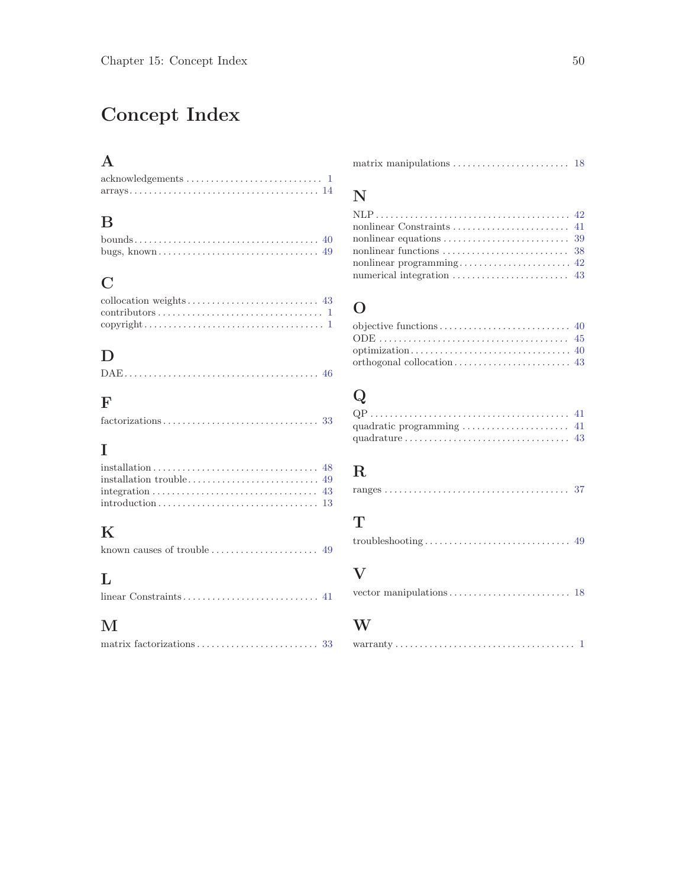# Concept Index

## A

acknowledgements ............................ 1
arrays ....................................... 14

## B

bounds ....................................... 40
bugs, known .................................. 49

## C

collocation weights .......................... 43
contributors ................................. 1
copyright .................................... 1

## D

DAE .......................................... 46

## F

factorizations ............................... 33

## I

installation ................................. 48
installation trouble ......................... 49
integration .................................. 43
introduction ................................. 13

## K

known causes of trouble ...................... 49

## L

linear Constraints ........................... 41

## M

matrix factorizations ........................ 33
matrix manipulations ......................... 18

## N

NLP .......................................... 42
nonlinear Constraints ........................ 41
nonlinear equations .......................... 39
nonlinear functions .......................... 38
nonlinear programming ........................ 42
numerical integration ........................ 43

## O

objective functions .......................... 40
ODE .......................................... 45
optimization ................................. 40
orthogonal collocation ....................... 43

## Q

QP ........................................... 41
quadratic programming ........................ 41
quadrature ................................... 43

## R

ranges ....................................... 37

## T

troubleshooting .............................. 49

## V

vector manipulations ......................... 18

## W

warranty ..................................... 1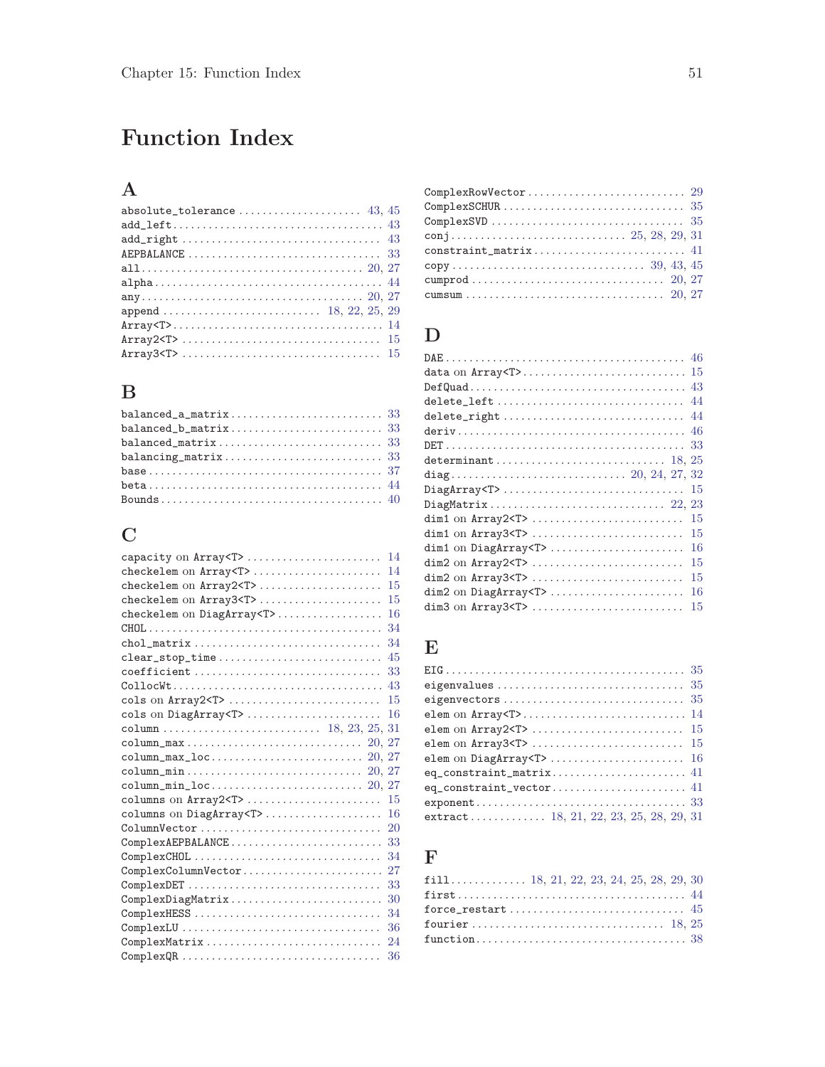# Function Index

## A

- absolute_tolerance .................... 43, 45
- add_left .................... 43
- add_right .................... 43
- AEPBALANCE .................... 33
- all .................... 20, 27
- alpha .................... 44
- any .................... 20, 27
- append .................... 18, 22, 25, 29
- Array<T> .................... 14
- Array2<T> .................... 15
- Array3<T> .................... 15

## B

- balanced_a_matrix .................... 33
- balanced_b_matrix .................... 33
- balanced_matrix .................... 33
- balancing_matrix .................... 33
- base .................... 37
- beta .................... 44
- Bounds .................... 40

## C

- capacity on Array<T> .................... 14
- checkelem on Array<T> .................... 14
- checkelem on Array2<T> .................... 15
- checkelem on Array3<T> .................... 15
- checkelem on DiagArray<T> .................... 16
- CHOL .................... 34
- chol_matrix .................... 34
- clear_stop_time .................... 45
- coefficient .................... 33
- CollocWt .................... 43
- cols on Array2<T> .................... 15
- cols on DiagArray<T> .................... 16
- column .................... 18, 23, 25, 31
- column_max .................... 20, 27
- column_max_loc .................... 20, 27
- column_min .................... 20, 27
- column_min_loc .................... 20, 27
- columns on Array2<T> .................... 15
- columns on DiagArray<T> .................... 16
- ColumnVector .................... 20
- ComplexAEPBALANCE .................... 33
- ComplexCHOL .................... 34
- ComplexColumnVector .................... 27
- ComplexDET .................... 33
- ComplexDiagMatrix .................... 30
- ComplexHESS .................... 34
- ComplexLU .................... 36
- ComplexMatrix .................... 24
- ComplexQR .................... 36
- ComplexRowVector .................... 29
- ComplexSCHUR .................... 35
- ComplexSVD .................... 35
- conj .................... 25, 28, 29, 31
- constraint_matrix .................... 41
- copy .................... 39, 43, 45
- cumprod .................... 20, 27
- cumsum .................... 20, 27

## D

- DAE .................... 46
- data on Array<T> .................... 15
- DefQuad .................... 43
- delete_left .................... 44
- delete_right .................... 44
- deriv .................... 46
- DET .................... 33
- determinant .................... 18, 25
- diag .................... 20, 24, 27, 32
- DiagArray<T> .................... 15
- DiagMatrix .................... 22, 23
- dim1 on Array2<T> .................... 15
- dim1 on Array3<T> .................... 15
- dim1 on DiagArray<T> .................... 16
- dim2 on Array2<T> .................... 15
- dim2 on Array3<T> .................... 15
- dim2 on DiagArray<T> .................... 16
- dim3 on Array3<T> .................... 15

## E

- EIG .................... 35
- eigenvalues .................... 35
- eigenvectors .................... 35
- elem on Array<T> .................... 14
- elem on Array2<T> .................... 15
- elem on Array3<T> .................... 15
- elem on DiagArray<T> .................... 16
- eq_constraint_matrix .................... 41
- eq_constraint_vector .................... 41
- exponent .................... 33
- extract .................... 18, 21, 22, 23, 25, 28, 29, 31

## F

- fill .................... 18, 21, 22, 23, 24, 25, 28, 29, 30
- first .................... 44
- force_restart .................... 45
- fourier .................... 18, 25
- function .................... 38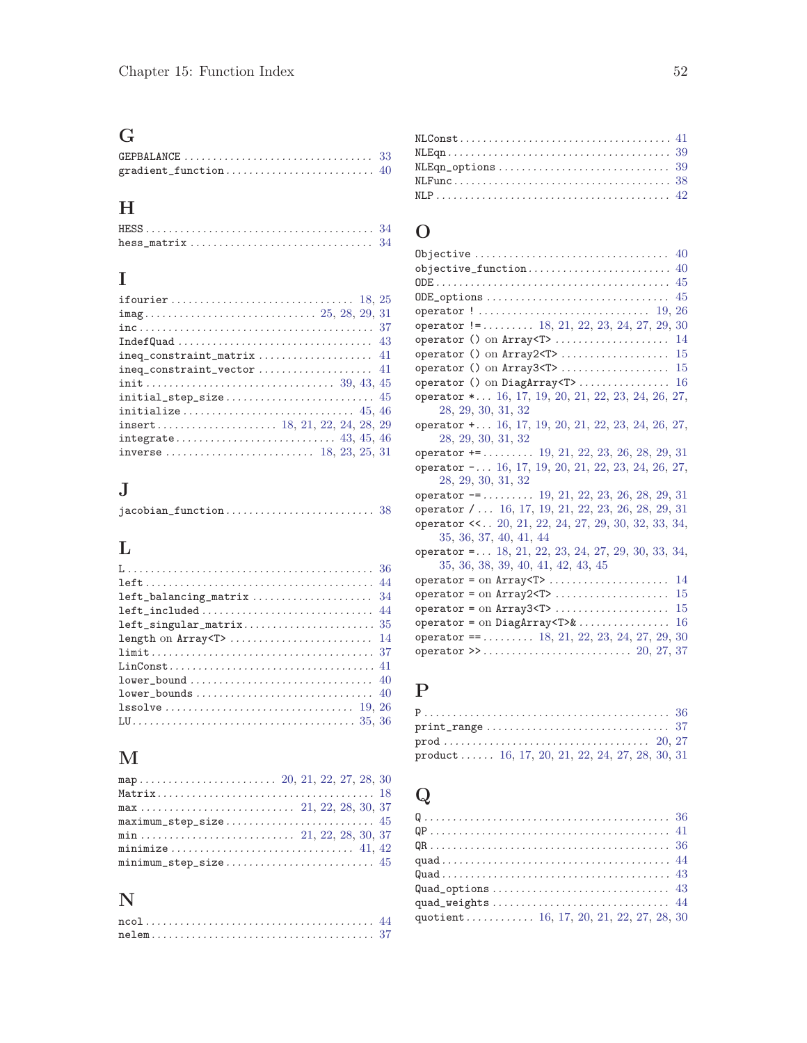## G

GEPBALANCE .......... 33
gradient_function .......... 40

## H

HESS .......... 34
hess_matrix .......... 34

## I

ifourier .......... 18, 25
imag .......... 25, 28, 29, 31
inc .......... 37
IndefQuad .......... 43
ineq_constraint_matrix .......... 41
ineq_constraint_vector .......... 41
init .......... 39, 43, 45
initial_step_size .......... 45
initialize .......... 45, 46
insert .......... 18, 21, 22, 24, 28, 29
integrate .......... 43, 45, 46
inverse .......... 18, 23, 25, 31

## J

jacobian_function .......... 38

## L

L .......... 36
left .......... 44
left_balancing_matrix .......... 34
left_included .......... 44
left_singular_matrix .......... 35
length on Array<T> .......... 14
limit .......... 37
LinConst .......... 41
lower_bound .......... 40
lower_bounds .......... 40
lssolve .......... 19, 26
LU .......... 35, 36

## M

map .......... 20, 21, 22, 27, 28, 30
Matrix .......... 18
max .......... 21, 22, 28, 30, 37
maximum_step_size .......... 45
min .......... 21, 22, 28, 30, 37
minimize .......... 41, 42
minimum_step_size .......... 45

## N

ncol .......... 44
nelem .......... 37
NLConst .......... 41
NLEqn .......... 39
NLEqn_options .......... 39
NLFunc .......... 38
NLP .......... 42

## O

Objective .......... 40
objective_function .......... 40
ODE .......... 45
ODE_options .......... 45
operator ! .......... 19, 26
operator != .......... 18, 21, 22, 23, 24, 27, 29, 30
operator () on Array<T> .......... 14
operator () on Array2<T> .......... 15
operator () on Array3<T> .......... 15
operator () on DiagArray<T> .......... 16
operator * .......... 16, 17, 19, 20, 21, 22, 23, 24, 26, 27, 28, 29, 30, 31, 32
operator + .......... 16, 17, 19, 20, 21, 22, 23, 24, 26, 27, 28, 29, 30, 31, 32
operator += .......... 19, 21, 22, 23, 26, 28, 29, 31
operator - .......... 16, 17, 19, 20, 21, 22, 23, 24, 26, 27, 28, 29, 30, 31, 32
operator -= .......... 19, 21, 22, 23, 26, 28, 29, 31
operator / .......... 16, 17, 19, 21, 22, 23, 26, 28, 29, 31
operator << .......... 20, 21, 22, 24, 27, 29, 30, 32, 33, 34, 35, 36, 37, 40, 41, 44
operator = .......... 18, 21, 22, 23, 24, 27, 29, 30, 33, 34, 35, 36, 38, 39, 40, 41, 42, 43, 45
operator = on Array<T> .......... 14
operator = on Array2<T> .......... 15
operator = on Array3<T> .......... 15
operator = on DiagArray<T>& .......... 16
operator == .......... 18, 21, 22, 23, 24, 27, 29, 30
operator >> .......... 20, 27, 37

## P

P .......... 36
print_range .......... 37
prod .......... 20, 27
product .......... 16, 17, 20, 21, 22, 24, 27, 28, 30, 31

## Q

Q .......... 36
QP .......... 41
QR .......... 36
quad .......... 44
Quad .......... 43
Quad_options .......... 43
quad_weights .......... 44
quotient .......... 16, 17, 20, 21, 22, 27, 28, 30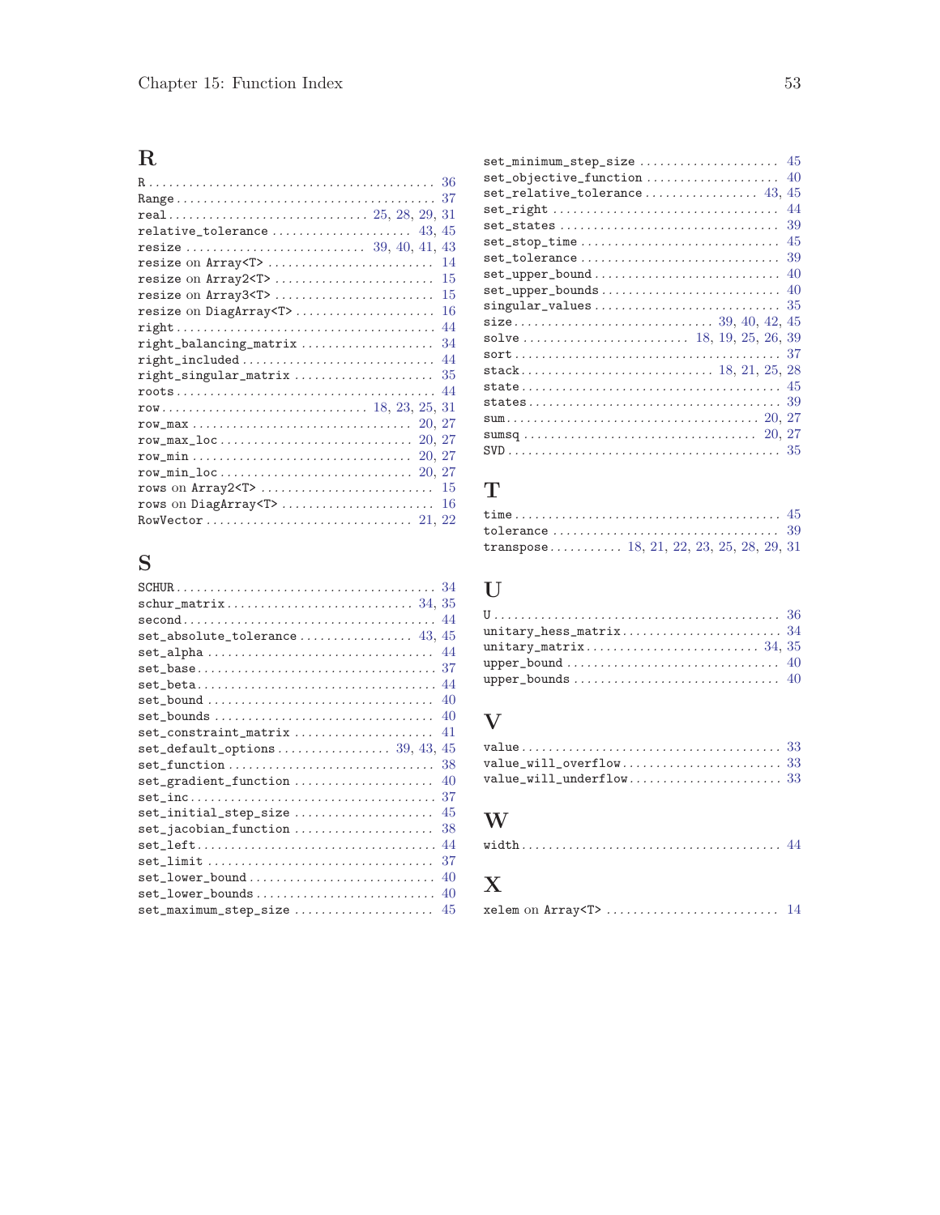## R

R .......................................... 36
Range ...................................... 37
real ............................ 25, 28, 29, 31
relative_tolerance .................... 43, 45
resize ......................... 39, 40, 41, 43
resize on Array<T> ......................... 14
resize on Array2<T> ........................ 15
resize on Array3<T> ........................ 15
resize on DiagArray<T> ..................... 16
right ...................................... 44
right_balancing_matrix .................... 34
right_included ............................ 44
right_singular_matrix ..................... 35
roots ...................................... 44
row ............................. 18, 23, 25, 31
row_max ................................ 20, 27
row_max_loc ............................ 20, 27
row_min ................................ 20, 27
row_min_loc ............................ 20, 27
rows on Array2<T> .......................... 15
rows on DiagArray<T> ....................... 16
RowVector .............................. 21, 22

## S

SCHUR ...................................... 34
schur_matrix ........................... 34, 35
second ..................................... 44
set_absolute_tolerance ................ 43, 45
set_alpha .................................. 44
set_base ................................... 37
set_beta ................................... 44
set_bound .................................. 40
set_bounds ................................. 40
set_constraint_matrix ..................... 41
set_default_options ................. 39, 43, 45
set_function ............................... 38
set_gradient_function ..................... 40
set_inc .................................... 37
set_initial_step_size ..................... 45
set_jacobian_function ..................... 38
set_left ................................... 44
set_limit .................................. 37
set_lower_bound ............................ 40
set_lower_bounds ........................... 40
set_maximum_step_size ..................... 45
set_minimum_step_size ..................... 45
set_objective_function .................... 40
set_relative_tolerance ................ 43, 45
set_right .................................. 44
set_states ................................. 39
set_stop_time .............................. 45
set_tolerance .............................. 39
set_upper_bound ............................ 40
set_upper_bounds ........................... 40
singular_values ............................ 35
size ............................ 39, 40, 42, 45
solve ....................... 18, 19, 25, 26, 39
sort ....................................... 37
stack ........................... 18, 21, 25, 28
state ...................................... 45
states ..................................... 39
sum .................................... 20, 27
sumsq .................................. 20, 27
SVD ........................................ 35

## T

time ....................................... 45
tolerance .................................. 39
transpose ........... 18, 21, 22, 23, 25, 28, 29, 31

## U

U .......................................... 36
unitary_hess_matrix ........................ 34
unitary_matrix ......................... 34, 35
upper_bound ................................ 40
upper_bounds ............................... 40

## V

value ...................................... 33
value_will_overflow ........................ 33
value_will_underflow ....................... 33

## W

width ...................................... 44

## X

xelem on Array<T> .......................... 14